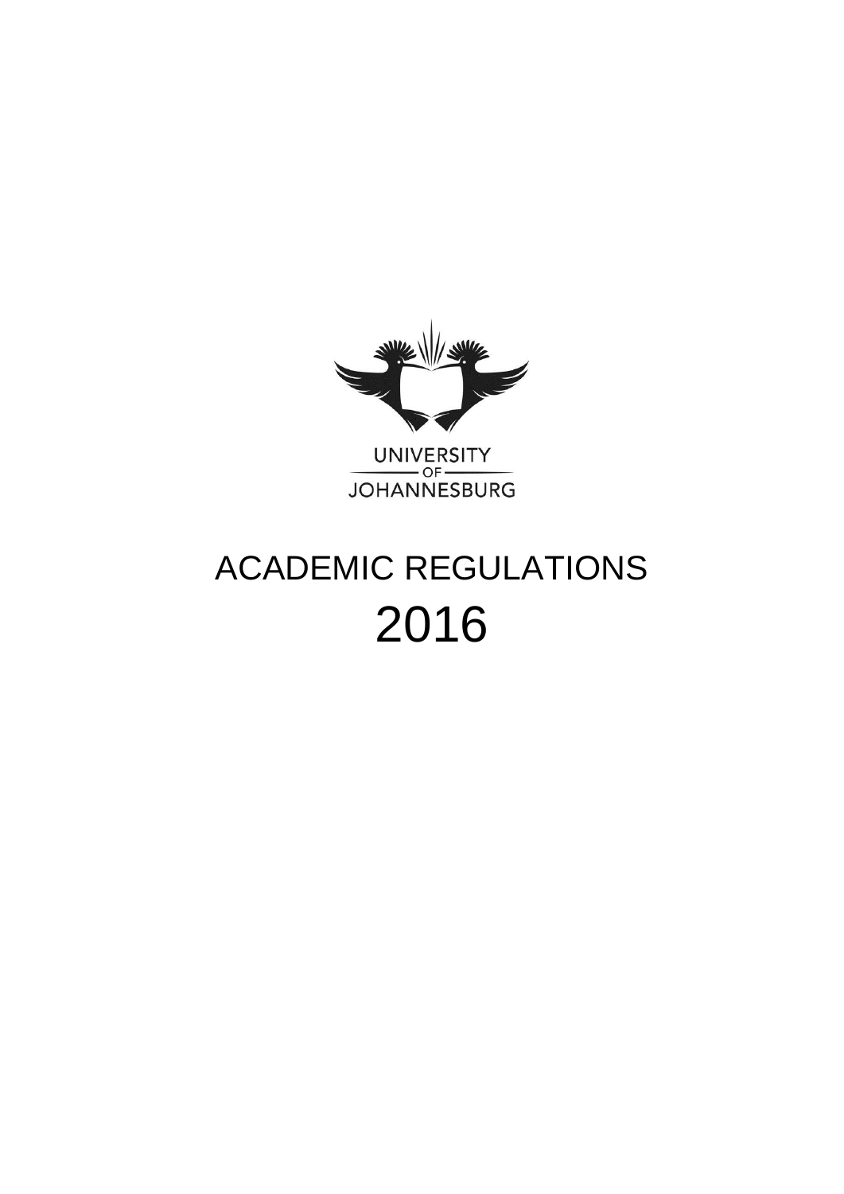UNIVERSITY
OF
JOHANNESBURG

# ACADEMIC REGULATIONS
# 2016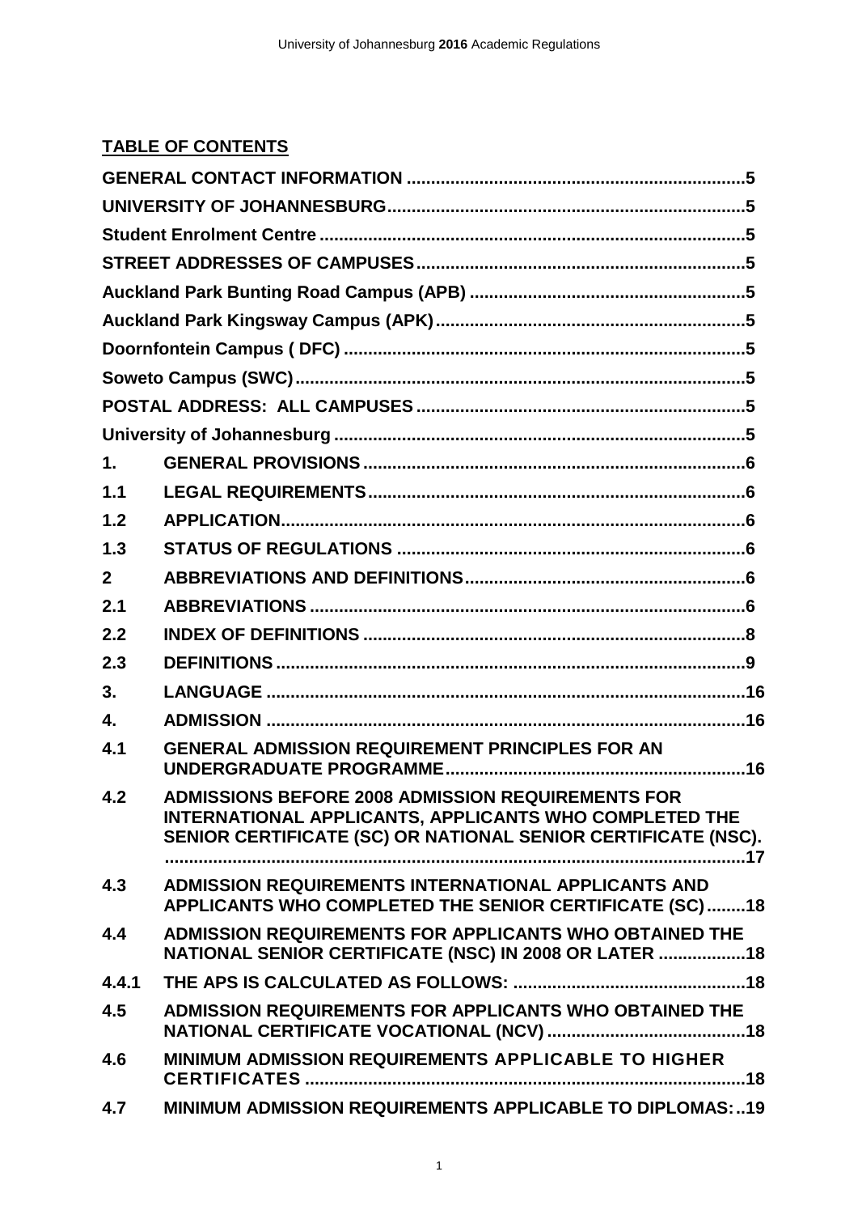## TABLE OF CONTENTS

| | | |
|---|---|---|
| **GENERAL CONTACT INFORMATION** | | **5** |
| **UNIVERSITY OF JOHANNESBURG** | | **5** |
| **Student Enrolment Centre** | | **5** |
| **STREET ADDRESSES OF CAMPUSES** | | **5** |
| **Auckland Park Bunting Road Campus (APB)** | | **5** |
| **Auckland Park Kingsway Campus (APK)** | | **5** |
| **Doornfontein Campus ( DFC)** | | **5** |
| **Soweto Campus (SWC)** | | **5** |
| **POSTAL ADDRESS: ALL CAMPUSES** | | **5** |
| **University of Johannesburg** | | **5** |
| **1.** | **GENERAL PROVISIONS** | **6** |
| **1.1** | **LEGAL REQUIREMENTS** | **6** |
| **1.2** | **APPLICATION** | **6** |
| **1.3** | **STATUS OF REGULATIONS** | **6** |
| **2** | **ABBREVIATIONS AND DEFINITIONS** | **6** |
| **2.1** | **ABBREVIATIONS** | **6** |
| **2.2** | **INDEX OF DEFINITIONS** | **8** |
| **2.3** | **DEFINITIONS** | **9** |
| **3.** | **LANGUAGE** | **16** |
| **4.** | **ADMISSION** | **16** |
| **4.1** | **GENERAL ADMISSION REQUIREMENT PRINCIPLES FOR AN UNDERGRADUATE PROGRAMME** | **16** |
| **4.2** | **ADMISSIONS BEFORE 2008 ADMISSION REQUIREMENTS FOR INTERNATIONAL APPLICANTS, APPLICANTS WHO COMPLETED THE SENIOR CERTIFICATE (SC) OR NATIONAL SENIOR CERTIFICATE (NSC).** | **17** |
| **4.3** | **ADMISSION REQUIREMENTS INTERNATIONAL APPLICANTS AND APPLICANTS WHO COMPLETED THE SENIOR CERTIFICATE (SC)** | **18** |
| **4.4** | **ADMISSION REQUIREMENTS FOR APPLICANTS WHO OBTAINED THE NATIONAL SENIOR CERTIFICATE (NSC) IN 2008 OR LATER** | **18** |
| **4.4.1** | **THE APS IS CALCULATED AS FOLLOWS:** | **18** |
| **4.5** | **ADMISSION REQUIREMENTS FOR APPLICANTS WHO OBTAINED THE NATIONAL CERTIFICATE VOCATIONAL (NCV)** | **18** |
| **4.6** | **MINIMUM ADMISSION REQUIREMENTS APPLICABLE TO HIGHER CERTIFICATES** | **18** |
| **4.7** | **MINIMUM ADMISSION REQUIREMENTS APPLICABLE TO DIPLOMAS:** | **19** |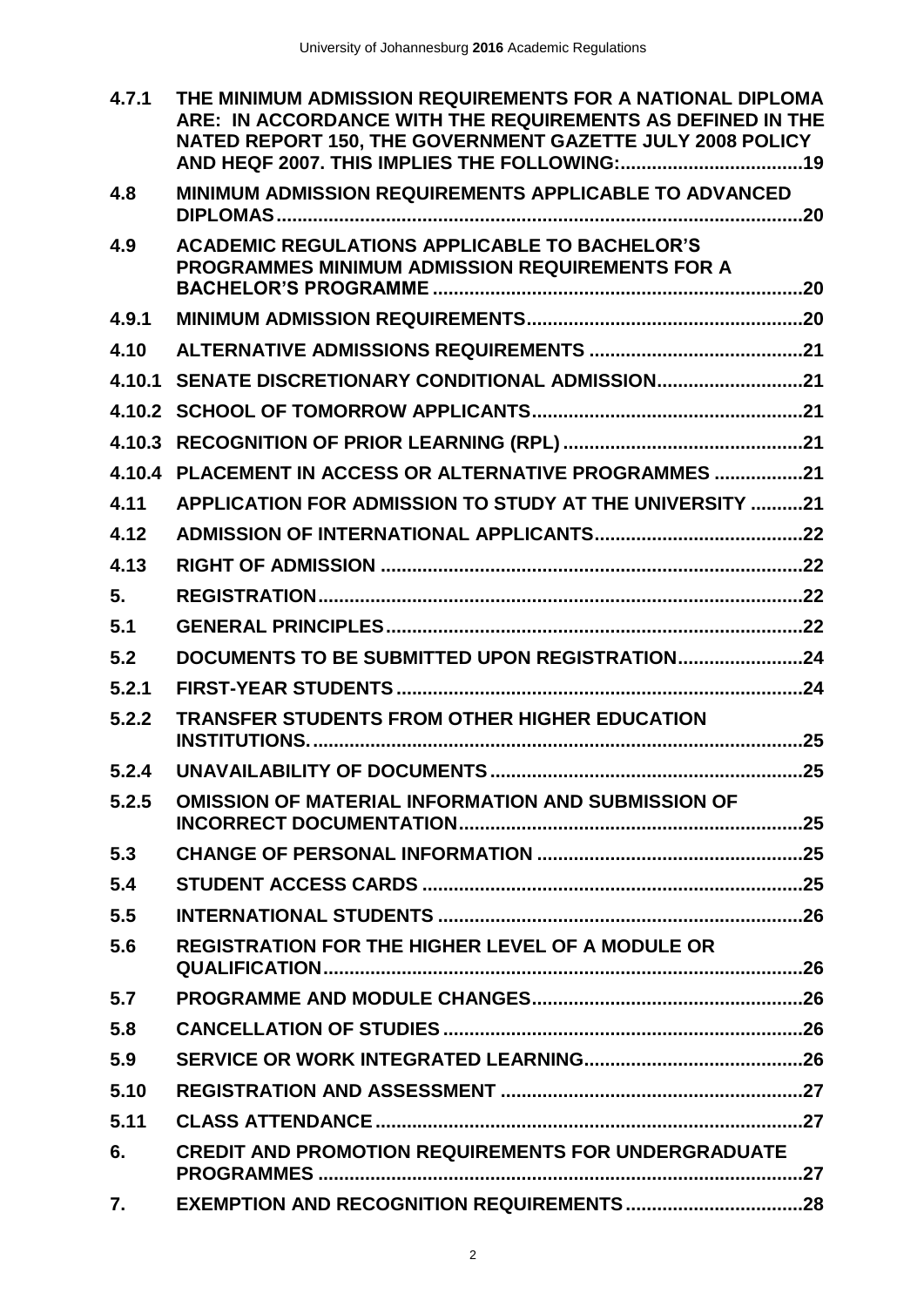| | | |
|---|---|---|
| **4.7.1** | **THE MINIMUM ADMISSION REQUIREMENTS FOR A NATIONAL DIPLOMA ARE: IN ACCORDANCE WITH THE REQUIREMENTS AS DEFINED IN THE NATED REPORT 150, THE GOVERNMENT GAZETTE JULY 2008 POLICY AND HEQF 2007. THIS IMPLIES THE FOLLOWING:** | **19** |
| **4.8** | **MINIMUM ADMISSION REQUIREMENTS APPLICABLE TO ADVANCED DIPLOMAS** | **20** |
| **4.9** | **ACADEMIC REGULATIONS APPLICABLE TO BACHELOR'S PROGRAMMES MINIMUM ADMISSION REQUIREMENTS FOR A BACHELOR'S PROGRAMME** | **20** |
| **4.9.1** | **MINIMUM ADMISSION REQUIREMENTS** | **20** |
| **4.10** | **ALTERNATIVE ADMISSIONS REQUIREMENTS** | **21** |
| **4.10.1** | **SENATE DISCRETIONARY CONDITIONAL ADMISSION** | **21** |
| **4.10.2** | **SCHOOL OF TOMORROW APPLICANTS** | **21** |
| **4.10.3** | **RECOGNITION OF PRIOR LEARNING (RPL)** | **21** |
| **4.10.4** | **PLACEMENT IN ACCESS OR ALTERNATIVE PROGRAMMES** | **21** |
| **4.11** | **APPLICATION FOR ADMISSION TO STUDY AT THE UNIVERSITY** | **21** |
| **4.12** | **ADMISSION OF INTERNATIONAL APPLICANTS** | **22** |
| **4.13** | **RIGHT OF ADMISSION** | **22** |
| **5.** | **REGISTRATION** | **22** |
| **5.1** | **GENERAL PRINCIPLES** | **22** |
| **5.2** | **DOCUMENTS TO BE SUBMITTED UPON REGISTRATION** | **24** |
| **5.2.1** | **FIRST-YEAR STUDENTS** | **24** |
| **5.2.2** | **TRANSFER STUDENTS FROM OTHER HIGHER EDUCATION INSTITUTIONS.** | **25** |
| **5.2.4** | **UNAVAILABILITY OF DOCUMENTS** | **25** |
| **5.2.5** | **OMISSION OF MATERIAL INFORMATION AND SUBMISSION OF INCORRECT DOCUMENTATION** | **25** |
| **5.3** | **CHANGE OF PERSONAL INFORMATION** | **25** |
| **5.4** | **STUDENT ACCESS CARDS** | **25** |
| **5.5** | **INTERNATIONAL STUDENTS** | **26** |
| **5.6** | **REGISTRATION FOR THE HIGHER LEVEL OF A MODULE OR QUALIFICATION** | **26** |
| **5.7** | **PROGRAMME AND MODULE CHANGES** | **26** |
| **5.8** | **CANCELLATION OF STUDIES** | **26** |
| **5.9** | **SERVICE OR WORK INTEGRATED LEARNING** | **26** |
| **5.10** | **REGISTRATION AND ASSESSMENT** | **27** |
| **5.11** | **CLASS ATTENDANCE** | **27** |
| **6.** | **CREDIT AND PROMOTION REQUIREMENTS FOR UNDERGRADUATE PROGRAMMES** | **27** |
| **7.** | **EXEMPTION AND RECOGNITION REQUIREMENTS** | **28** |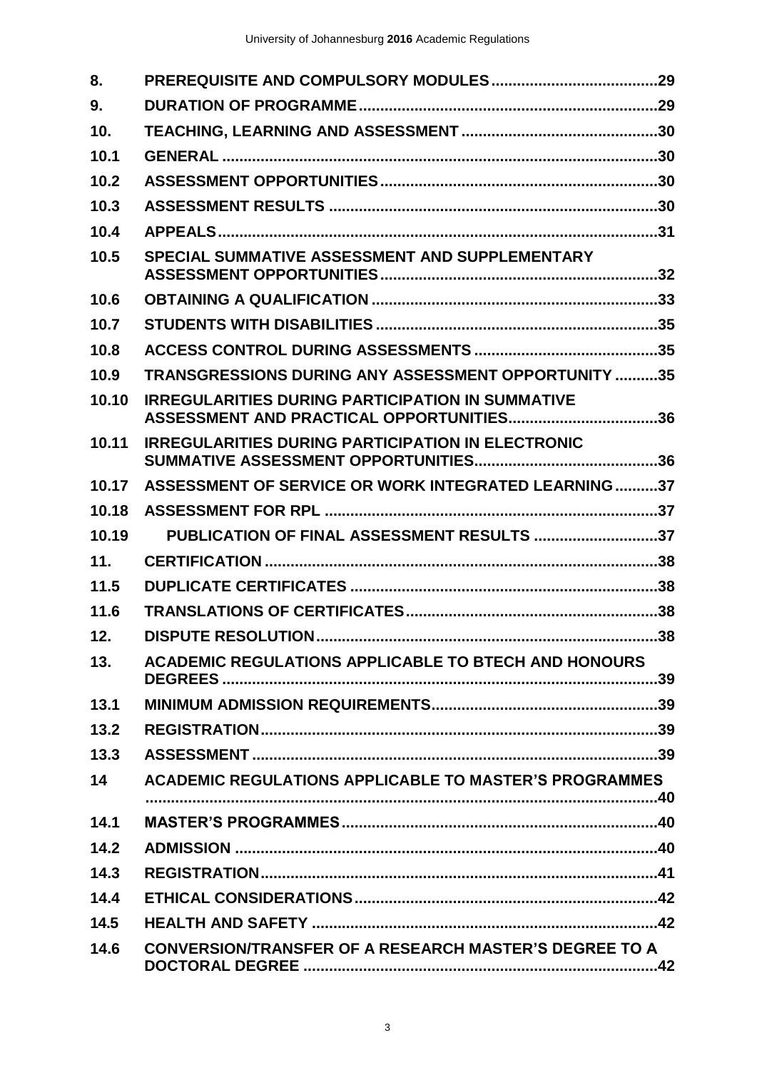| | | |
|---|---|---|
| **8.** | **PREREQUISITE AND COMPULSORY MODULES** | **29** |
| **9.** | **DURATION OF PROGRAMME** | **29** |
| **10.** | **TEACHING, LEARNING AND ASSESSMENT** | **30** |
| **10.1** | **GENERAL** | **30** |
| **10.2** | **ASSESSMENT OPPORTUNITIES** | **30** |
| **10.3** | **ASSESSMENT RESULTS** | **30** |
| **10.4** | **APPEALS** | **31** |
| **10.5** | **SPECIAL SUMMATIVE ASSESSMENT AND SUPPLEMENTARY ASSESSMENT OPPORTUNITIES** | **32** |
| **10.6** | **OBTAINING A QUALIFICATION** | **33** |
| **10.7** | **STUDENTS WITH DISABILITIES** | **35** |
| **10.8** | **ACCESS CONTROL DURING ASSESSMENTS** | **35** |
| **10.9** | **TRANSGRESSIONS DURING ANY ASSESSMENT OPPORTUNITY** | **35** |
| **10.10** | **IRREGULARITIES DURING PARTICIPATION IN SUMMATIVE ASSESSMENT AND PRACTICAL OPPORTUNITIES** | **36** |
| **10.11** | **IRREGULARITIES DURING PARTICIPATION IN ELECTRONIC SUMMATIVE ASSESSMENT OPPORTUNITIES** | **36** |
| **10.17** | **ASSESSMENT OF SERVICE OR WORK INTEGRATED LEARNING** | **37** |
| **10.18** | **ASSESSMENT FOR RPL** | **37** |
| **10.19** | **PUBLICATION OF FINAL ASSESSMENT RESULTS** | **37** |
| **11.** | **CERTIFICATION** | **38** |
| **11.5** | **DUPLICATE CERTIFICATES** | **38** |
| **11.6** | **TRANSLATIONS OF CERTIFICATES** | **38** |
| **12.** | **DISPUTE RESOLUTION** | **38** |
| **13.** | **ACADEMIC REGULATIONS APPLICABLE TO BTECH AND HONOURS DEGREES** | **39** |
| **13.1** | **MINIMUM ADMISSION REQUIREMENTS** | **39** |
| **13.2** | **REGISTRATION** | **39** |
| **13.3** | **ASSESSMENT** | **39** |
| **14** | **ACADEMIC REGULATIONS APPLICABLE TO MASTER'S PROGRAMMES** | **40** |
| **14.1** | **MASTER'S PROGRAMMES** | **40** |
| **14.2** | **ADMISSION** | **40** |
| **14.3** | **REGISTRATION** | **41** |
| **14.4** | **ETHICAL CONSIDERATIONS** | **42** |
| **14.5** | **HEALTH AND SAFETY** | **42** |
| **14.6** | **CONVERSION/TRANSFER OF A RESEARCH MASTER'S DEGREE TO A DOCTORAL DEGREE** | **42** |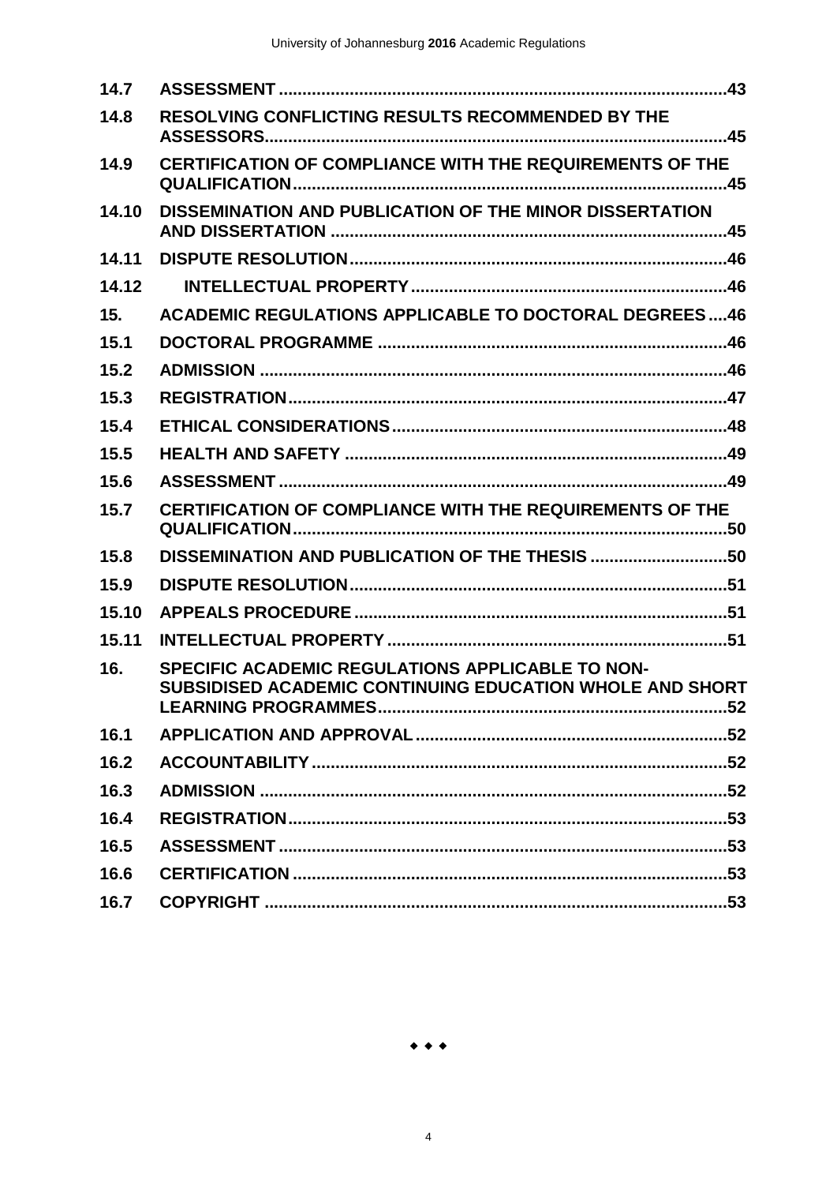| | | |
|---|---|---|
| **14.7** | **ASSESSMENT** | **43** |
| **14.8** | **RESOLVING CONFLICTING RESULTS RECOMMENDED BY THE ASSESSORS** | **45** |
| **14.9** | **CERTIFICATION OF COMPLIANCE WITH THE REQUIREMENTS OF THE QUALIFICATION** | **45** |
| **14.10** | **DISSEMINATION AND PUBLICATION OF THE MINOR DISSERTATION AND DISSERTATION** | **45** |
| **14.11** | **DISPUTE RESOLUTION** | **46** |
| **14.12** | **INTELLECTUAL PROPERTY** | **46** |
| **15.** | **ACADEMIC REGULATIONS APPLICABLE TO DOCTORAL DEGREES** | **46** |
| **15.1** | **DOCTORAL PROGRAMME** | **46** |
| **15.2** | **ADMISSION** | **46** |
| **15.3** | **REGISTRATION** | **47** |
| **15.4** | **ETHICAL CONSIDERATIONS** | **48** |
| **15.5** | **HEALTH AND SAFETY** | **49** |
| **15.6** | **ASSESSMENT** | **49** |
| **15.7** | **CERTIFICATION OF COMPLIANCE WITH THE REQUIREMENTS OF THE QUALIFICATION** | **50** |
| **15.8** | **DISSEMINATION AND PUBLICATION OF THE THESIS** | **50** |
| **15.9** | **DISPUTE RESOLUTION** | **51** |
| **15.10** | **APPEALS PROCEDURE** | **51** |
| **15.11** | **INTELLECTUAL PROPERTY** | **51** |
| **16.** | **SPECIFIC ACADEMIC REGULATIONS APPLICABLE TO NON-SUBSIDISED ACADEMIC CONTINUING EDUCATION WHOLE AND SHORT LEARNING PROGRAMMES** | **52** |
| **16.1** | **APPLICATION AND APPROVAL** | **52** |
| **16.2** | **ACCOUNTABILITY** | **52** |
| **16.3** | **ADMISSION** | **52** |
| **16.4** | **REGISTRATION** | **53** |
| **16.5** | **ASSESSMENT** | **53** |
| **16.6** | **CERTIFICATION** | **53** |
| **16.7** | **COPYRIGHT** | **53** |

◆ ◆ ◆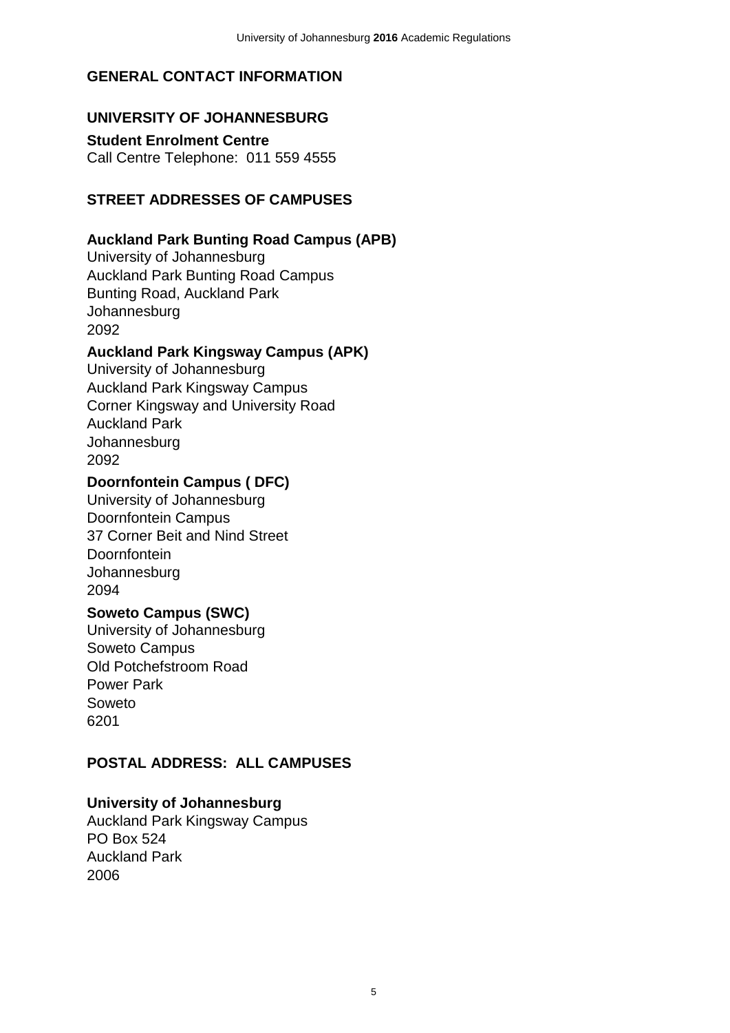## GENERAL CONTACT INFORMATION

## UNIVERSITY OF JOHANNESBURG

**Student Enrolment Centre**
Call Centre Telephone: 011 559 4555

## STREET ADDRESSES OF CAMPUSES

### Auckland Park Bunting Road Campus (APB)

University of Johannesburg
Auckland Park Bunting Road Campus
Bunting Road, Auckland Park
Johannesburg
2092

### Auckland Park Kingsway Campus (APK)

University of Johannesburg
Auckland Park Kingsway Campus
Corner Kingsway and University Road
Auckland Park
Johannesburg
2092

### Doornfontein Campus ( DFC)

University of Johannesburg
Doornfontein Campus
37 Corner Beit and Nind Street
Doornfontein
Johannesburg
2094

### Soweto Campus (SWC)

University of Johannesburg
Soweto Campus
Old Potchefstroom Road
Power Park
Soweto
6201

## POSTAL ADDRESS: ALL CAMPUSES

### University of Johannesburg

Auckland Park Kingsway Campus
PO Box 524
Auckland Park
2006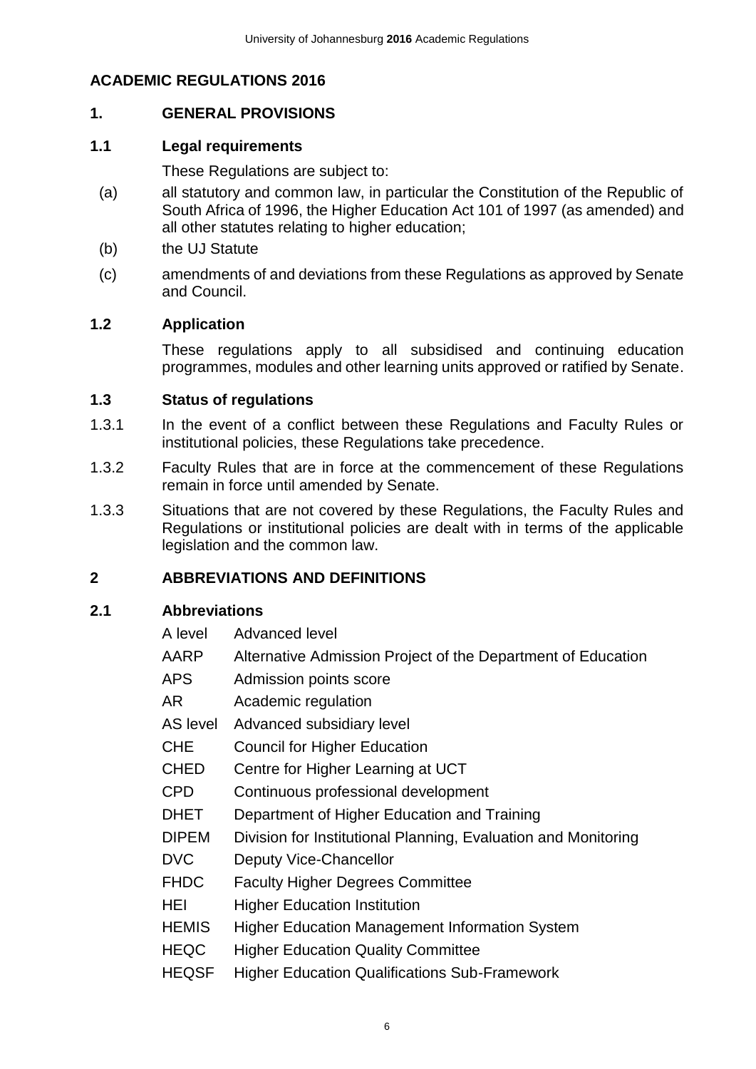# ACADEMIC REGULATIONS 2016

## 1. GENERAL PROVISIONS

### 1.1 Legal requirements

These Regulations are subject to:

(a) all statutory and common law, in particular the Constitution of the Republic of South Africa of 1996, the Higher Education Act 101 of 1997 (as amended) and all other statutes relating to higher education;

(b) the UJ Statute

(c) amendments of and deviations from these Regulations as approved by Senate and Council.

### 1.2 Application

These regulations apply to all subsidised and continuing education programmes, modules and other learning units approved or ratified by Senate.

### 1.3 Status of regulations

1.3.1 In the event of a conflict between these Regulations and Faculty Rules or institutional policies, these Regulations take precedence.

1.3.2 Faculty Rules that are in force at the commencement of these Regulations remain in force until amended by Senate.

1.3.3 Situations that are not covered by these Regulations, the Faculty Rules and Regulations or institutional policies are dealt with in terms of the applicable legislation and the common law.

## 2 ABBREVIATIONS AND DEFINITIONS

### 2.1 Abbreviations

| | |
|---|---|
| A level | Advanced level |
| AARP | Alternative Admission Project of the Department of Education |
| APS | Admission points score |
| AR | Academic regulation |
| AS level | Advanced subsidiary level |
| CHE | Council for Higher Education |
| CHED | Centre for Higher Learning at UCT |
| CPD | Continuous professional development |
| DHET | Department of Higher Education and Training |
| DIPEM | Division for Institutional Planning, Evaluation and Monitoring |
| DVC | Deputy Vice-Chancellor |
| FHDC | Faculty Higher Degrees Committee |
| HEI | Higher Education Institution |
| HEMIS | Higher Education Management Information System |
| HEQC | Higher Education Quality Committee |
| HEQSF | Higher Education Qualifications Sub-Framework |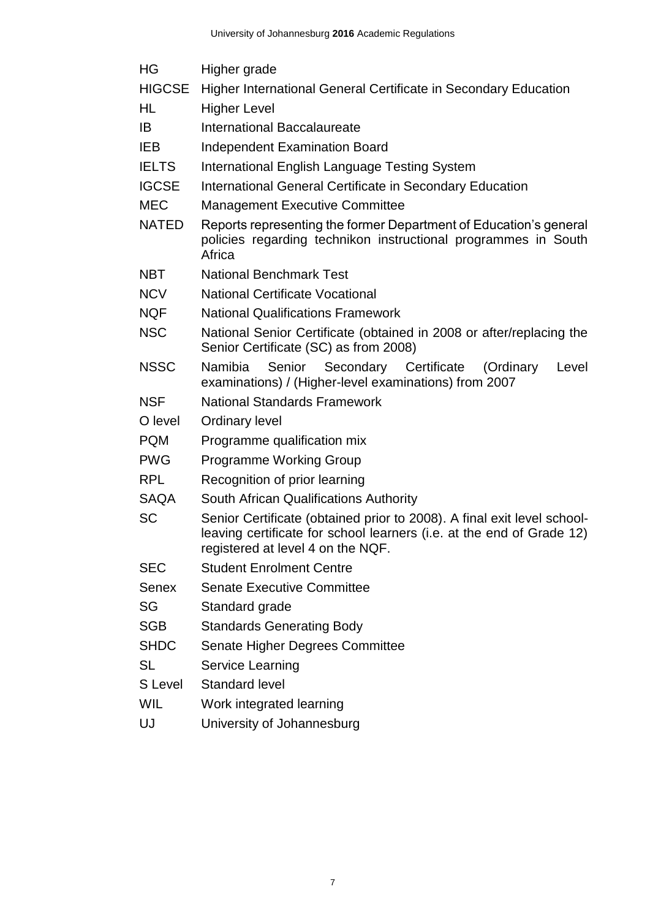| | |
|---|---|
| HG | Higher grade |
| HIGCSE | Higher International General Certificate in Secondary Education |
| HL | Higher Level |
| IB | International Baccalaureate |
| IEB | Independent Examination Board |
| IELTS | International English Language Testing System |
| IGCSE | International General Certificate in Secondary Education |
| MEC | Management Executive Committee |
| NATED | Reports representing the former Department of Education's general policies regarding technikon instructional programmes in South Africa |
| NBT | National Benchmark Test |
| NCV | National Certificate Vocational |
| NQF | National Qualifications Framework |
| NSC | National Senior Certificate (obtained in 2008 or after/replacing the Senior Certificate (SC) as from 2008) |
| NSSC | Namibia Senior Secondary Certificate (Ordinary Level examinations) / (Higher-level examinations) from 2007 |
| NSF | National Standards Framework |
| O level | Ordinary level |
| PQM | Programme qualification mix |
| PWG | Programme Working Group |
| RPL | Recognition of prior learning |
| SAQA | South African Qualifications Authority |
| SC | Senior Certificate (obtained prior to 2008). A final exit level school-leaving certificate for school learners (i.e. at the end of Grade 12) registered at level 4 on the NQF. |
| SEC | Student Enrolment Centre |
| Senex | Senate Executive Committee |
| SG | Standard grade |
| SGB | Standards Generating Body |
| SHDC | Senate Higher Degrees Committee |
| SL | Service Learning |
| S Level | Standard level |
| WIL | Work integrated learning |
| UJ | University of Johannesburg |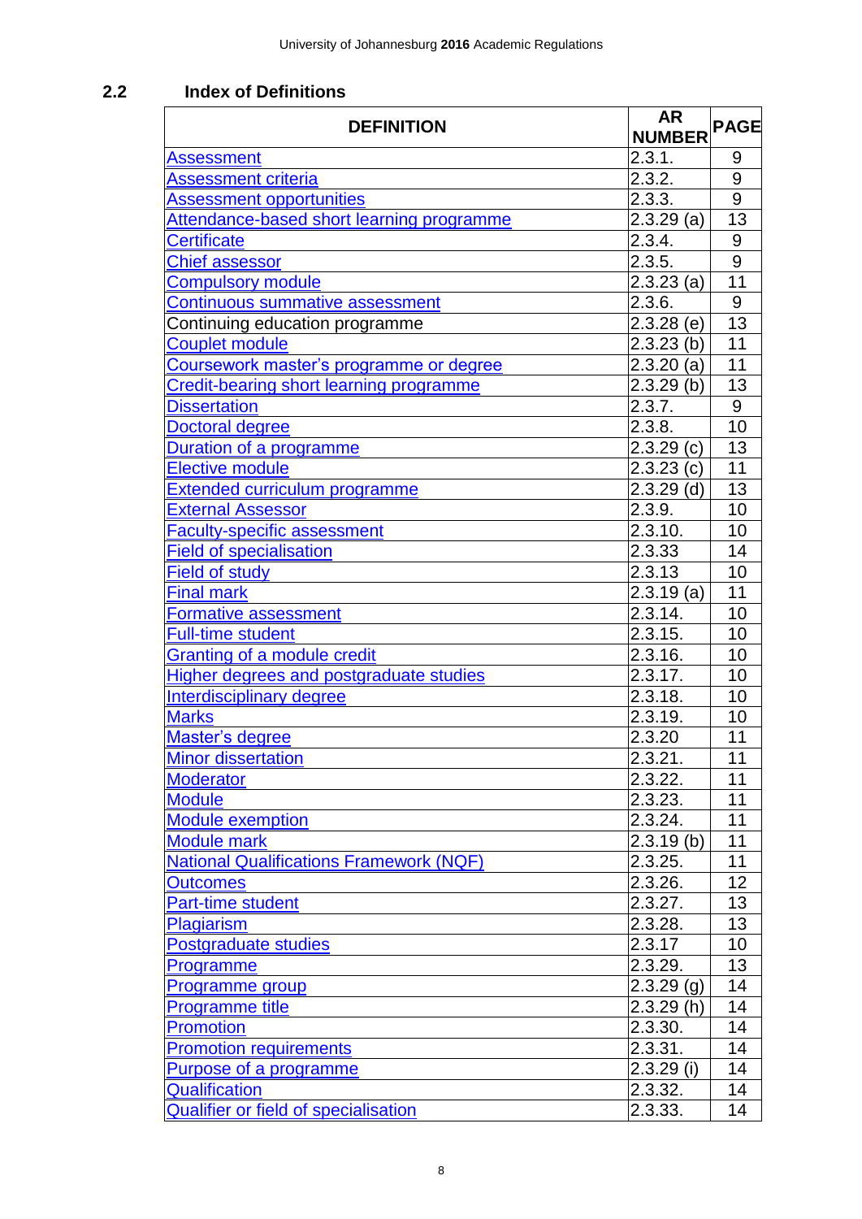## 2.2 Index of Definitions

| DEFINITION | AR NUMBER | PAGE |
|---|---|---|
| Assessment | 2.3.1. | 9 |
| Assessment criteria | 2.3.2. | 9 |
| Assessment opportunities | 2.3.3. | 9 |
| Attendance-based short learning programme | 2.3.29 (a) | 13 |
| Certificate | 2.3.4. | 9 |
| Chief assessor | 2.3.5. | 9 |
| Compulsory module | 2.3.23 (a) | 11 |
| Continuous summative assessment | 2.3.6. | 9 |
| Continuing education programme | 2.3.28 (e) | 13 |
| Couplet module | 2.3.23 (b) | 11 |
| Coursework master's programme or degree | 2.3.20 (a) | 11 |
| Credit-bearing short learning programme | 2.3.29 (b) | 13 |
| Dissertation | 2.3.7. | 9 |
| Doctoral degree | 2.3.8. | 10 |
| Duration of a programme | 2.3.29 (c) | 13 |
| Elective module | 2.3.23 (c) | 11 |
| Extended curriculum programme | 2.3.29 (d) | 13 |
| External Assessor | 2.3.9. | 10 |
| Faculty-specific assessment | 2.3.10. | 10 |
| Field of specialisation | 2.3.33 | 14 |
| Field of study | 2.3.13 | 10 |
| Final mark | 2.3.19 (a) | 11 |
| Formative assessment | 2.3.14. | 10 |
| Full-time student | 2.3.15. | 10 |
| Granting of a module credit | 2.3.16. | 10 |
| Higher degrees and postgraduate studies | 2.3.17. | 10 |
| Interdisciplinary degree | 2.3.18. | 10 |
| Marks | 2.3.19. | 10 |
| Master's degree | 2.3.20 | 11 |
| Minor dissertation | 2.3.21. | 11 |
| Moderator | 2.3.22. | 11 |
| Module | 2.3.23. | 11 |
| Module exemption | 2.3.24. | 11 |
| Module mark | 2.3.19 (b) | 11 |
| National Qualifications Framework (NQF) | 2.3.25. | 11 |
| Outcomes | 2.3.26. | 12 |
| Part-time student | 2.3.27. | 13 |
| Plagiarism | 2.3.28. | 13 |
| Postgraduate studies | 2.3.17 | 10 |
| Programme | 2.3.29. | 13 |
| Programme group | 2.3.29 (g) | 14 |
| Programme title | 2.3.29 (h) | 14 |
| Promotion | 2.3.30. | 14 |
| Promotion requirements | 2.3.31. | 14 |
| Purpose of a programme | 2.3.29 (i) | 14 |
| Qualification | 2.3.32. | 14 |
| Qualifier or field of specialisation | 2.3.33. | 14 |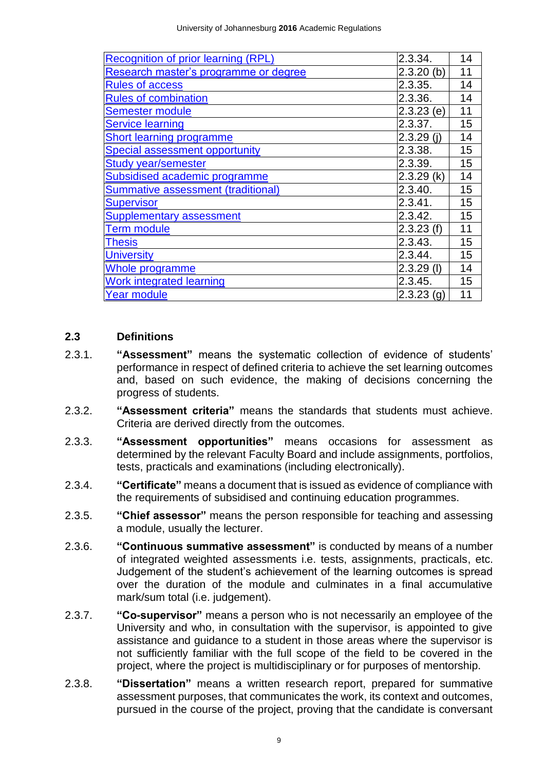| | | |
|---|---|---|
| Recognition of prior learning (RPL) | 2.3.34. | 14 |
| Research master's programme or degree | 2.3.20 (b) | 11 |
| Rules of access | 2.3.35. | 14 |
| Rules of combination | 2.3.36. | 14 |
| Semester module | 2.3.23 (e) | 11 |
| Service learning | 2.3.37. | 15 |
| Short learning programme | 2.3.29 (j) | 14 |
| Special assessment opportunity | 2.3.38. | 15 |
| Study year/semester | 2.3.39. | 15 |
| Subsidised academic programme | 2.3.29 (k) | 14 |
| Summative assessment (traditional) | 2.3.40. | 15 |
| Supervisor | 2.3.41. | 15 |
| Supplementary assessment | 2.3.42. | 15 |
| Term module | 2.3.23 (f) | 11 |
| Thesis | 2.3.43. | 15 |
| University | 2.3.44. | 15 |
| Whole programme | 2.3.29 (l) | 14 |
| Work integrated learning | 2.3.45. | 15 |
| Year module | 2.3.23 (g) | 11 |

## 2.3 Definitions

2.3.1. **"Assessment"** means the systematic collection of evidence of students' performance in respect of defined criteria to achieve the set learning outcomes and, based on such evidence, the making of decisions concerning the progress of students.

2.3.2. **"Assessment criteria"** means the standards that students must achieve. Criteria are derived directly from the outcomes.

2.3.3. **"Assessment opportunities"** means occasions for assessment as determined by the relevant Faculty Board and include assignments, portfolios, tests, practicals and examinations (including electronically).

2.3.4. **"Certificate"** means a document that is issued as evidence of compliance with the requirements of subsidised and continuing education programmes.

2.3.5. **"Chief assessor"** means the person responsible for teaching and assessing a module, usually the lecturer.

2.3.6. **"Continuous summative assessment"** is conducted by means of a number of integrated weighted assessments i.e. tests, assignments, practicals, etc. Judgement of the student's achievement of the learning outcomes is spread over the duration of the module and culminates in a final accumulative mark/sum total (i.e. judgement).

2.3.7. **"Co-supervisor"** means a person who is not necessarily an employee of the University and who, in consultation with the supervisor, is appointed to give assistance and guidance to a student in those areas where the supervisor is not sufficiently familiar with the full scope of the field to be covered in the project, where the project is multidisciplinary or for purposes of mentorship.

2.3.8. **"Dissertation"** means a written research report, prepared for summative assessment purposes, that communicates the work, its context and outcomes, pursued in the course of the project, proving that the candidate is conversant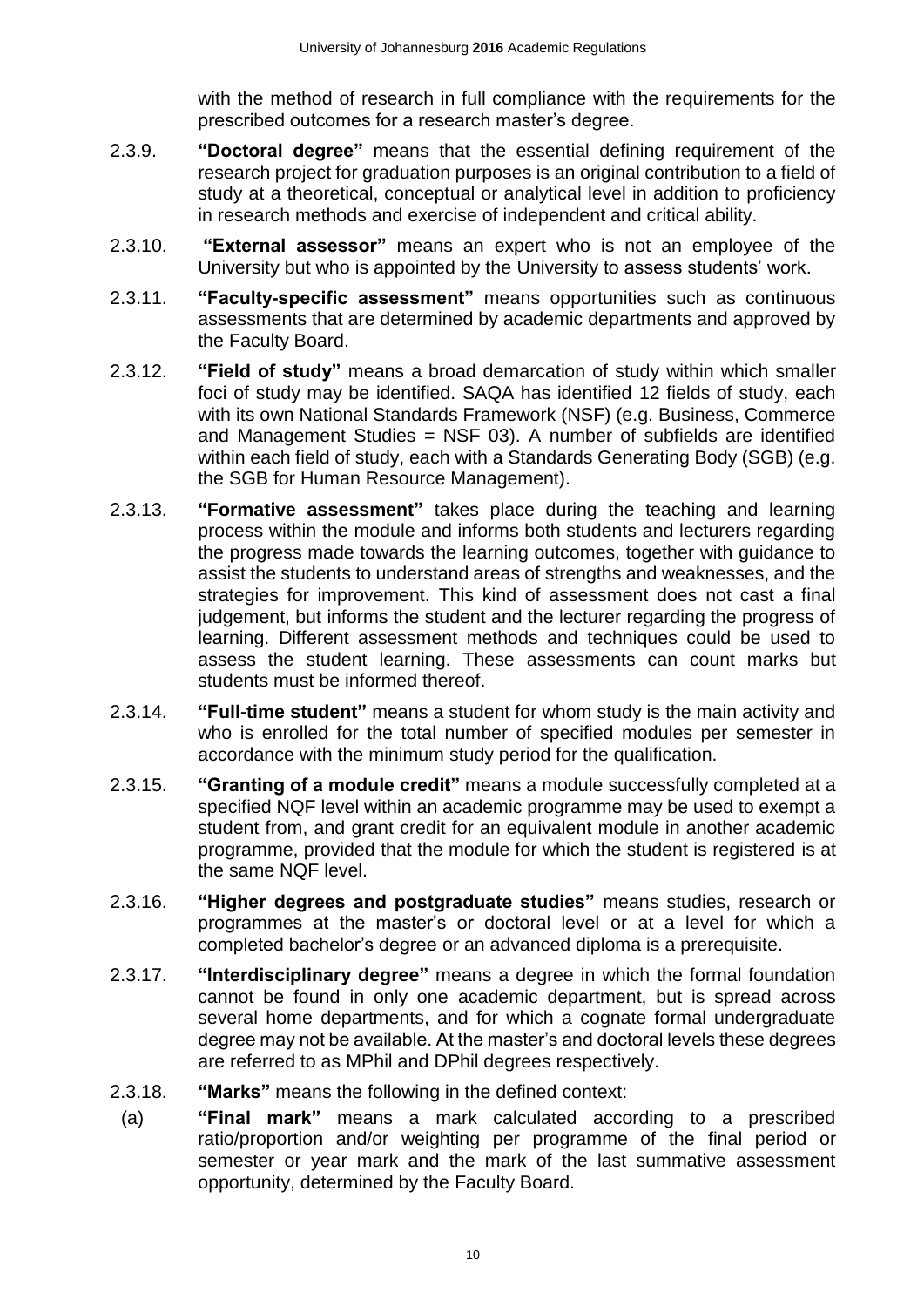with the method of research in full compliance with the requirements for the prescribed outcomes for a research master's degree.

2.3.9. **"Doctoral degree"** means that the essential defining requirement of the research project for graduation purposes is an original contribution to a field of study at a theoretical, conceptual or analytical level in addition to proficiency in research methods and exercise of independent and critical ability.

2.3.10. **"External assessor"** means an expert who is not an employee of the University but who is appointed by the University to assess students' work.

2.3.11. **"Faculty-specific assessment"** means opportunities such as continuous assessments that are determined by academic departments and approved by the Faculty Board.

2.3.12. **"Field of study"** means a broad demarcation of study within which smaller foci of study may be identified. SAQA has identified 12 fields of study, each with its own National Standards Framework (NSF) (e.g. Business, Commerce and Management Studies = NSF 03). A number of subfields are identified within each field of study, each with a Standards Generating Body (SGB) (e.g. the SGB for Human Resource Management).

2.3.13. **"Formative assessment"** takes place during the teaching and learning process within the module and informs both students and lecturers regarding the progress made towards the learning outcomes, together with guidance to assist the students to understand areas of strengths and weaknesses, and the strategies for improvement. This kind of assessment does not cast a final judgement, but informs the student and the lecturer regarding the progress of learning. Different assessment methods and techniques could be used to assess the student learning. These assessments can count marks but students must be informed thereof.

2.3.14. **"Full-time student"** means a student for whom study is the main activity and who is enrolled for the total number of specified modules per semester in accordance with the minimum study period for the qualification.

2.3.15. **"Granting of a module credit"** means a module successfully completed at a specified NQF level within an academic programme may be used to exempt a student from, and grant credit for an equivalent module in another academic programme, provided that the module for which the student is registered is at the same NQF level.

2.3.16. **"Higher degrees and postgraduate studies"** means studies, research or programmes at the master's or doctoral level or at a level for which a completed bachelor's degree or an advanced diploma is a prerequisite.

2.3.17. **"Interdisciplinary degree"** means a degree in which the formal foundation cannot be found in only one academic department, but is spread across several home departments, and for which a cognate formal undergraduate degree may not be available. At the master's and doctoral levels these degrees are referred to as MPhil and DPhil degrees respectively.

2.3.18. **"Marks"** means the following in the defined context:

(a) **"Final mark"** means a mark calculated according to a prescribed ratio/proportion and/or weighting per programme of the final period or semester or year mark and the mark of the last summative assessment opportunity, determined by the Faculty Board.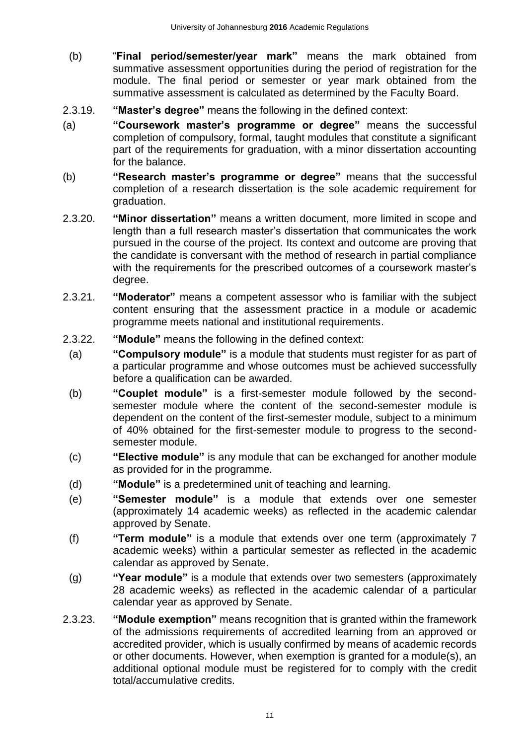(b) "**Final period/semester/year mark"** means the mark obtained from summative assessment opportunities during the period of registration for the module. The final period or semester or year mark obtained from the summative assessment is calculated as determined by the Faculty Board.

2.3.19. **"Master's degree"** means the following in the defined context:

(a) **"Coursework master's programme or degree"** means the successful completion of compulsory, formal, taught modules that constitute a significant part of the requirements for graduation, with a minor dissertation accounting for the balance.

(b) **"Research master's programme or degree"** means that the successful completion of a research dissertation is the sole academic requirement for graduation.

2.3.20. **"Minor dissertation"** means a written document, more limited in scope and length than a full research master's dissertation that communicates the work pursued in the course of the project. Its context and outcome are proving that the candidate is conversant with the method of research in partial compliance with the requirements for the prescribed outcomes of a coursework master's degree.

2.3.21. **"Moderator"** means a competent assessor who is familiar with the subject content ensuring that the assessment practice in a module or academic programme meets national and institutional requirements.

2.3.22. **"Module"** means the following in the defined context:

(a) **"Compulsory module"** is a module that students must register for as part of a particular programme and whose outcomes must be achieved successfully before a qualification can be awarded.

(b) **"Couplet module"** is a first-semester module followed by the second-semester module where the content of the second-semester module is dependent on the content of the first-semester module, subject to a minimum of 40% obtained for the first-semester module to progress to the second-semester module.

(c) **"Elective module"** is any module that can be exchanged for another module as provided for in the programme.

(d) **"Module"** is a predetermined unit of teaching and learning.

(e) **"Semester module"** is a module that extends over one semester (approximately 14 academic weeks) as reflected in the academic calendar approved by Senate.

(f) **"Term module"** is a module that extends over one term (approximately 7 academic weeks) within a particular semester as reflected in the academic calendar as approved by Senate.

(g) **"Year module"** is a module that extends over two semesters (approximately 28 academic weeks) as reflected in the academic calendar of a particular calendar year as approved by Senate.

2.3.23. **"Module exemption"** means recognition that is granted within the framework of the admissions requirements of accredited learning from an approved or accredited provider, which is usually confirmed by means of academic records or other documents. However, when exemption is granted for a module(s), an additional optional module must be registered for to comply with the credit total/accumulative credits.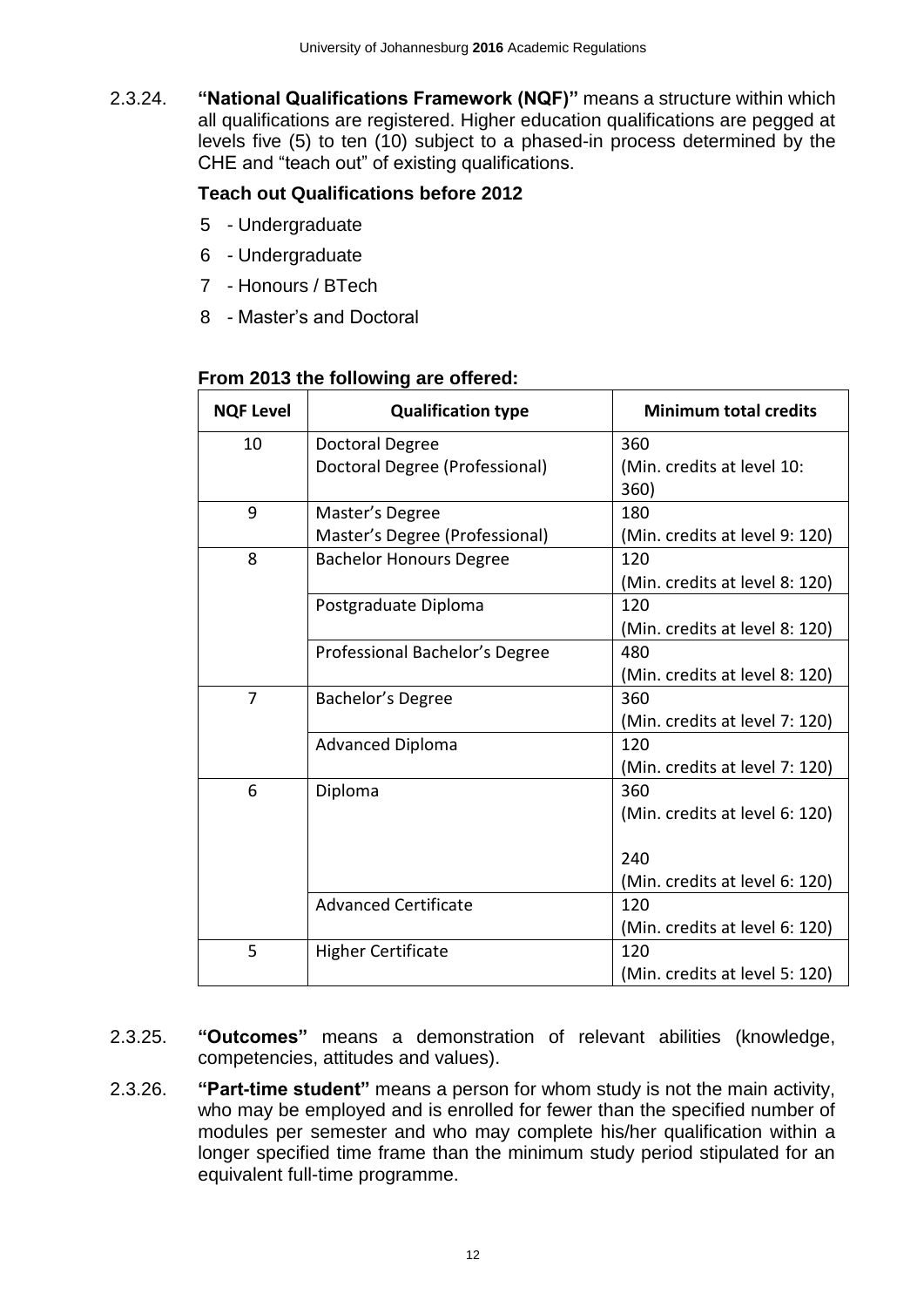2.3.24. **"National Qualifications Framework (NQF)"** means a structure within which all qualifications are registered. Higher education qualifications are pegged at levels five (5) to ten (10) subject to a phased-in process determined by the CHE and "teach out" of existing qualifications.

**Teach out Qualifications before 2012**

5 - Undergraduate

6 - Undergraduate

7 - Honours / BTech

8 - Master's and Doctoral

**From 2013 the following are offered:**

| NQF Level | Qualification type | Minimum total credits |
|---|---|---|
| 10 | Doctoral Degree<br>Doctoral Degree (Professional) | 360<br>(Min. credits at level 10: 360) |
| 9 | Master's Degree<br>Master's Degree (Professional) | 180<br>(Min. credits at level 9: 120) |
| 8 | Bachelor Honours Degree | 120<br>(Min. credits at level 8: 120) |
| | Postgraduate Diploma | 120<br>(Min. credits at level 8: 120) |
| | Professional Bachelor's Degree | 480<br>(Min. credits at level 8: 120) |
| 7 | Bachelor's Degree | 360<br>(Min. credits at level 7: 120) |
| | Advanced Diploma | 120<br>(Min. credits at level 7: 120) |
| 6 | Diploma | 360<br>(Min. credits at level 6: 120)<br><br>240<br>(Min. credits at level 6: 120) |
| | Advanced Certificate | 120<br>(Min. credits at level 6: 120) |
| 5 | Higher Certificate | 120<br>(Min. credits at level 5: 120) |

2.3.25. **"Outcomes"** means a demonstration of relevant abilities (knowledge, competencies, attitudes and values).

2.3.26. **"Part-time student"** means a person for whom study is not the main activity, who may be employed and is enrolled for fewer than the specified number of modules per semester and who may complete his/her qualification within a longer specified time frame than the minimum study period stipulated for an equivalent full-time programme.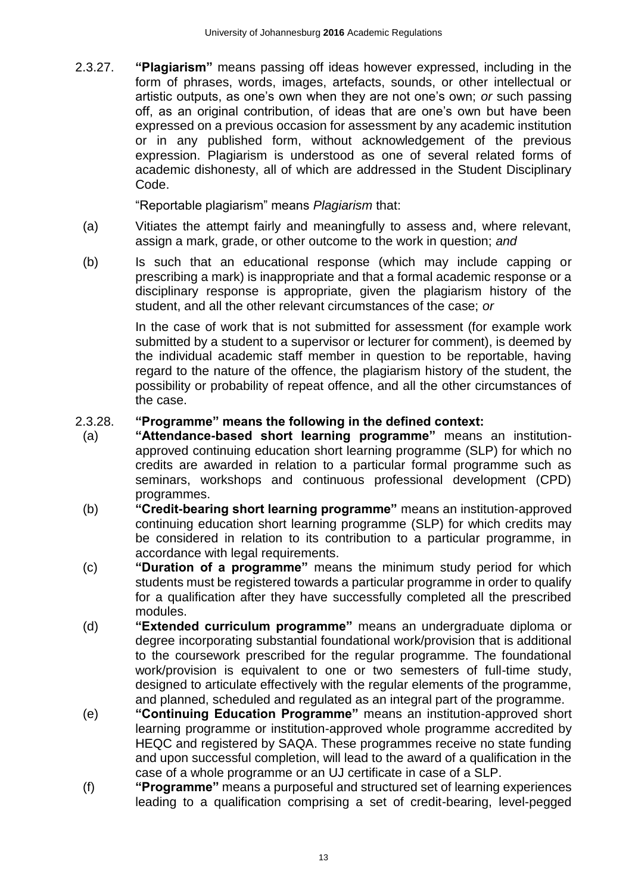2.3.27. **"Plagiarism"** means passing off ideas however expressed, including in the form of phrases, words, images, artefacts, sounds, or other intellectual or artistic outputs, as one's own when they are not one's own; *or* such passing off, as an original contribution, of ideas that are one's own but have been expressed on a previous occasion for assessment by any academic institution or in any published form, without acknowledgement of the previous expression. Plagiarism is understood as one of several related forms of academic dishonesty, all of which are addressed in the Student Disciplinary Code.

"Reportable plagiarism" means *Plagiarism* that:

(a) Vitiates the attempt fairly and meaningfully to assess and, where relevant, assign a mark, grade, or other outcome to the work in question; *and*

(b) Is such that an educational response (which may include capping or prescribing a mark) is inappropriate and that a formal academic response or a disciplinary response is appropriate, given the plagiarism history of the student, and all the other relevant circumstances of the case; *or*

In the case of work that is not submitted for assessment (for example work submitted by a student to a supervisor or lecturer for comment), is deemed by the individual academic staff member in question to be reportable, having regard to the nature of the offence, the plagiarism history of the student, the possibility or probability of repeat offence, and all the other circumstances of the case.

2.3.28. **"Programme" means the following in the defined context:**

(a) **"Attendance-based short learning programme"** means an institution-approved continuing education short learning programme (SLP) for which no credits are awarded in relation to a particular formal programme such as seminars, workshops and continuous professional development (CPD) programmes.

(b) **"Credit-bearing short learning programme"** means an institution-approved continuing education short learning programme (SLP) for which credits may be considered in relation to its contribution to a particular programme, in accordance with legal requirements.

(c) **"Duration of a programme"** means the minimum study period for which students must be registered towards a particular programme in order to qualify for a qualification after they have successfully completed all the prescribed modules.

(d) **"Extended curriculum programme"** means an undergraduate diploma or degree incorporating substantial foundational work/provision that is additional to the coursework prescribed for the regular programme. The foundational work/provision is equivalent to one or two semesters of full-time study, designed to articulate effectively with the regular elements of the programme, and planned, scheduled and regulated as an integral part of the programme.

(e) **"Continuing Education Programme"** means an institution-approved short learning programme or institution-approved whole programme accredited by HEQC and registered by SAQA. These programmes receive no state funding and upon successful completion, will lead to the award of a qualification in the case of a whole programme or an UJ certificate in case of a SLP.

(f) **"Programme"** means a purposeful and structured set of learning experiences leading to a qualification comprising a set of credit-bearing, level-pegged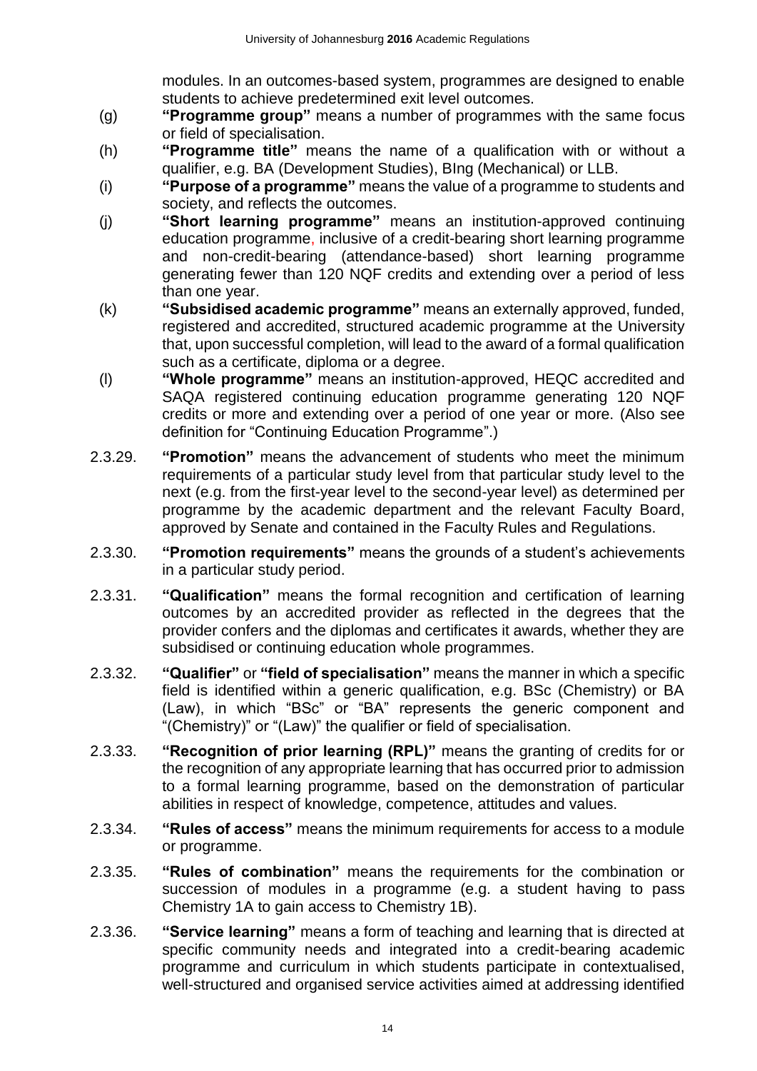modules. In an outcomes-based system, programmes are designed to enable students to achieve predetermined exit level outcomes.

(g) **"Programme group"** means a number of programmes with the same focus or field of specialisation.

(h) **"Programme title"** means the name of a qualification with or without a qualifier, e.g. BA (Development Studies), BIng (Mechanical) or LLB.

(i) **"Purpose of a programme"** means the value of a programme to students and society, and reflects the outcomes.

(j) **"Short learning programme"** means an institution-approved continuing education programme, inclusive of a credit-bearing short learning programme and non-credit-bearing (attendance-based) short learning programme generating fewer than 120 NQF credits and extending over a period of less than one year.

(k) **"Subsidised academic programme"** means an externally approved, funded, registered and accredited, structured academic programme at the University that, upon successful completion, will lead to the award of a formal qualification such as a certificate, diploma or a degree.

(l) **"Whole programme"** means an institution-approved, HEQC accredited and SAQA registered continuing education programme generating 120 NQF credits or more and extending over a period of one year or more. (Also see definition for "Continuing Education Programme".)

2.3.29. **"Promotion"** means the advancement of students who meet the minimum requirements of a particular study level from that particular study level to the next (e.g. from the first-year level to the second-year level) as determined per programme by the academic department and the relevant Faculty Board, approved by Senate and contained in the Faculty Rules and Regulations.

2.3.30. **"Promotion requirements"** means the grounds of a student's achievements in a particular study period.

2.3.31. **"Qualification"** means the formal recognition and certification of learning outcomes by an accredited provider as reflected in the degrees that the provider confers and the diplomas and certificates it awards, whether they are subsidised or continuing education whole programmes.

2.3.32. **"Qualifier"** or **"field of specialisation"** means the manner in which a specific field is identified within a generic qualification, e.g. BSc (Chemistry) or BA (Law), in which "BSc" or "BA" represents the generic component and "(Chemistry)" or "(Law)" the qualifier or field of specialisation.

2.3.33. **"Recognition of prior learning (RPL)"** means the granting of credits for or the recognition of any appropriate learning that has occurred prior to admission to a formal learning programme, based on the demonstration of particular abilities in respect of knowledge, competence, attitudes and values.

2.3.34. **"Rules of access"** means the minimum requirements for access to a module or programme.

2.3.35. **"Rules of combination"** means the requirements for the combination or succession of modules in a programme (e.g. a student having to pass Chemistry 1A to gain access to Chemistry 1B).

2.3.36. **"Service learning"** means a form of teaching and learning that is directed at specific community needs and integrated into a credit-bearing academic programme and curriculum in which students participate in contextualised, well-structured and organised service activities aimed at addressing identified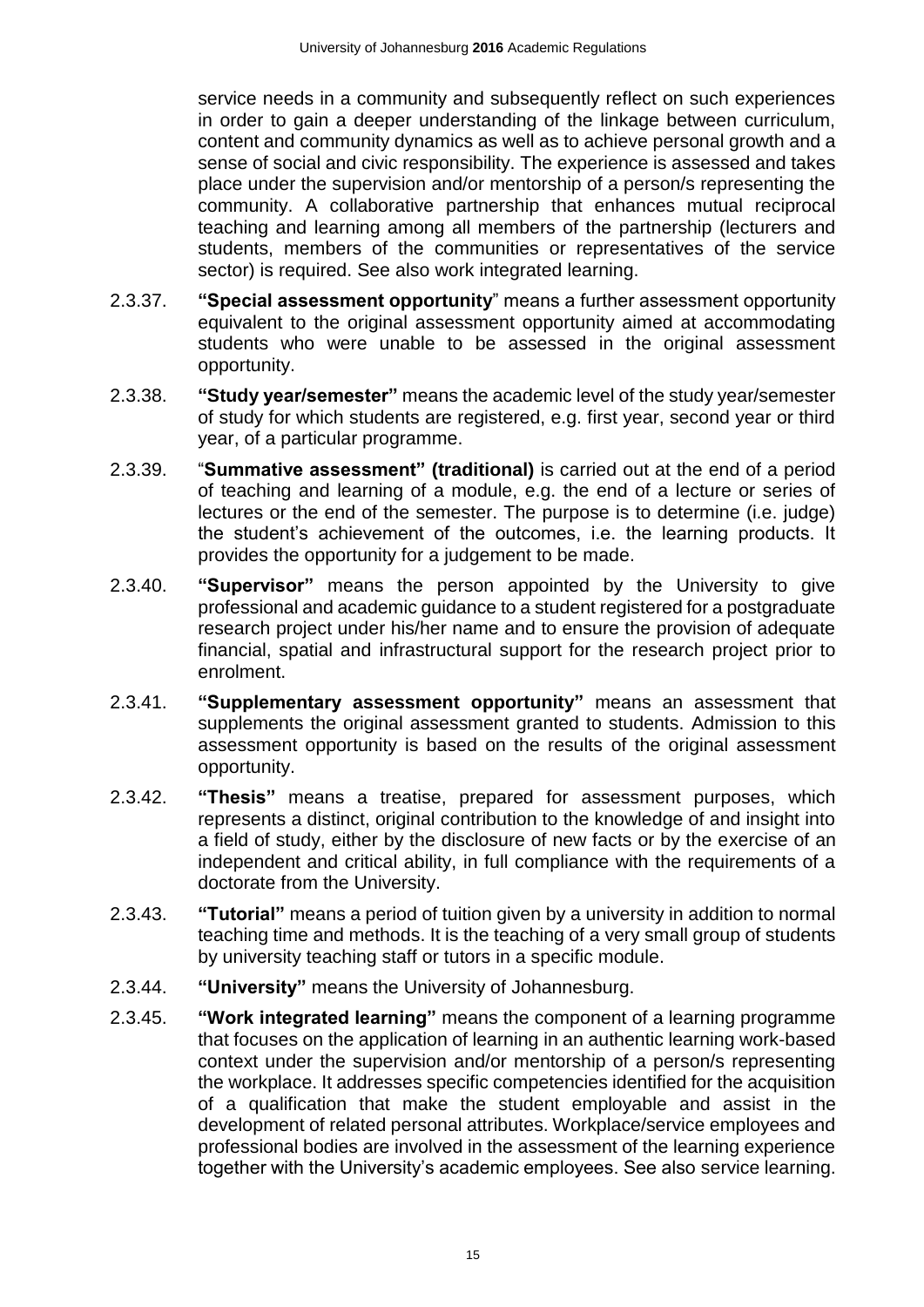service needs in a community and subsequently reflect on such experiences in order to gain a deeper understanding of the linkage between curriculum, content and community dynamics as well as to achieve personal growth and a sense of social and civic responsibility. The experience is assessed and takes place under the supervision and/or mentorship of a person/s representing the community. A collaborative partnership that enhances mutual reciprocal teaching and learning among all members of the partnership (lecturers and students, members of the communities or representatives of the service sector) is required. See also work integrated learning.

2.3.37. **"Special assessment opportunity**" means a further assessment opportunity equivalent to the original assessment opportunity aimed at accommodating students who were unable to be assessed in the original assessment opportunity.

2.3.38. **"Study year/semester"** means the academic level of the study year/semester of study for which students are registered, e.g. first year, second year or third year, of a particular programme.

2.3.39. "**Summative assessment" (traditional)** is carried out at the end of a period of teaching and learning of a module, e.g. the end of a lecture or series of lectures or the end of the semester. The purpose is to determine (i.e. judge) the student's achievement of the outcomes, i.e. the learning products. It provides the opportunity for a judgement to be made.

2.3.40. **"Supervisor"** means the person appointed by the University to give professional and academic guidance to a student registered for a postgraduate research project under his/her name and to ensure the provision of adequate financial, spatial and infrastructural support for the research project prior to enrolment.

2.3.41. **"Supplementary assessment opportunity"** means an assessment that supplements the original assessment granted to students. Admission to this assessment opportunity is based on the results of the original assessment opportunity.

2.3.42. **"Thesis"** means a treatise, prepared for assessment purposes, which represents a distinct, original contribution to the knowledge of and insight into a field of study, either by the disclosure of new facts or by the exercise of an independent and critical ability, in full compliance with the requirements of a doctorate from the University.

2.3.43. **"Tutorial"** means a period of tuition given by a university in addition to normal teaching time and methods. It is the teaching of a very small group of students by university teaching staff or tutors in a specific module.

2.3.44. **"University"** means the University of Johannesburg.

2.3.45. **"Work integrated learning"** means the component of a learning programme that focuses on the application of learning in an authentic learning work-based context under the supervision and/or mentorship of a person/s representing the workplace. It addresses specific competencies identified for the acquisition of a qualification that make the student employable and assist in the development of related personal attributes. Workplace/service employees and professional bodies are involved in the assessment of the learning experience together with the University's academic employees. See also service learning.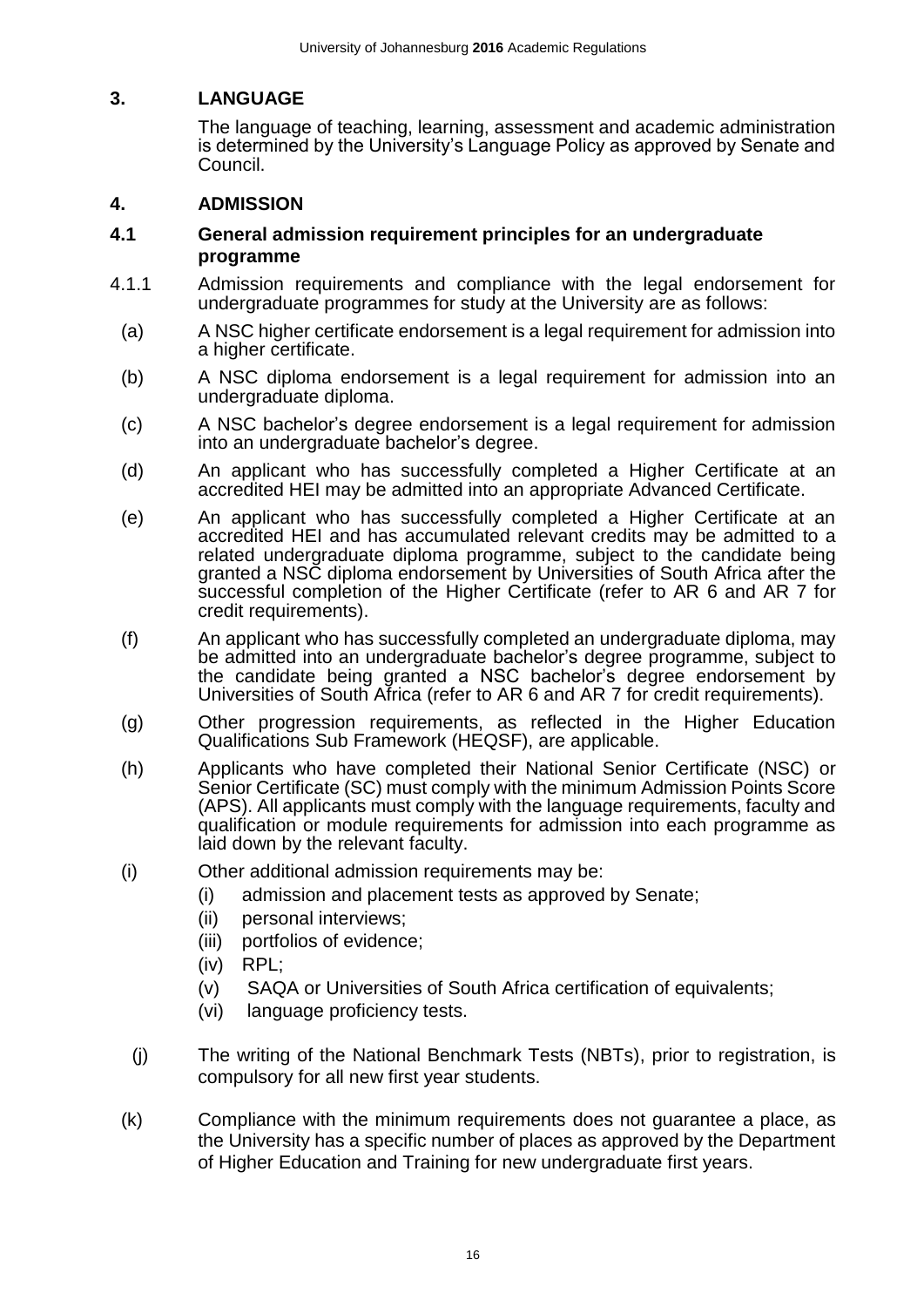## 3. LANGUAGE

The language of teaching, learning, assessment and academic administration is determined by the University's Language Policy as approved by Senate and Council.

## 4. ADMISSION

### 4.1 General admission requirement principles for an undergraduate programme

4.1.1 Admission requirements and compliance with the legal endorsement for undergraduate programmes for study at the University are as follows:

(a) A NSC higher certificate endorsement is a legal requirement for admission into a higher certificate.

(b) A NSC diploma endorsement is a legal requirement for admission into an undergraduate diploma.

(c) A NSC bachelor's degree endorsement is a legal requirement for admission into an undergraduate bachelor's degree.

(d) An applicant who has successfully completed a Higher Certificate at an accredited HEI may be admitted into an appropriate Advanced Certificate.

(e) An applicant who has successfully completed a Higher Certificate at an accredited HEI and has accumulated relevant credits may be admitted to a related undergraduate diploma programme, subject to the candidate being granted a NSC diploma endorsement by Universities of South Africa after the successful completion of the Higher Certificate (refer to AR 6 and AR 7 for credit requirements).

(f) An applicant who has successfully completed an undergraduate diploma, may be admitted into an undergraduate bachelor's degree programme, subject to the candidate being granted a NSC bachelor's degree endorsement by Universities of South Africa (refer to AR 6 and AR 7 for credit requirements).

(g) Other progression requirements, as reflected in the Higher Education Qualifications Sub Framework (HEQSF), are applicable.

(h) Applicants who have completed their National Senior Certificate (NSC) or Senior Certificate (SC) must comply with the minimum Admission Points Score (APS). All applicants must comply with the language requirements, faculty and qualification or module requirements for admission into each programme as laid down by the relevant faculty.

(i) Other additional admission requirements may be:

- (i) admission and placement tests as approved by Senate;
- (ii) personal interviews;
- (iii) portfolios of evidence;
- (iv) RPL;
- (v) SAQA or Universities of South Africa certification of equivalents;
- (vi) language proficiency tests.

(j) The writing of the National Benchmark Tests (NBTs), prior to registration, is compulsory for all new first year students.

(k) Compliance with the minimum requirements does not guarantee a place, as the University has a specific number of places as approved by the Department of Higher Education and Training for new undergraduate first years.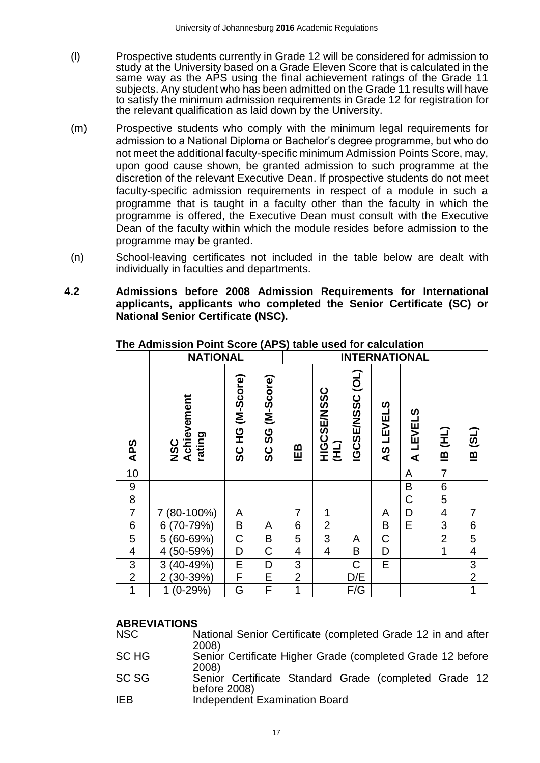(l) Prospective students currently in Grade 12 will be considered for admission to study at the University based on a Grade Eleven Score that is calculated in the same way as the APS using the final achievement ratings of the Grade 11 subjects. Any student who has been admitted on the Grade 11 results will have to satisfy the minimum admission requirements in Grade 12 for registration for the relevant qualification as laid down by the University.

(m) Prospective students who comply with the minimum legal requirements for admission to a National Diploma or Bachelor's degree programme, but who do not meet the additional faculty-specific minimum Admission Points Score, may, upon good cause shown, be granted admission to such programme at the discretion of the relevant Executive Dean. If prospective students do not meet faculty-specific admission requirements in respect of a module in such a programme that is taught in a faculty other than the faculty in which the programme is offered, the Executive Dean must consult with the Executive Dean of the faculty within which the module resides before admission to the programme may be granted.

(n) School-leaving certificates not included in the table below are dealt with individually in faculties and departments.

## 4.2 Admissions before 2008 Admission Requirements for International applicants, applicants who completed the Senior Certificate (SC) or National Senior Certificate (NSC).

**The Admission Point Score (APS) table used for calculation**

| | NATIONAL | | | INTERNATIONAL | | | | | | |
|---|---|---|---|---|---|---|---|---|---|---|
| **APS** | **NSC Achievement rating** | **SC HG (M-Score)** | **SC SG (M-Score)** | **IEB** | **HIGCSE/NSSC (HL)** | **IGCSE/NSSC (OL)** | **AS LEVELS** | **A LEVELS** | **IB (HL)** | **IB (SL)** |
| 10 | | | | | | | | A | 7 | |
| 9 | | | | | | | | B | 6 | |
| 8 | | | | | | | | C | 5 | |
| 7 | 7 (80-100%) | A | | 7 | 1 | | A | D | 4 | 7 |
| 6 | 6 (70-79%) | B | A | 6 | 2 | | B | E | 3 | 6 |
| 5 | 5 (60-69%) | C | B | 5 | 3 | A | C | | 2 | 5 |
| 4 | 4 (50-59%) | D | C | 4 | 4 | B | D | | 1 | 4 |
| 3 | 3 (40-49%) | E | D | 3 | | C | E | | | 3 |
| 2 | 2 (30-39%) | F | E | 2 | | D/E | | | | 2 |
| 1 | 1 (0-29%) | G | F | 1 | | F/G | | | | 1 |

**ABREVIATIONS**

| | |
|---|---|
| NSC | National Senior Certificate (completed Grade 12 in and after 2008) |
| SC HG | Senior Certificate Higher Grade (completed Grade 12 before 2008) |
| SC SG | Senior Certificate Standard Grade (completed Grade 12 before 2008) |
| IEB | Independent Examination Board |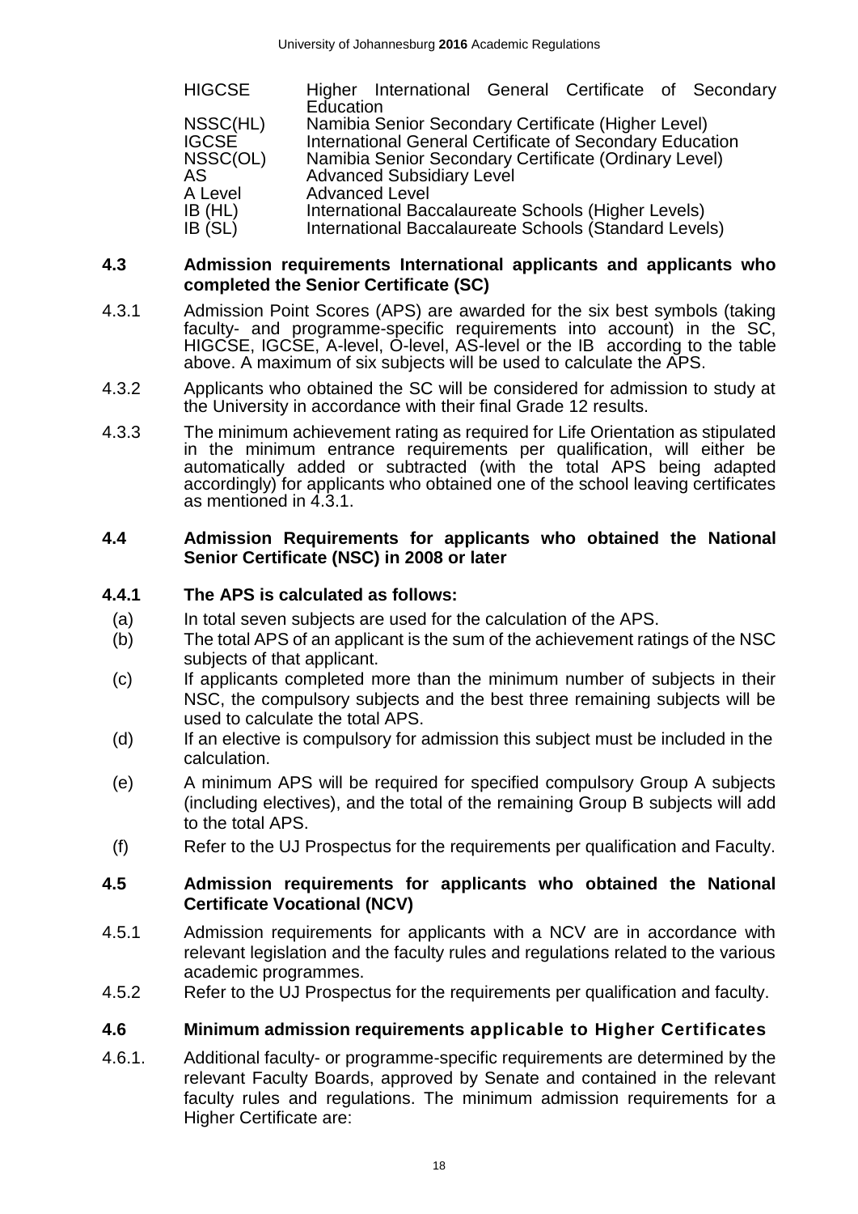| | |
|---|---|
| HIGCSE | Higher International General Certificate of Secondary Education |
| NSSC(HL) | Namibia Senior Secondary Certificate (Higher Level) |
| IGCSE | International General Certificate of Secondary Education |
| NSSC(OL) | Namibia Senior Secondary Certificate (Ordinary Level) |
| AS | Advanced Subsidiary Level |
| A Level | Advanced Level |
| IB (HL) | International Baccalaureate Schools (Higher Levels) |
| IB (SL) | International Baccalaureate Schools (Standard Levels) |

## 4.3 Admission requirements International applicants and applicants who completed the Senior Certificate (SC)

4.3.1 Admission Point Scores (APS) are awarded for the six best symbols (taking faculty- and programme-specific requirements into account) in the SC, HIGCSE, IGCSE, A-level, O-level, AS-level or the IB according to the table above. A maximum of six subjects will be used to calculate the APS.

4.3.2 Applicants who obtained the SC will be considered for admission to study at the University in accordance with their final Grade 12 results.

4.3.3 The minimum achievement rating as required for Life Orientation as stipulated in the minimum entrance requirements per qualification, will either be automatically added or subtracted (with the total APS being adapted accordingly) for applicants who obtained one of the school leaving certificates as mentioned in 4.3.1.

## 4.4 Admission Requirements for applicants who obtained the National Senior Certificate (NSC) in 2008 or later

### 4.4.1 The APS is calculated as follows:

(a) In total seven subjects are used for the calculation of the APS.

(b) The total APS of an applicant is the sum of the achievement ratings of the NSC subjects of that applicant.

(c) If applicants completed more than the minimum number of subjects in their NSC, the compulsory subjects and the best three remaining subjects will be used to calculate the total APS.

(d) If an elective is compulsory for admission this subject must be included in the calculation.

(e) A minimum APS will be required for specified compulsory Group A subjects (including electives), and the total of the remaining Group B subjects will add to the total APS.

(f) Refer to the UJ Prospectus for the requirements per qualification and Faculty.

## 4.5 Admission requirements for applicants who obtained the National Certificate Vocational (NCV)

4.5.1 Admission requirements for applicants with a NCV are in accordance with relevant legislation and the faculty rules and regulations related to the various academic programmes.

4.5.2 Refer to the UJ Prospectus for the requirements per qualification and faculty.

## 4.6 Minimum admission requirements applicable to Higher Certificates

4.6.1. Additional faculty- or programme-specific requirements are determined by the relevant Faculty Boards, approved by Senate and contained in the relevant faculty rules and regulations. The minimum admission requirements for a Higher Certificate are: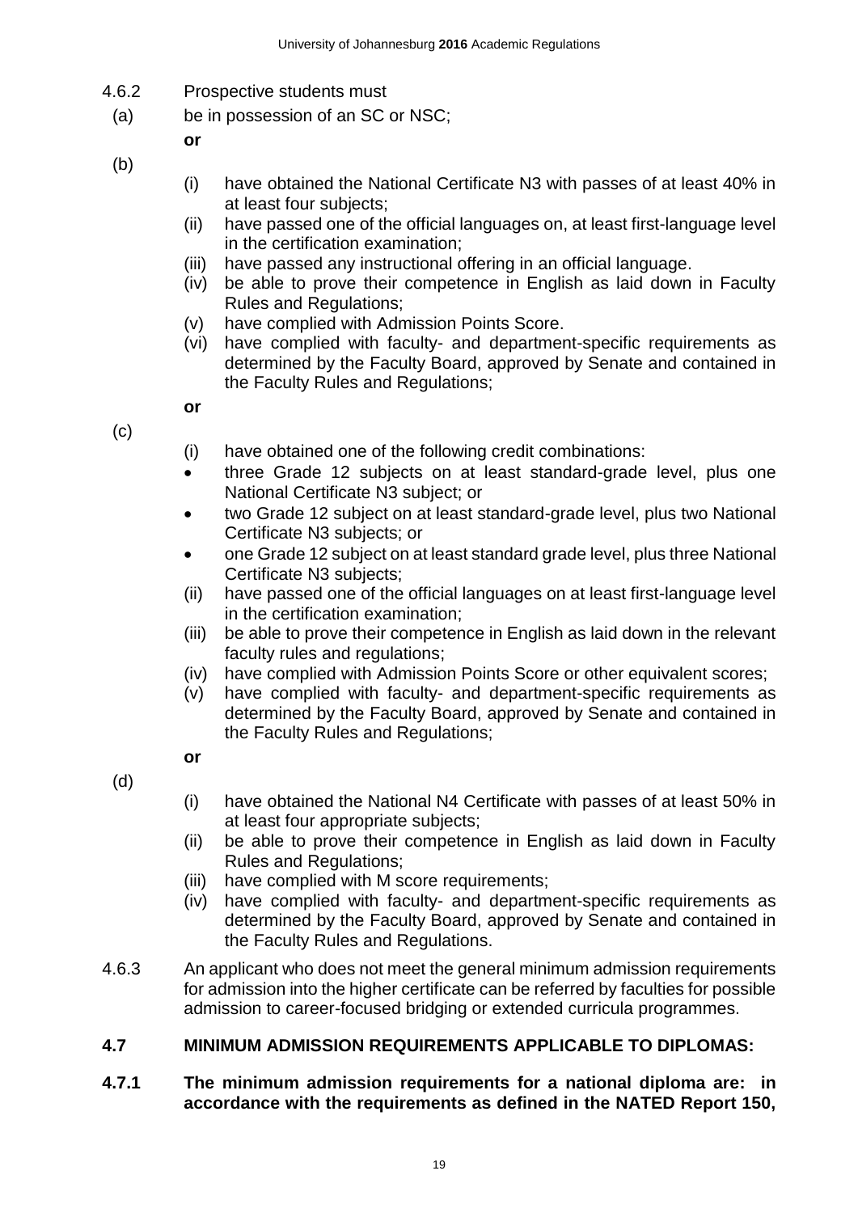4.6.2 Prospective students must

(a) be in possession of an SC or NSC;

**or**

(b)

- (i) have obtained the National Certificate N3 with passes of at least 40% in at least four subjects;
- (ii) have passed one of the official languages on, at least first-language level in the certification examination;
- (iii) have passed any instructional offering in an official language.
- (iv) be able to prove their competence in English as laid down in Faculty Rules and Regulations;
- (v) have complied with Admission Points Score.
- (vi) have complied with faculty- and department-specific requirements as determined by the Faculty Board, approved by Senate and contained in the Faculty Rules and Regulations;

**or**

(c)

- (i) have obtained one of the following credit combinations:
  - three Grade 12 subjects on at least standard-grade level, plus one National Certificate N3 subject; or
  - two Grade 12 subject on at least standard-grade level, plus two National Certificate N3 subjects; or
  - one Grade 12 subject on at least standard grade level, plus three National Certificate N3 subjects;
- (ii) have passed one of the official languages on at least first-language level in the certification examination;
- (iii) be able to prove their competence in English as laid down in the relevant faculty rules and regulations;
- (iv) have complied with Admission Points Score or other equivalent scores;
- (v) have complied with faculty- and department-specific requirements as determined by the Faculty Board, approved by Senate and contained in the Faculty Rules and Regulations;

**or**

(d)

- (i) have obtained the National N4 Certificate with passes of at least 50% in at least four appropriate subjects;
- (ii) be able to prove their competence in English as laid down in Faculty Rules and Regulations;
- (iii) have complied with M score requirements;
- (iv) have complied with faculty- and department-specific requirements as determined by the Faculty Board, approved by Senate and contained in the Faculty Rules and Regulations.

4.6.3 An applicant who does not meet the general minimum admission requirements for admission into the higher certificate can be referred by faculties for possible admission to career-focused bridging or extended curricula programmes.

## 4.7 MINIMUM ADMISSION REQUIREMENTS APPLICABLE TO DIPLOMAS:

**4.7.1 The minimum admission requirements for a national diploma are: in accordance with the requirements as defined in the NATED Report 150,**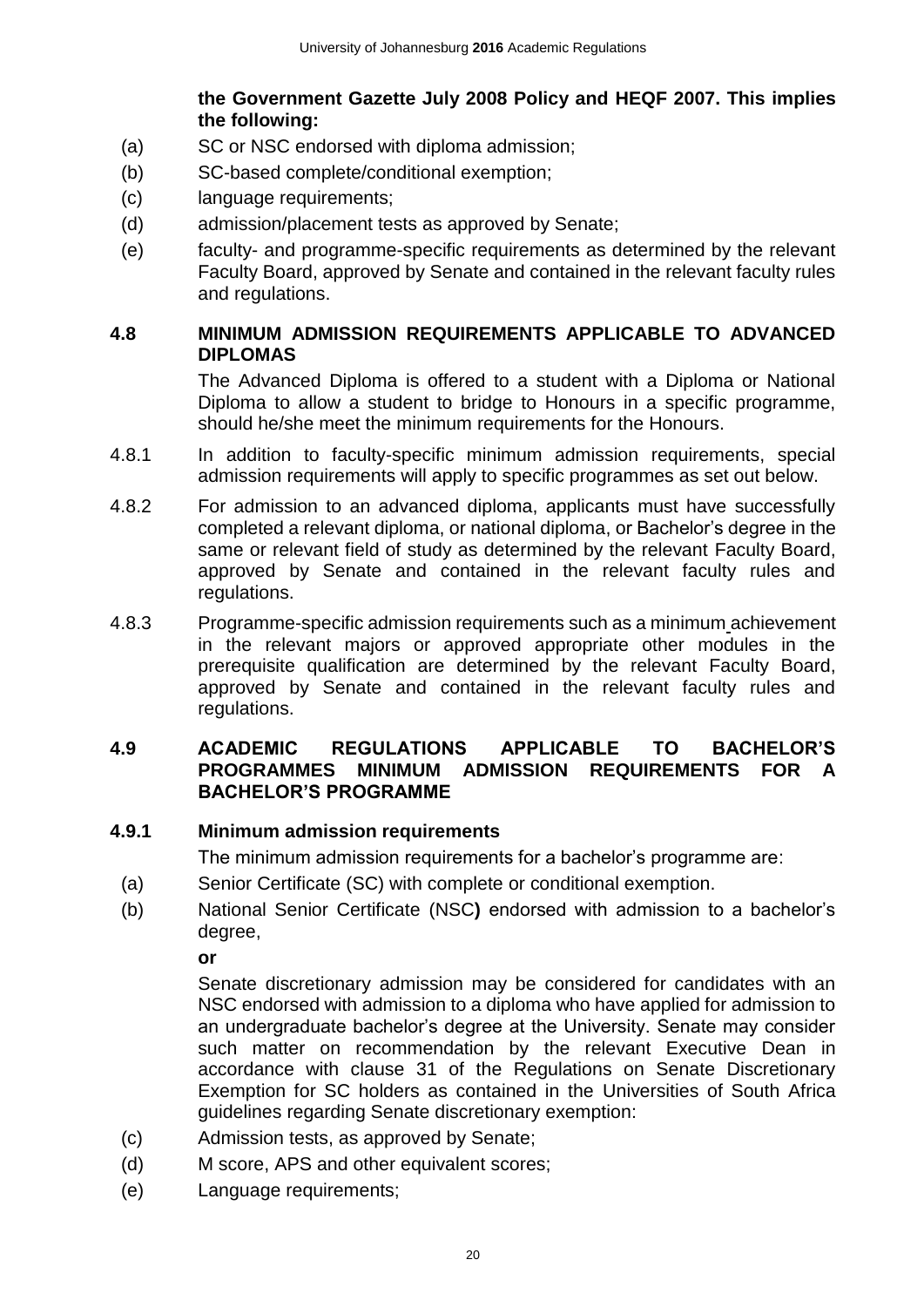**the Government Gazette July 2008 Policy and HEQF 2007. This implies the following:**

(a) SC or NSC endorsed with diploma admission;

(b) SC-based complete/conditional exemption;

(c) language requirements;

(d) admission/placement tests as approved by Senate;

(e) faculty- and programme-specific requirements as determined by the relevant Faculty Board, approved by Senate and contained in the relevant faculty rules and regulations.

### 4.8 MINIMUM ADMISSION REQUIREMENTS APPLICABLE TO ADVANCED DIPLOMAS

The Advanced Diploma is offered to a student with a Diploma or National Diploma to allow a student to bridge to Honours in a specific programme, should he/she meet the minimum requirements for the Honours.

4.8.1 In addition to faculty-specific minimum admission requirements, special admission requirements will apply to specific programmes as set out below.

4.8.2 For admission to an advanced diploma, applicants must have successfully completed a relevant diploma, or national diploma, or Bachelor's degree in the same or relevant field of study as determined by the relevant Faculty Board, approved by Senate and contained in the relevant faculty rules and regulations.

4.8.3 Programme-specific admission requirements such as a minimum achievement in the relevant majors or approved appropriate other modules in the prerequisite qualification are determined by the relevant Faculty Board, approved by Senate and contained in the relevant faculty rules and regulations.

### 4.9 ACADEMIC REGULATIONS APPLICABLE TO BACHELOR'S PROGRAMMES MINIMUM ADMISSION REQUIREMENTS FOR A BACHELOR'S PROGRAMME

#### 4.9.1 Minimum admission requirements

The minimum admission requirements for a bachelor's programme are:

(a) Senior Certificate (SC) with complete or conditional exemption.

(b) National Senior Certificate (NSC**)** endorsed with admission to a bachelor's degree,

**or**

Senate discretionary admission may be considered for candidates with an NSC endorsed with admission to a diploma who have applied for admission to an undergraduate bachelor's degree at the University. Senate may consider such matter on recommendation by the relevant Executive Dean in accordance with clause 31 of the Regulations on Senate Discretionary Exemption for SC holders as contained in the Universities of South Africa guidelines regarding Senate discretionary exemption:

(c) Admission tests, as approved by Senate;

(d) M score, APS and other equivalent scores;

(e) Language requirements;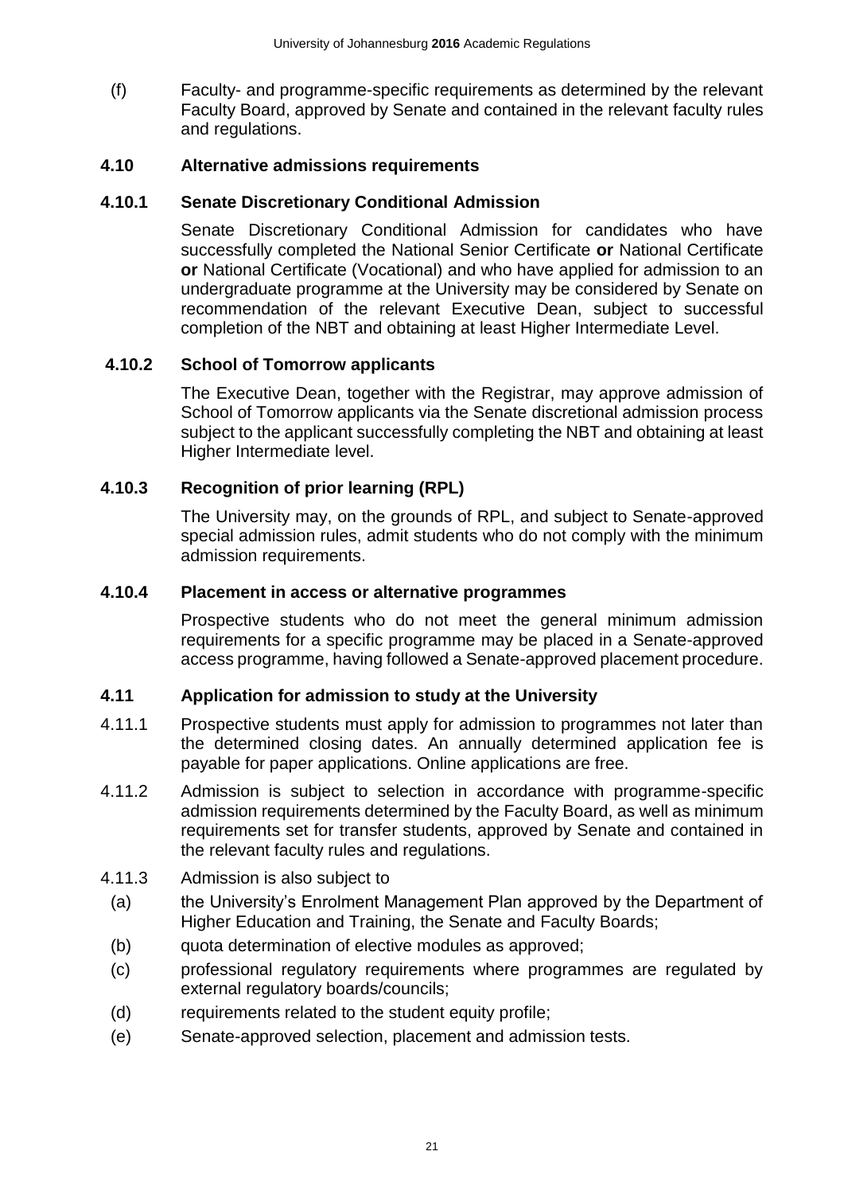(f) Faculty- and programme-specific requirements as determined by the relevant Faculty Board, approved by Senate and contained in the relevant faculty rules and regulations.

### 4.10 Alternative admissions requirements

#### 4.10.1 Senate Discretionary Conditional Admission

Senate Discretionary Conditional Admission for candidates who have successfully completed the National Senior Certificate **or** National Certificate **or** National Certificate (Vocational) and who have applied for admission to an undergraduate programme at the University may be considered by Senate on recommendation of the relevant Executive Dean, subject to successful completion of the NBT and obtaining at least Higher Intermediate Level.

#### 4.10.2 School of Tomorrow applicants

The Executive Dean, together with the Registrar, may approve admission of School of Tomorrow applicants via the Senate discretional admission process subject to the applicant successfully completing the NBT and obtaining at least Higher Intermediate level.

#### 4.10.3 Recognition of prior learning (RPL)

The University may, on the grounds of RPL, and subject to Senate-approved special admission rules, admit students who do not comply with the minimum admission requirements.

#### 4.10.4 Placement in access or alternative programmes

Prospective students who do not meet the general minimum admission requirements for a specific programme may be placed in a Senate-approved access programme, having followed a Senate-approved placement procedure.

### 4.11 Application for admission to study at the University

4.11.1 Prospective students must apply for admission to programmes not later than the determined closing dates. An annually determined application fee is payable for paper applications. Online applications are free.

4.11.2 Admission is subject to selection in accordance with programme-specific admission requirements determined by the Faculty Board, as well as minimum requirements set for transfer students, approved by Senate and contained in the relevant faculty rules and regulations.

4.11.3 Admission is also subject to

(a) the University's Enrolment Management Plan approved by the Department of Higher Education and Training, the Senate and Faculty Boards;

(b) quota determination of elective modules as approved;

(c) professional regulatory requirements where programmes are regulated by external regulatory boards/councils;

(d) requirements related to the student equity profile;

(e) Senate-approved selection, placement and admission tests.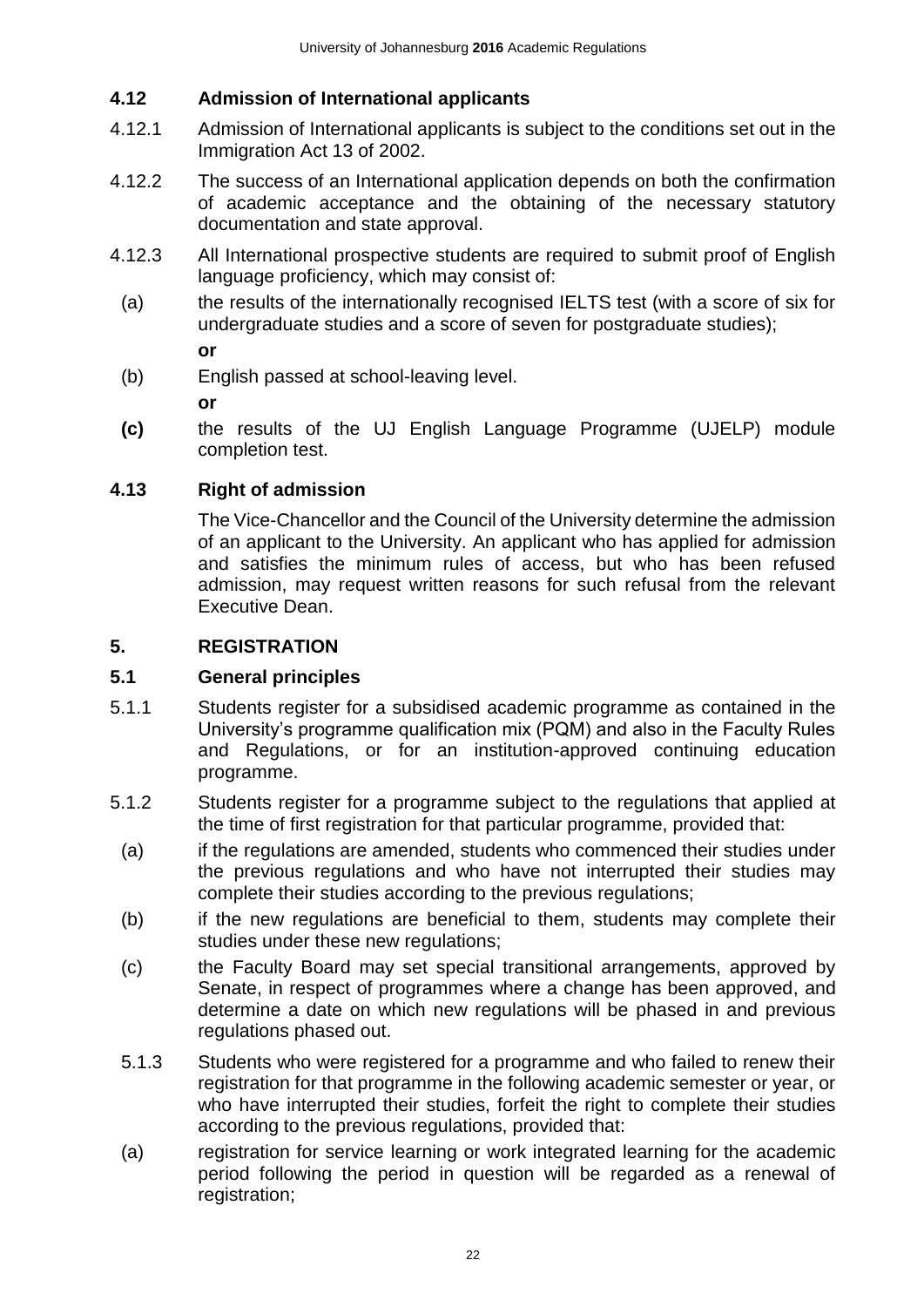### 4.12 Admission of International applicants

4.12.1 Admission of International applicants is subject to the conditions set out in the Immigration Act 13 of 2002.

4.12.2 The success of an International application depends on both the confirmation of academic acceptance and the obtaining of the necessary statutory documentation and state approval.

4.12.3 All International prospective students are required to submit proof of English language proficiency, which may consist of:

(a) the results of the internationally recognised IELTS test (with a score of six for undergraduate studies and a score of seven for postgraduate studies);

**or**

(b) English passed at school-leaving level.

**or**

**(c)** the results of the UJ English Language Programme (UJELP) module completion test.

### 4.13 Right of admission

The Vice-Chancellor and the Council of the University determine the admission of an applicant to the University. An applicant who has applied for admission and satisfies the minimum rules of access, but who has been refused admission, may request written reasons for such refusal from the relevant Executive Dean.

## 5. REGISTRATION

### 5.1 General principles

5.1.1 Students register for a subsidised academic programme as contained in the University's programme qualification mix (PQM) and also in the Faculty Rules and Regulations, or for an institution-approved continuing education programme.

5.1.2 Students register for a programme subject to the regulations that applied at the time of first registration for that particular programme, provided that:

(a) if the regulations are amended, students who commenced their studies under the previous regulations and who have not interrupted their studies may complete their studies according to the previous regulations;

(b) if the new regulations are beneficial to them, students may complete their studies under these new regulations;

(c) the Faculty Board may set special transitional arrangements, approved by Senate, in respect of programmes where a change has been approved, and determine a date on which new regulations will be phased in and previous regulations phased out.

5.1.3 Students who were registered for a programme and who failed to renew their registration for that programme in the following academic semester or year, or who have interrupted their studies, forfeit the right to complete their studies according to the previous regulations, provided that:

(a) registration for service learning or work integrated learning for the academic period following the period in question will be regarded as a renewal of registration;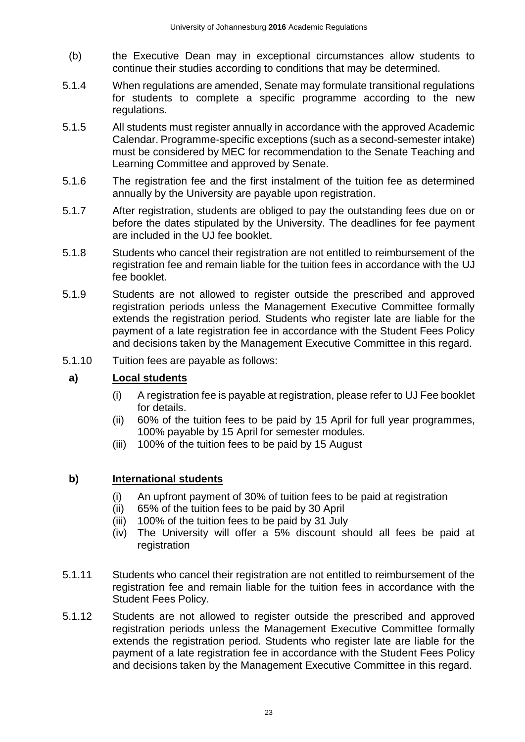(b) the Executive Dean may in exceptional circumstances allow students to continue their studies according to conditions that may be determined.

5.1.4 When regulations are amended, Senate may formulate transitional regulations for students to complete a specific programme according to the new regulations.

5.1.5 All students must register annually in accordance with the approved Academic Calendar. Programme-specific exceptions (such as a second-semester intake) must be considered by MEC for recommendation to the Senate Teaching and Learning Committee and approved by Senate.

5.1.6 The registration fee and the first instalment of the tuition fee as determined annually by the University are payable upon registration.

5.1.7 After registration, students are obliged to pay the outstanding fees due on or before the dates stipulated by the University. The deadlines for fee payment are included in the UJ fee booklet.

5.1.8 Students who cancel their registration are not entitled to reimbursement of the registration fee and remain liable for the tuition fees in accordance with the UJ fee booklet.

5.1.9 Students are not allowed to register outside the prescribed and approved registration periods unless the Management Executive Committee formally extends the registration period. Students who register late are liable for the payment of a late registration fee in accordance with the Student Fees Policy and decisions taken by the Management Executive Committee in this regard.

5.1.10 Tuition fees are payable as follows:

**a) <u>Local students</u>**

(i) A registration fee is payable at registration, please refer to UJ Fee booklet for details.
(ii) 60% of the tuition fees to be paid by 15 April for full year programmes, 100% payable by 15 April for semester modules.
(iii) 100% of the tuition fees to be paid by 15 August

**b) <u>International students</u>**

(i) An upfront payment of 30% of tuition fees to be paid at registration
(ii) 65% of the tuition fees to be paid by 30 April
(iii) 100% of the tuition fees to be paid by 31 July
(iv) The University will offer a 5% discount should all fees be paid at registration

5.1.11 Students who cancel their registration are not entitled to reimbursement of the registration fee and remain liable for the tuition fees in accordance with the Student Fees Policy.

5.1.12 Students are not allowed to register outside the prescribed and approved registration periods unless the Management Executive Committee formally extends the registration period. Students who register late are liable for the payment of a late registration fee in accordance with the Student Fees Policy and decisions taken by the Management Executive Committee in this regard.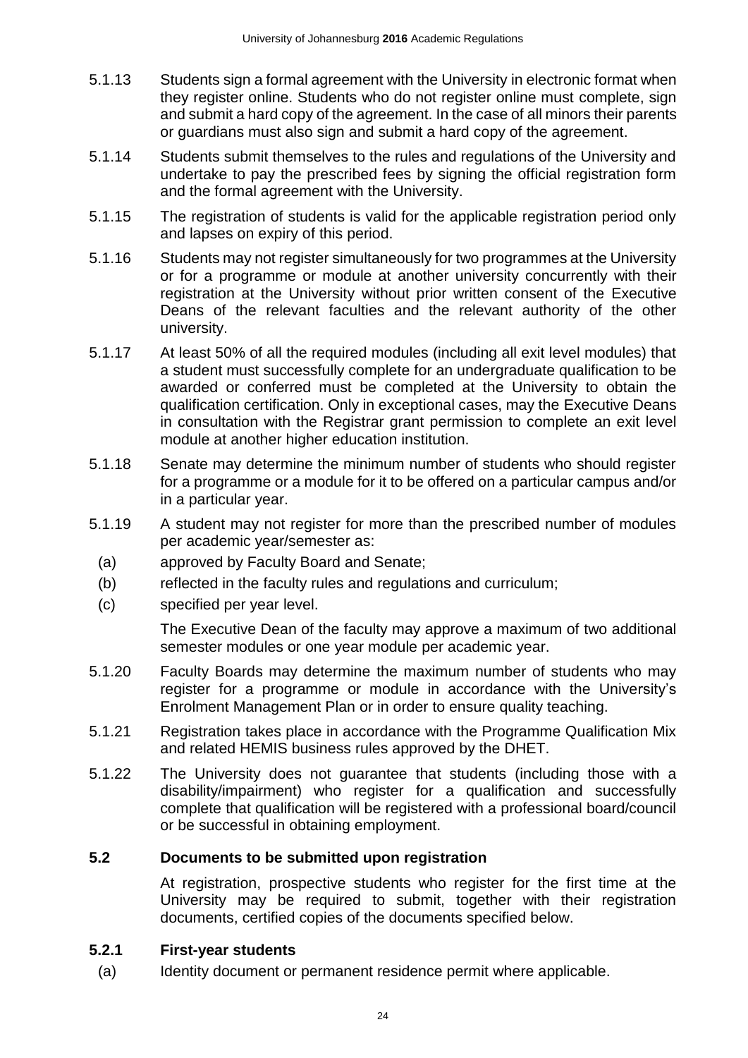5.1.13 Students sign a formal agreement with the University in electronic format when they register online. Students who do not register online must complete, sign and submit a hard copy of the agreement. In the case of all minors their parents or guardians must also sign and submit a hard copy of the agreement.

5.1.14 Students submit themselves to the rules and regulations of the University and undertake to pay the prescribed fees by signing the official registration form and the formal agreement with the University.

5.1.15 The registration of students is valid for the applicable registration period only and lapses on expiry of this period.

5.1.16 Students may not register simultaneously for two programmes at the University or for a programme or module at another university concurrently with their registration at the University without prior written consent of the Executive Deans of the relevant faculties and the relevant authority of the other university.

5.1.17 At least 50% of all the required modules (including all exit level modules) that a student must successfully complete for an undergraduate qualification to be awarded or conferred must be completed at the University to obtain the qualification certification. Only in exceptional cases, may the Executive Deans in consultation with the Registrar grant permission to complete an exit level module at another higher education institution.

5.1.18 Senate may determine the minimum number of students who should register for a programme or a module for it to be offered on a particular campus and/or in a particular year.

5.1.19 A student may not register for more than the prescribed number of modules per academic year/semester as:

(a) approved by Faculty Board and Senate;

(b) reflected in the faculty rules and regulations and curriculum;

(c) specified per year level.

The Executive Dean of the faculty may approve a maximum of two additional semester modules or one year module per academic year.

5.1.20 Faculty Boards may determine the maximum number of students who may register for a programme or module in accordance with the University's Enrolment Management Plan or in order to ensure quality teaching.

5.1.21 Registration takes place in accordance with the Programme Qualification Mix and related HEMIS business rules approved by the DHET.

5.1.22 The University does not guarantee that students (including those with a disability/impairment) who register for a qualification and successfully complete that qualification will be registered with a professional board/council or be successful in obtaining employment.

## 5.2 Documents to be submitted upon registration

At registration, prospective students who register for the first time at the University may be required to submit, together with their registration documents, certified copies of the documents specified below.

### 5.2.1 First-year students

(a) Identity document or permanent residence permit where applicable.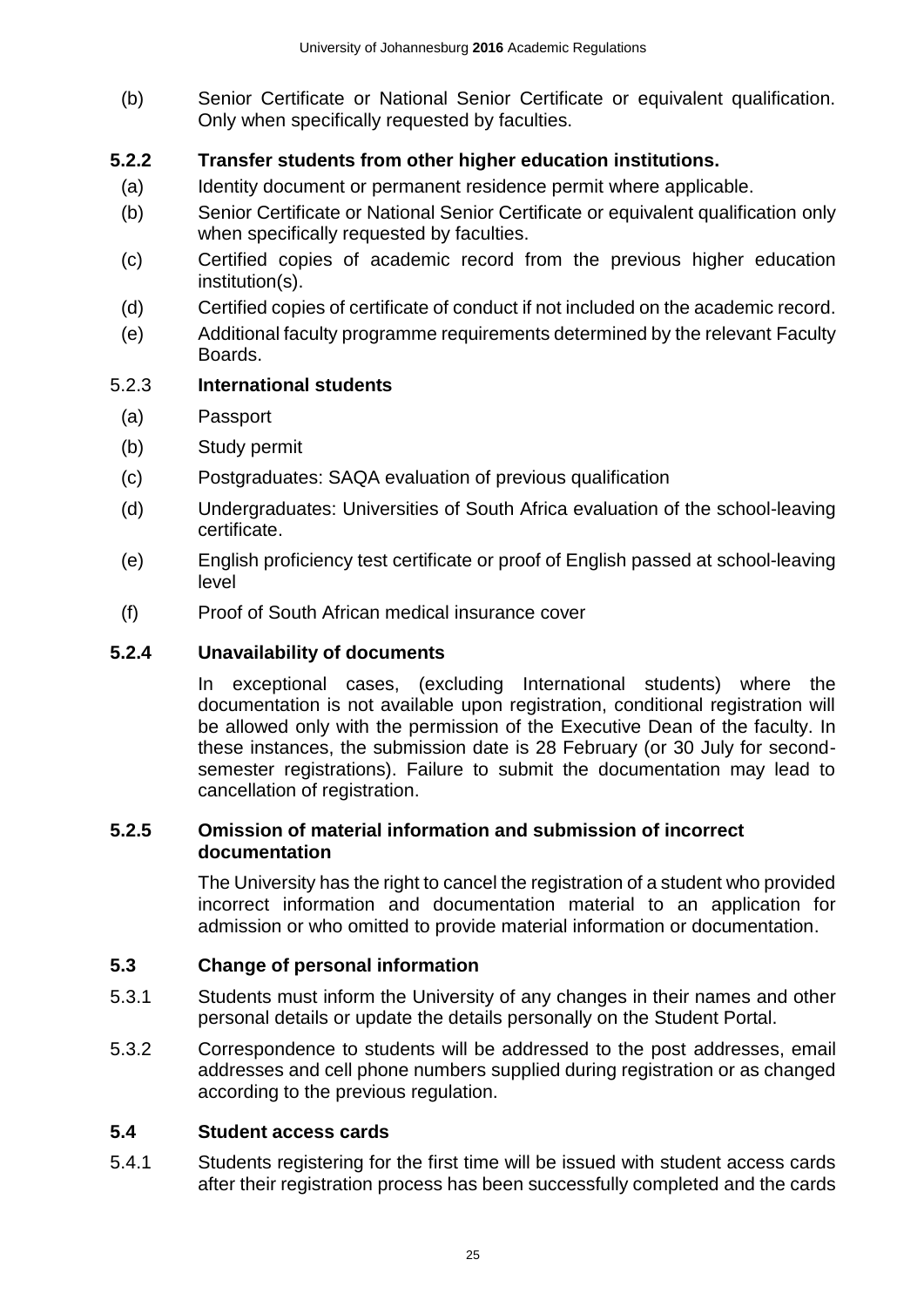(b) Senior Certificate or National Senior Certificate or equivalent qualification. Only when specifically requested by faculties.

### 5.2.2 Transfer students from other higher education institutions.

(a) Identity document or permanent residence permit where applicable.

(b) Senior Certificate or National Senior Certificate or equivalent qualification only when specifically requested by faculties.

(c) Certified copies of academic record from the previous higher education institution(s).

(d) Certified copies of certificate of conduct if not included on the academic record.

(e) Additional faculty programme requirements determined by the relevant Faculty Boards.

### 5.2.3 International students

(a) Passport

(b) Study permit

(c) Postgraduates: SAQA evaluation of previous qualification

(d) Undergraduates: Universities of South Africa evaluation of the school-leaving certificate.

(e) English proficiency test certificate or proof of English passed at school-leaving level

(f) Proof of South African medical insurance cover

### 5.2.4 Unavailability of documents

In exceptional cases, (excluding International students) where the documentation is not available upon registration, conditional registration will be allowed only with the permission of the Executive Dean of the faculty. In these instances, the submission date is 28 February (or 30 July for second-semester registrations). Failure to submit the documentation may lead to cancellation of registration.

### 5.2.5 Omission of material information and submission of incorrect documentation

The University has the right to cancel the registration of a student who provided incorrect information and documentation material to an application for admission or who omitted to provide material information or documentation.

## 5.3 Change of personal information

5.3.1 Students must inform the University of any changes in their names and other personal details or update the details personally on the Student Portal.

5.3.2 Correspondence to students will be addressed to the post addresses, email addresses and cell phone numbers supplied during registration or as changed according to the previous regulation.

## 5.4 Student access cards

5.4.1 Students registering for the first time will be issued with student access cards after their registration process has been successfully completed and the cards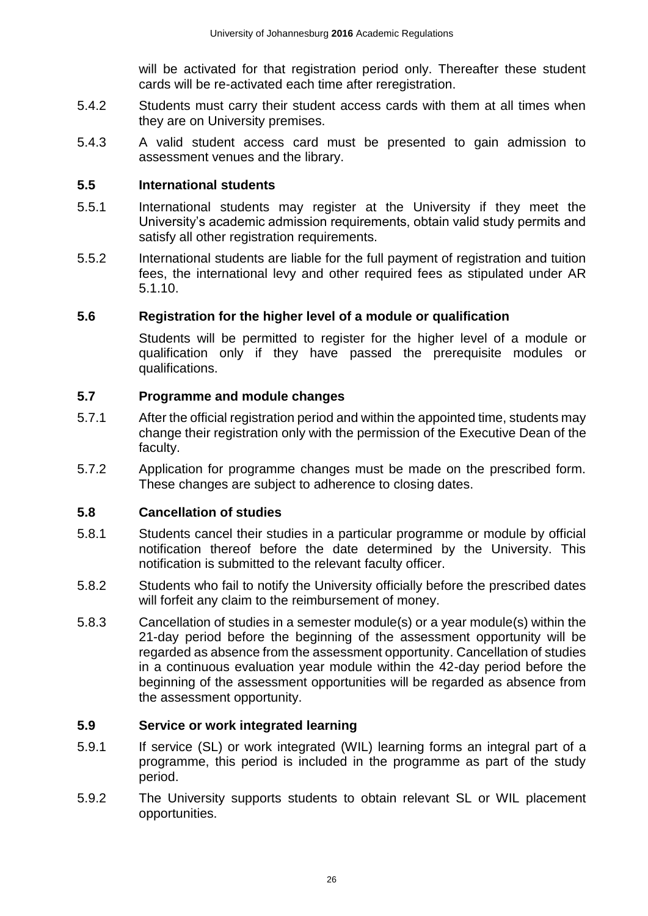will be activated for that registration period only. Thereafter these student cards will be re-activated each time after reregistration.

5.4.2 Students must carry their student access cards with them at all times when they are on University premises.

5.4.3 A valid student access card must be presented to gain admission to assessment venues and the library.

### 5.5 International students

5.5.1 International students may register at the University if they meet the University's academic admission requirements, obtain valid study permits and satisfy all other registration requirements.

5.5.2 International students are liable for the full payment of registration and tuition fees, the international levy and other required fees as stipulated under AR 5.1.10.

### 5.6 Registration for the higher level of a module or qualification

Students will be permitted to register for the higher level of a module or qualification only if they have passed the prerequisite modules or qualifications.

### 5.7 Programme and module changes

5.7.1 After the official registration period and within the appointed time, students may change their registration only with the permission of the Executive Dean of the faculty.

5.7.2 Application for programme changes must be made on the prescribed form. These changes are subject to adherence to closing dates.

### 5.8 Cancellation of studies

5.8.1 Students cancel their studies in a particular programme or module by official notification thereof before the date determined by the University. This notification is submitted to the relevant faculty officer.

5.8.2 Students who fail to notify the University officially before the prescribed dates will forfeit any claim to the reimbursement of money.

5.8.3 Cancellation of studies in a semester module(s) or a year module(s) within the 21-day period before the beginning of the assessment opportunity will be regarded as absence from the assessment opportunity. Cancellation of studies in a continuous evaluation year module within the 42-day period before the beginning of the assessment opportunities will be regarded as absence from the assessment opportunity.

### 5.9 Service or work integrated learning

5.9.1 If service (SL) or work integrated (WIL) learning forms an integral part of a programme, this period is included in the programme as part of the study period.

5.9.2 The University supports students to obtain relevant SL or WIL placement opportunities.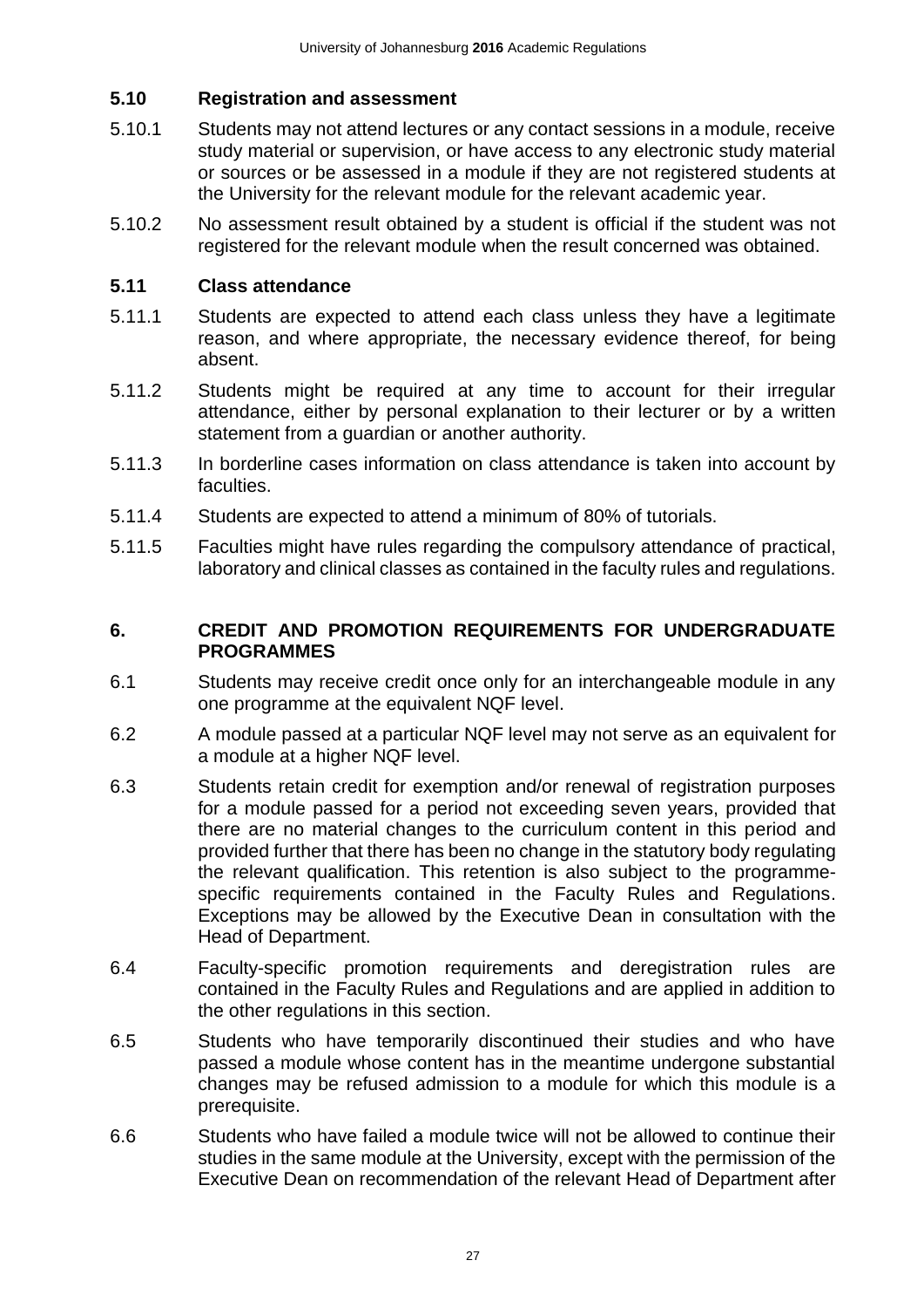### 5.10 Registration and assessment

5.10.1 Students may not attend lectures or any contact sessions in a module, receive study material or supervision, or have access to any electronic study material or sources or be assessed in a module if they are not registered students at the University for the relevant module for the relevant academic year.

5.10.2 No assessment result obtained by a student is official if the student was not registered for the relevant module when the result concerned was obtained.

### 5.11 Class attendance

5.11.1 Students are expected to attend each class unless they have a legitimate reason, and where appropriate, the necessary evidence thereof, for being absent.

5.11.2 Students might be required at any time to account for their irregular attendance, either by personal explanation to their lecturer or by a written statement from a guardian or another authority.

5.11.3 In borderline cases information on class attendance is taken into account by faculties.

5.11.4 Students are expected to attend a minimum of 80% of tutorials.

5.11.5 Faculties might have rules regarding the compulsory attendance of practical, laboratory and clinical classes as contained in the faculty rules and regulations.

## 6. CREDIT AND PROMOTION REQUIREMENTS FOR UNDERGRADUATE PROGRAMMES

6.1 Students may receive credit once only for an interchangeable module in any one programme at the equivalent NQF level.

6.2 A module passed at a particular NQF level may not serve as an equivalent for a module at a higher NQF level.

6.3 Students retain credit for exemption and/or renewal of registration purposes for a module passed for a period not exceeding seven years, provided that there are no material changes to the curriculum content in this period and provided further that there has been no change in the statutory body regulating the relevant qualification. This retention is also subject to the programme-specific requirements contained in the Faculty Rules and Regulations. Exceptions may be allowed by the Executive Dean in consultation with the Head of Department.

6.4 Faculty-specific promotion requirements and deregistration rules are contained in the Faculty Rules and Regulations and are applied in addition to the other regulations in this section.

6.5 Students who have temporarily discontinued their studies and who have passed a module whose content has in the meantime undergone substantial changes may be refused admission to a module for which this module is a prerequisite.

6.6 Students who have failed a module twice will not be allowed to continue their studies in the same module at the University, except with the permission of the Executive Dean on recommendation of the relevant Head of Department after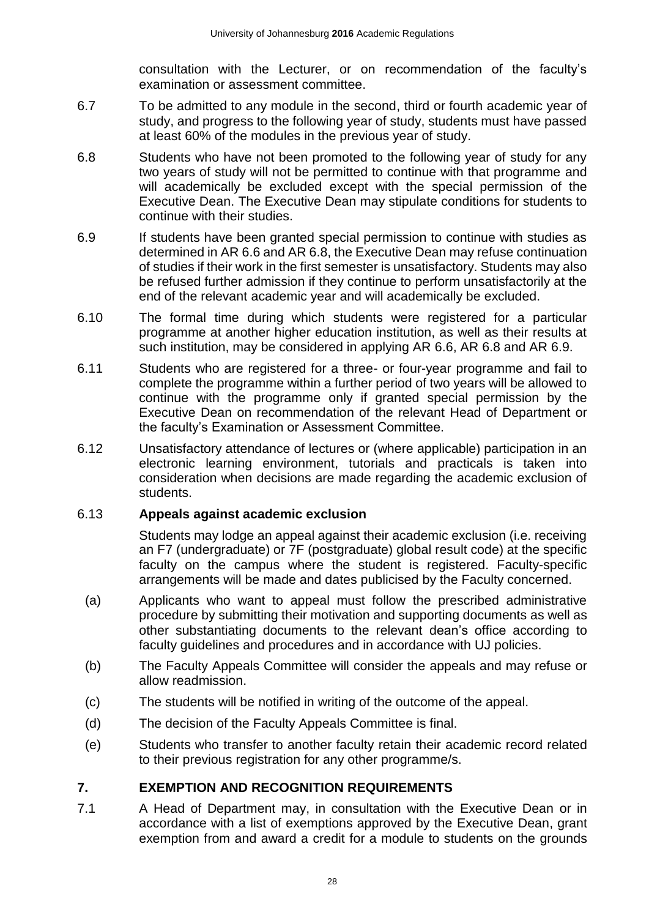consultation with the Lecturer, or on recommendation of the faculty's examination or assessment committee.

6.7 To be admitted to any module in the second, third or fourth academic year of study, and progress to the following year of study, students must have passed at least 60% of the modules in the previous year of study.

6.8 Students who have not been promoted to the following year of study for any two years of study will not be permitted to continue with that programme and will academically be excluded except with the special permission of the Executive Dean. The Executive Dean may stipulate conditions for students to continue with their studies.

6.9 If students have been granted special permission to continue with studies as determined in AR 6.6 and AR 6.8, the Executive Dean may refuse continuation of studies if their work in the first semester is unsatisfactory. Students may also be refused further admission if they continue to perform unsatisfactorily at the end of the relevant academic year and will academically be excluded.

6.10 The formal time during which students were registered for a particular programme at another higher education institution, as well as their results at such institution, may be considered in applying AR 6.6, AR 6.8 and AR 6.9.

6.11 Students who are registered for a three- or four-year programme and fail to complete the programme within a further period of two years will be allowed to continue with the programme only if granted special permission by the Executive Dean on recommendation of the relevant Head of Department or the faculty's Examination or Assessment Committee.

6.12 Unsatisfactory attendance of lectures or (where applicable) participation in an electronic learning environment, tutorials and practicals is taken into consideration when decisions are made regarding the academic exclusion of students.

### 6.13 Appeals against academic exclusion

Students may lodge an appeal against their academic exclusion (i.e. receiving an F7 (undergraduate) or 7F (postgraduate) global result code) at the specific faculty on the campus where the student is registered. Faculty-specific arrangements will be made and dates publicised by the Faculty concerned.

(a) Applicants who want to appeal must follow the prescribed administrative procedure by submitting their motivation and supporting documents as well as other substantiating documents to the relevant dean's office according to faculty guidelines and procedures and in accordance with UJ policies.

(b) The Faculty Appeals Committee will consider the appeals and may refuse or allow readmission.

(c) The students will be notified in writing of the outcome of the appeal.

(d) The decision of the Faculty Appeals Committee is final.

(e) Students who transfer to another faculty retain their academic record related to their previous registration for any other programme/s.

## 7. EXEMPTION AND RECOGNITION REQUIREMENTS

7.1 A Head of Department may, in consultation with the Executive Dean or in accordance with a list of exemptions approved by the Executive Dean, grant exemption from and award a credit for a module to students on the grounds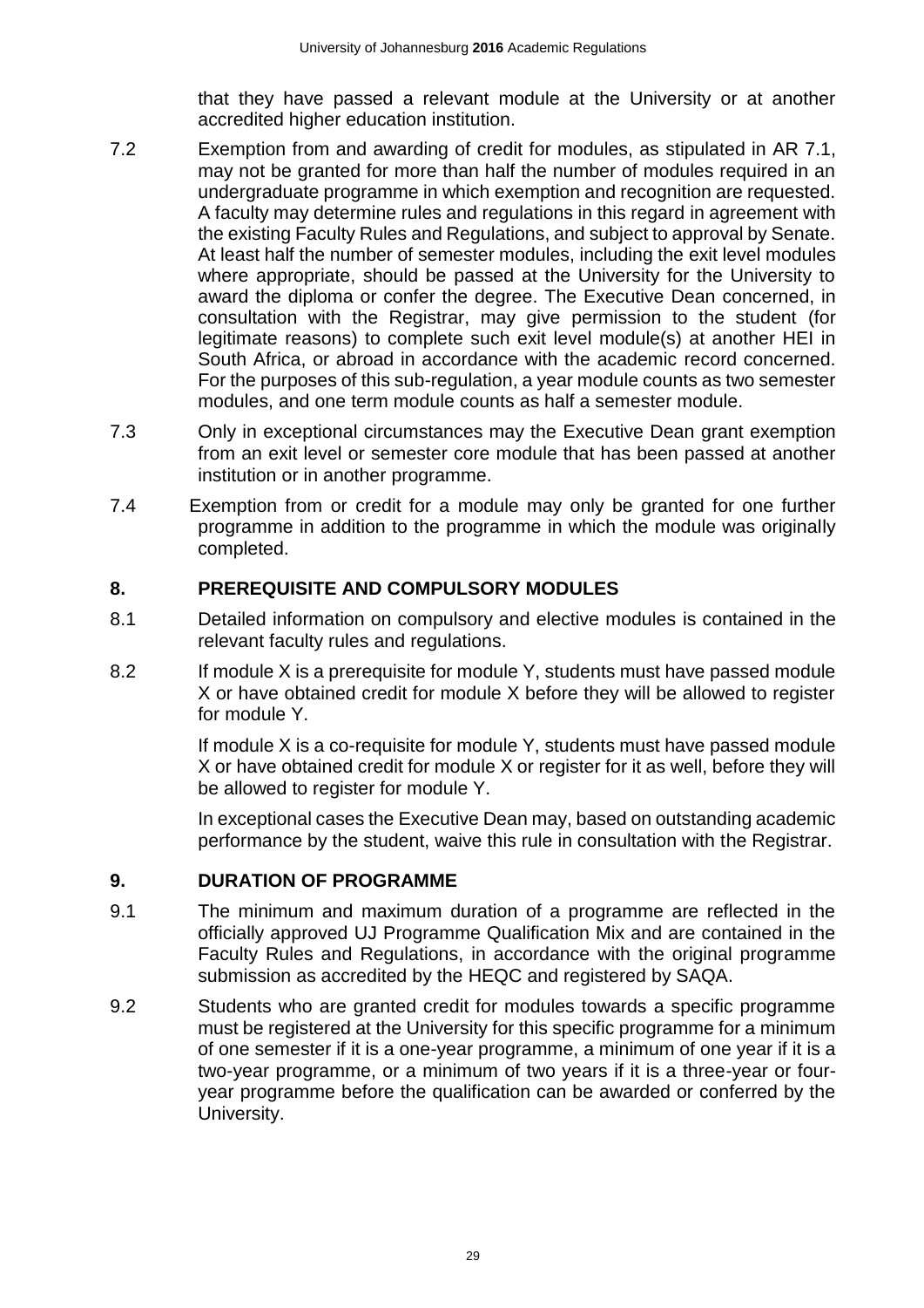that they have passed a relevant module at the University or at another accredited higher education institution.

7.2 Exemption from and awarding of credit for modules, as stipulated in AR 7.1, may not be granted for more than half the number of modules required in an undergraduate programme in which exemption and recognition are requested. A faculty may determine rules and regulations in this regard in agreement with the existing Faculty Rules and Regulations, and subject to approval by Senate. At least half the number of semester modules, including the exit level modules where appropriate, should be passed at the University for the University to award the diploma or confer the degree. The Executive Dean concerned, in consultation with the Registrar, may give permission to the student (for legitimate reasons) to complete such exit level module(s) at another HEI in South Africa, or abroad in accordance with the academic record concerned. For the purposes of this sub-regulation, a year module counts as two semester modules, and one term module counts as half a semester module.

7.3 Only in exceptional circumstances may the Executive Dean grant exemption from an exit level or semester core module that has been passed at another institution or in another programme.

7.4 Exemption from or credit for a module may only be granted for one further programme in addition to the programme in which the module was originally completed.

## 8. PREREQUISITE AND COMPULSORY MODULES

8.1 Detailed information on compulsory and elective modules is contained in the relevant faculty rules and regulations.

8.2 If module X is a prerequisite for module Y, students must have passed module X or have obtained credit for module X before they will be allowed to register for module Y.

If module X is a co-requisite for module Y, students must have passed module X or have obtained credit for module X or register for it as well, before they will be allowed to register for module Y.

In exceptional cases the Executive Dean may, based on outstanding academic performance by the student, waive this rule in consultation with the Registrar.

## 9. DURATION OF PROGRAMME

9.1 The minimum and maximum duration of a programme are reflected in the officially approved UJ Programme Qualification Mix and are contained in the Faculty Rules and Regulations, in accordance with the original programme submission as accredited by the HEQC and registered by SAQA.

9.2 Students who are granted credit for modules towards a specific programme must be registered at the University for this specific programme for a minimum of one semester if it is a one-year programme, a minimum of one year if it is a two-year programme, or a minimum of two years if it is a three-year or four-year programme before the qualification can be awarded or conferred by the University.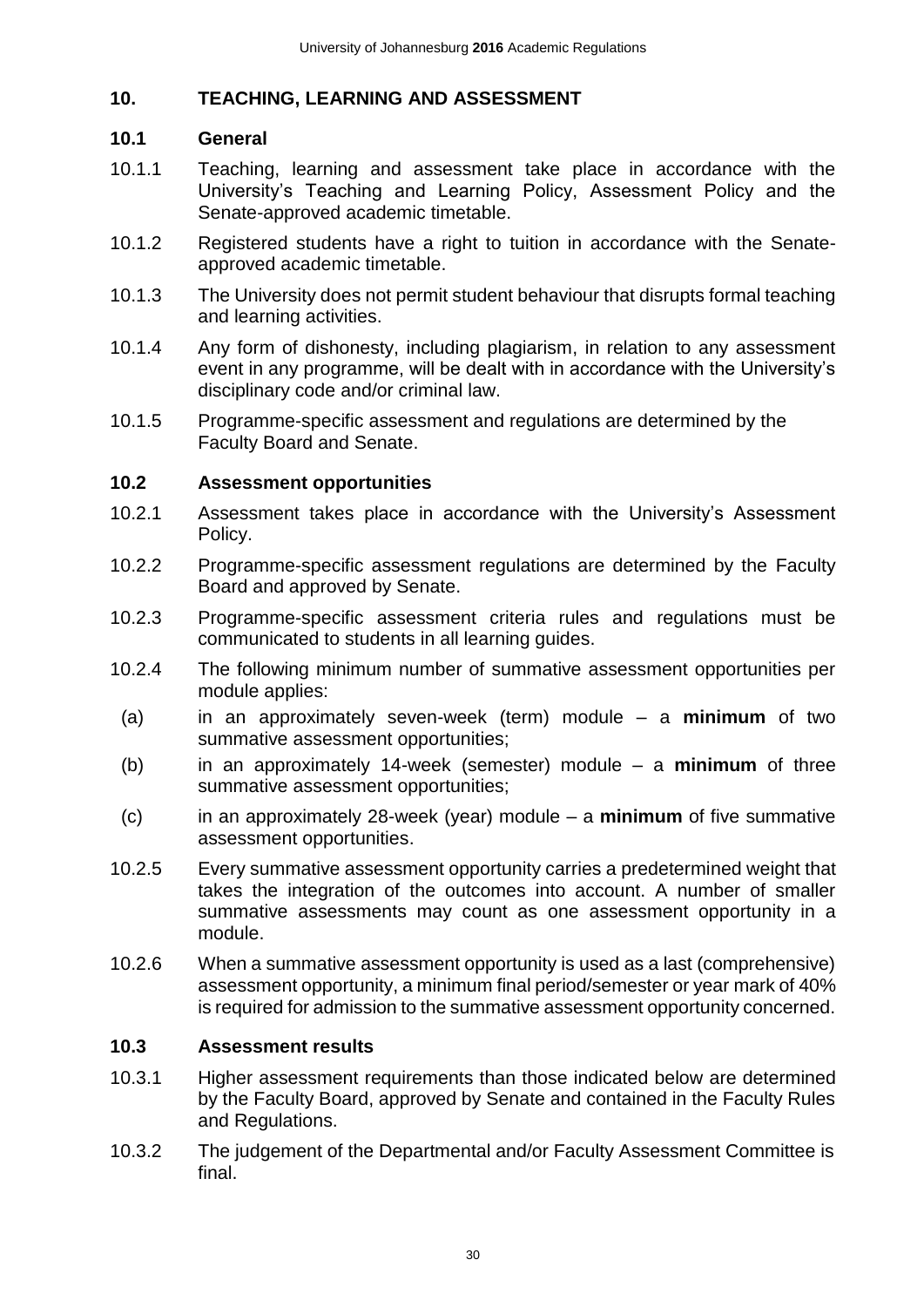## 10. TEACHING, LEARNING AND ASSESSMENT

### 10.1 General

10.1.1 Teaching, learning and assessment take place in accordance with the University's Teaching and Learning Policy, Assessment Policy and the Senate-approved academic timetable.

10.1.2 Registered students have a right to tuition in accordance with the Senate-approved academic timetable.

10.1.3 The University does not permit student behaviour that disrupts formal teaching and learning activities.

10.1.4 Any form of dishonesty, including plagiarism, in relation to any assessment event in any programme, will be dealt with in accordance with the University's disciplinary code and/or criminal law.

10.1.5 Programme-specific assessment and regulations are determined by the Faculty Board and Senate.

### 10.2 Assessment opportunities

10.2.1 Assessment takes place in accordance with the University's Assessment Policy.

10.2.2 Programme-specific assessment regulations are determined by the Faculty Board and approved by Senate.

10.2.3 Programme-specific assessment criteria rules and regulations must be communicated to students in all learning guides.

10.2.4 The following minimum number of summative assessment opportunities per module applies:

(a) in an approximately seven-week (term) module – a **minimum** of two summative assessment opportunities;

(b) in an approximately 14-week (semester) module – a **minimum** of three summative assessment opportunities;

(c) in an approximately 28-week (year) module – a **minimum** of five summative assessment opportunities.

10.2.5 Every summative assessment opportunity carries a predetermined weight that takes the integration of the outcomes into account. A number of smaller summative assessments may count as one assessment opportunity in a module.

10.2.6 When a summative assessment opportunity is used as a last (comprehensive) assessment opportunity, a minimum final period/semester or year mark of 40% is required for admission to the summative assessment opportunity concerned.

### 10.3 Assessment results

10.3.1 Higher assessment requirements than those indicated below are determined by the Faculty Board, approved by Senate and contained in the Faculty Rules and Regulations.

10.3.2 The judgement of the Departmental and/or Faculty Assessment Committee is final.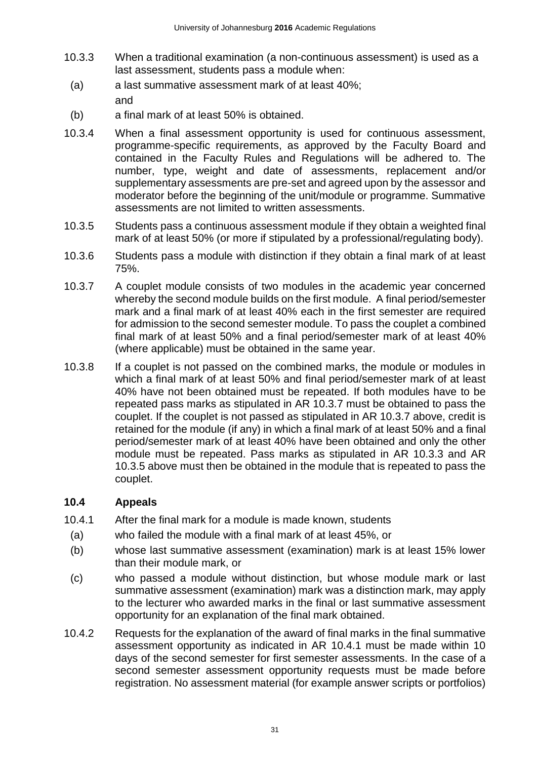10.3.3 When a traditional examination (a non-continuous assessment) is used as a last assessment, students pass a module when:

(a) a last summative assessment mark of at least 40%;
and

(b) a final mark of at least 50% is obtained.

10.3.4 When a final assessment opportunity is used for continuous assessment, programme-specific requirements, as approved by the Faculty Board and contained in the Faculty Rules and Regulations will be adhered to. The number, type, weight and date of assessments, replacement and/or supplementary assessments are pre-set and agreed upon by the assessor and moderator before the beginning of the unit/module or programme. Summative assessments are not limited to written assessments.

10.3.5 Students pass a continuous assessment module if they obtain a weighted final mark of at least 50% (or more if stipulated by a professional/regulating body).

10.3.6 Students pass a module with distinction if they obtain a final mark of at least 75%.

10.3.7 A couplet module consists of two modules in the academic year concerned whereby the second module builds on the first module. A final period/semester mark and a final mark of at least 40% each in the first semester are required for admission to the second semester module. To pass the couplet a combined final mark of at least 50% and a final period/semester mark of at least 40% (where applicable) must be obtained in the same year.

10.3.8 If a couplet is not passed on the combined marks, the module or modules in which a final mark of at least 50% and final period/semester mark of at least 40% have not been obtained must be repeated. If both modules have to be repeated pass marks as stipulated in AR 10.3.7 must be obtained to pass the couplet. If the couplet is not passed as stipulated in AR 10.3.7 above, credit is retained for the module (if any) in which a final mark of at least 50% and a final period/semester mark of at least 40% have been obtained and only the other module must be repeated. Pass marks as stipulated in AR 10.3.3 and AR 10.3.5 above must then be obtained in the module that is repeated to pass the couplet.

## 10.4 Appeals

10.4.1 After the final mark for a module is made known, students

(a) who failed the module with a final mark of at least 45%, or

(b) whose last summative assessment (examination) mark is at least 15% lower than their module mark, or

(c) who passed a module without distinction, but whose module mark or last summative assessment (examination) mark was a distinction mark, may apply to the lecturer who awarded marks in the final or last summative assessment opportunity for an explanation of the final mark obtained.

10.4.2 Requests for the explanation of the award of final marks in the final summative assessment opportunity as indicated in AR 10.4.1 must be made within 10 days of the second semester for first semester assessments. In the case of a second semester assessment opportunity requests must be made before registration. No assessment material (for example answer scripts or portfolios)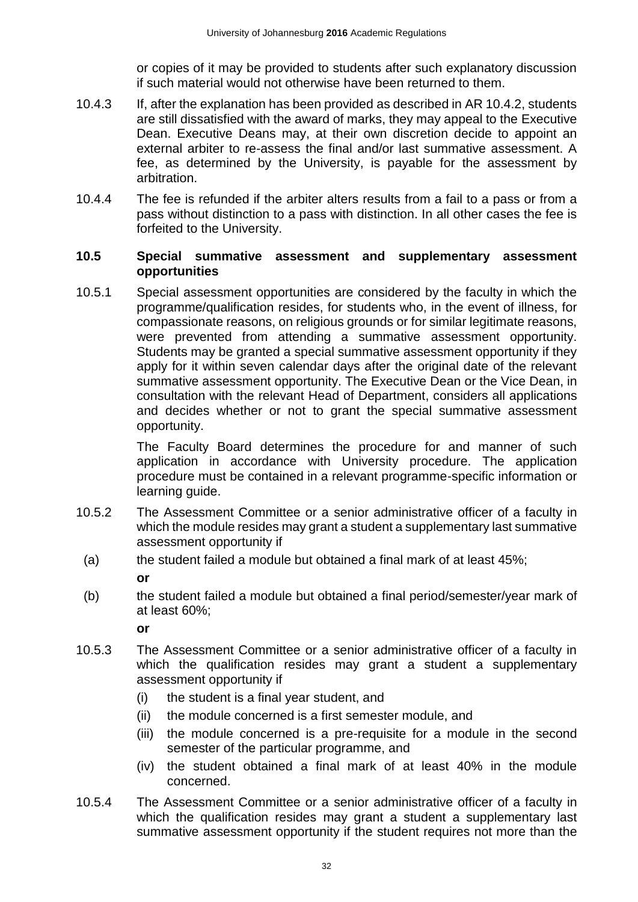or copies of it may be provided to students after such explanatory discussion if such material would not otherwise have been returned to them.

10.4.3 If, after the explanation has been provided as described in AR 10.4.2, students are still dissatisfied with the award of marks, they may appeal to the Executive Dean. Executive Deans may, at their own discretion decide to appoint an external arbiter to re-assess the final and/or last summative assessment. A fee, as determined by the University, is payable for the assessment by arbitration.

10.4.4 The fee is refunded if the arbiter alters results from a fail to a pass or from a pass without distinction to a pass with distinction. In all other cases the fee is forfeited to the University.

### 10.5 Special summative assessment and supplementary assessment opportunities

10.5.1 Special assessment opportunities are considered by the faculty in which the programme/qualification resides, for students who, in the event of illness, for compassionate reasons, on religious grounds or for similar legitimate reasons, were prevented from attending a summative assessment opportunity. Students may be granted a special summative assessment opportunity if they apply for it within seven calendar days after the original date of the relevant summative assessment opportunity. The Executive Dean or the Vice Dean, in consultation with the relevant Head of Department, considers all applications and decides whether or not to grant the special summative assessment opportunity.

The Faculty Board determines the procedure for and manner of such application in accordance with University procedure. The application procedure must be contained in a relevant programme-specific information or learning guide.

10.5.2 The Assessment Committee or a senior administrative officer of a faculty in which the module resides may grant a student a supplementary last summative assessment opportunity if

(a) the student failed a module but obtained a final mark of at least 45%;

**or**

(b) the student failed a module but obtained a final period/semester/year mark of at least 60%;

**or**

10.5.3 The Assessment Committee or a senior administrative officer of a faculty in which the qualification resides may grant a student a supplementary assessment opportunity if

(i) the student is a final year student, and

(ii) the module concerned is a first semester module, and

(iii) the module concerned is a pre-requisite for a module in the second semester of the particular programme, and

(iv) the student obtained a final mark of at least 40% in the module concerned.

10.5.4 The Assessment Committee or a senior administrative officer of a faculty in which the qualification resides may grant a student a supplementary last summative assessment opportunity if the student requires not more than the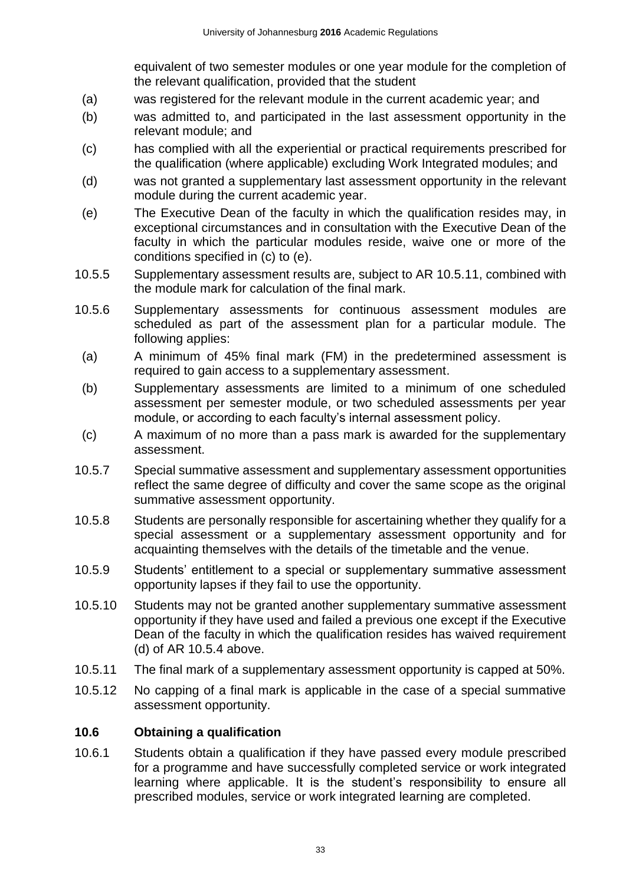equivalent of two semester modules or one year module for the completion of the relevant qualification, provided that the student

(a) was registered for the relevant module in the current academic year; and

(b) was admitted to, and participated in the last assessment opportunity in the relevant module; and

(c) has complied with all the experiential or practical requirements prescribed for the qualification (where applicable) excluding Work Integrated modules; and

(d) was not granted a supplementary last assessment opportunity in the relevant module during the current academic year.

(e) The Executive Dean of the faculty in which the qualification resides may, in exceptional circumstances and in consultation with the Executive Dean of the faculty in which the particular modules reside, waive one or more of the conditions specified in (c) to (e).

10.5.5 Supplementary assessment results are, subject to AR 10.5.11, combined with the module mark for calculation of the final mark.

10.5.6 Supplementary assessments for continuous assessment modules are scheduled as part of the assessment plan for a particular module. The following applies:

(a) A minimum of 45% final mark (FM) in the predetermined assessment is required to gain access to a supplementary assessment.

(b) Supplementary assessments are limited to a minimum of one scheduled assessment per semester module, or two scheduled assessments per year module, or according to each faculty's internal assessment policy.

(c) A maximum of no more than a pass mark is awarded for the supplementary assessment.

10.5.7 Special summative assessment and supplementary assessment opportunities reflect the same degree of difficulty and cover the same scope as the original summative assessment opportunity.

10.5.8 Students are personally responsible for ascertaining whether they qualify for a special assessment or a supplementary assessment opportunity and for acquainting themselves with the details of the timetable and the venue.

10.5.9 Students' entitlement to a special or supplementary summative assessment opportunity lapses if they fail to use the opportunity.

10.5.10 Students may not be granted another supplementary summative assessment opportunity if they have used and failed a previous one except if the Executive Dean of the faculty in which the qualification resides has waived requirement (d) of AR 10.5.4 above.

10.5.11 The final mark of a supplementary assessment opportunity is capped at 50%.

10.5.12 No capping of a final mark is applicable in the case of a special summative assessment opportunity.

## 10.6 Obtaining a qualification

10.6.1 Students obtain a qualification if they have passed every module prescribed for a programme and have successfully completed service or work integrated learning where applicable. It is the student's responsibility to ensure all prescribed modules, service or work integrated learning are completed.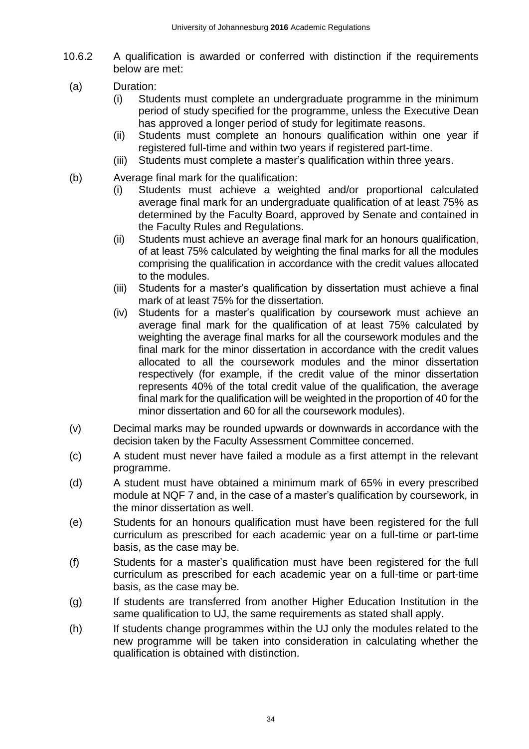10.6.2 A qualification is awarded or conferred with distinction if the requirements below are met:

(a) Duration:

(i) Students must complete an undergraduate programme in the minimum period of study specified for the programme, unless the Executive Dean has approved a longer period of study for legitimate reasons.

(ii) Students must complete an honours qualification within one year if registered full-time and within two years if registered part-time.

(iii) Students must complete a master's qualification within three years.

(b) Average final mark for the qualification:

(i) Students must achieve a weighted and/or proportional calculated average final mark for an undergraduate qualification of at least 75% as determined by the Faculty Board, approved by Senate and contained in the Faculty Rules and Regulations.

(ii) Students must achieve an average final mark for an honours qualification, of at least 75% calculated by weighting the final marks for all the modules comprising the qualification in accordance with the credit values allocated to the modules.

(iii) Students for a master's qualification by dissertation must achieve a final mark of at least 75% for the dissertation.

(iv) Students for a master's qualification by coursework must achieve an average final mark for the qualification of at least 75% calculated by weighting the average final marks for all the coursework modules and the final mark for the minor dissertation in accordance with the credit values allocated to all the coursework modules and the minor dissertation respectively (for example, if the credit value of the minor dissertation represents 40% of the total credit value of the qualification, the average final mark for the qualification will be weighted in the proportion of 40 for the minor dissertation and 60 for all the coursework modules).

(v) Decimal marks may be rounded upwards or downwards in accordance with the decision taken by the Faculty Assessment Committee concerned.

(c) A student must never have failed a module as a first attempt in the relevant programme.

(d) A student must have obtained a minimum mark of 65% in every prescribed module at NQF 7 and, in the case of a master's qualification by coursework, in the minor dissertation as well.

(e) Students for an honours qualification must have been registered for the full curriculum as prescribed for each academic year on a full-time or part-time basis, as the case may be.

(f) Students for a master's qualification must have been registered for the full curriculum as prescribed for each academic year on a full-time or part-time basis, as the case may be.

(g) If students are transferred from another Higher Education Institution in the same qualification to UJ, the same requirements as stated shall apply.

(h) If students change programmes within the UJ only the modules related to the new programme will be taken into consideration in calculating whether the qualification is obtained with distinction.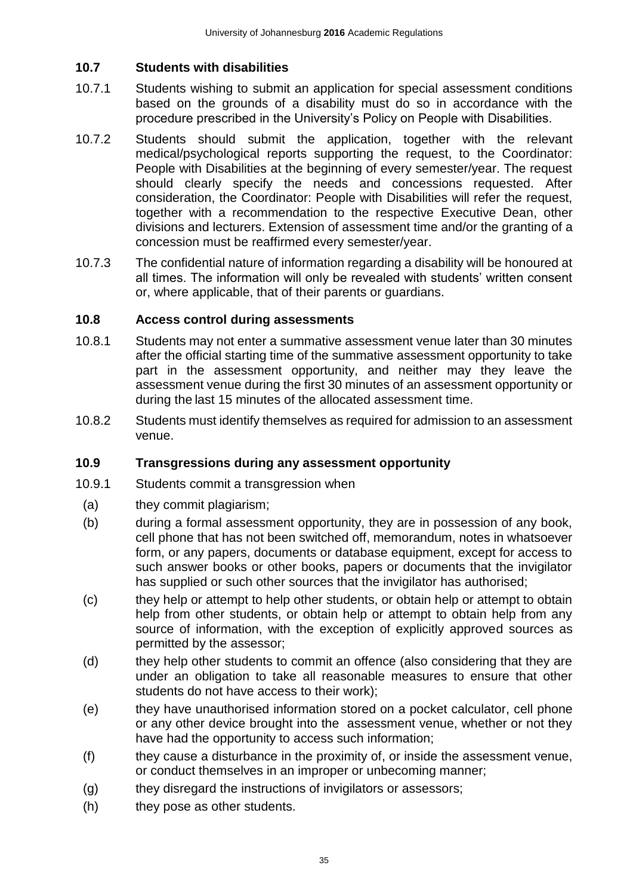### 10.7 Students with disabilities

10.7.1 Students wishing to submit an application for special assessment conditions based on the grounds of a disability must do so in accordance with the procedure prescribed in the University's Policy on People with Disabilities.

10.7.2 Students should submit the application, together with the relevant medical/psychological reports supporting the request, to the Coordinator: People with Disabilities at the beginning of every semester/year. The request should clearly specify the needs and concessions requested. After consideration, the Coordinator: People with Disabilities will refer the request, together with a recommendation to the respective Executive Dean, other divisions and lecturers. Extension of assessment time and/or the granting of a concession must be reaffirmed every semester/year.

10.7.3 The confidential nature of information regarding a disability will be honoured at all times. The information will only be revealed with students' written consent or, where applicable, that of their parents or guardians.

### 10.8 Access control during assessments

10.8.1 Students may not enter a summative assessment venue later than 30 minutes after the official starting time of the summative assessment opportunity to take part in the assessment opportunity, and neither may they leave the assessment venue during the first 30 minutes of an assessment opportunity or during the last 15 minutes of the allocated assessment time.

10.8.2 Students must identify themselves as required for admission to an assessment venue.

### 10.9 Transgressions during any assessment opportunity

10.9.1 Students commit a transgression when

(a) they commit plagiarism;

(b) during a formal assessment opportunity, they are in possession of any book, cell phone that has not been switched off, memorandum, notes in whatsoever form, or any papers, documents or database equipment, except for access to such answer books or other books, papers or documents that the invigilator has supplied or such other sources that the invigilator has authorised;

(c) they help or attempt to help other students, or obtain help or attempt to obtain help from other students, or obtain help or attempt to obtain help from any source of information, with the exception of explicitly approved sources as permitted by the assessor;

(d) they help other students to commit an offence (also considering that they are under an obligation to take all reasonable measures to ensure that other students do not have access to their work);

(e) they have unauthorised information stored on a pocket calculator, cell phone or any other device brought into the assessment venue, whether or not they have had the opportunity to access such information;

(f) they cause a disturbance in the proximity of, or inside the assessment venue, or conduct themselves in an improper or unbecoming manner;

(g) they disregard the instructions of invigilators or assessors;

(h) they pose as other students.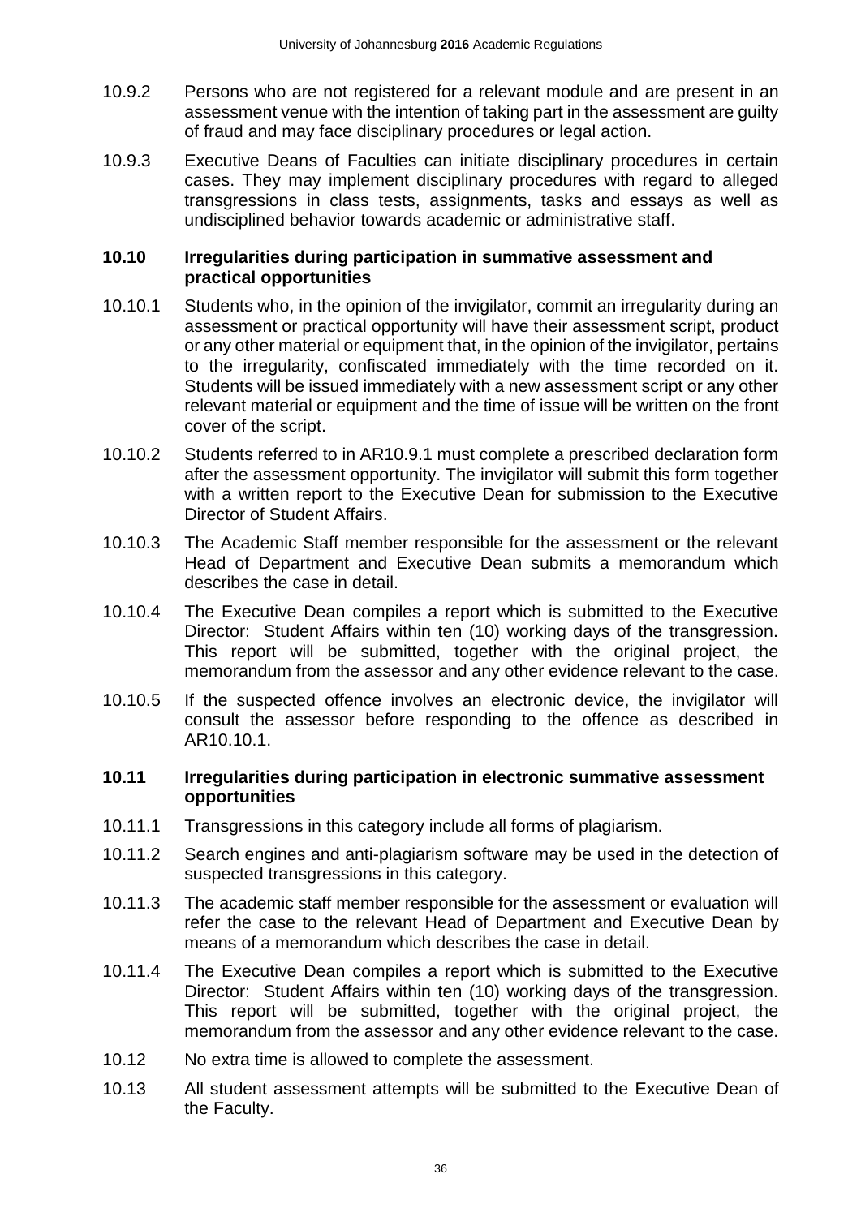10.9.2 Persons who are not registered for a relevant module and are present in an assessment venue with the intention of taking part in the assessment are guilty of fraud and may face disciplinary procedures or legal action.

10.9.3 Executive Deans of Faculties can initiate disciplinary procedures in certain cases. They may implement disciplinary procedures with regard to alleged transgressions in class tests, assignments, tasks and essays as well as undisciplined behavior towards academic or administrative staff.

### 10.10 Irregularities during participation in summative assessment and practical opportunities

10.10.1 Students who, in the opinion of the invigilator, commit an irregularity during an assessment or practical opportunity will have their assessment script, product or any other material or equipment that, in the opinion of the invigilator, pertains to the irregularity, confiscated immediately with the time recorded on it. Students will be issued immediately with a new assessment script or any other relevant material or equipment and the time of issue will be written on the front cover of the script.

10.10.2 Students referred to in AR10.9.1 must complete a prescribed declaration form after the assessment opportunity. The invigilator will submit this form together with a written report to the Executive Dean for submission to the Executive Director of Student Affairs.

10.10.3 The Academic Staff member responsible for the assessment or the relevant Head of Department and Executive Dean submits a memorandum which describes the case in detail.

10.10.4 The Executive Dean compiles a report which is submitted to the Executive Director: Student Affairs within ten (10) working days of the transgression. This report will be submitted, together with the original project, the memorandum from the assessor and any other evidence relevant to the case.

10.10.5 If the suspected offence involves an electronic device, the invigilator will consult the assessor before responding to the offence as described in AR10.10.1.

### 10.11 Irregularities during participation in electronic summative assessment opportunities

10.11.1 Transgressions in this category include all forms of plagiarism.

10.11.2 Search engines and anti-plagiarism software may be used in the detection of suspected transgressions in this category.

10.11.3 The academic staff member responsible for the assessment or evaluation will refer the case to the relevant Head of Department and Executive Dean by means of a memorandum which describes the case in detail.

10.11.4 The Executive Dean compiles a report which is submitted to the Executive Director: Student Affairs within ten (10) working days of the transgression. This report will be submitted, together with the original project, the memorandum from the assessor and any other evidence relevant to the case.

10.12 No extra time is allowed to complete the assessment.

10.13 All student assessment attempts will be submitted to the Executive Dean of the Faculty.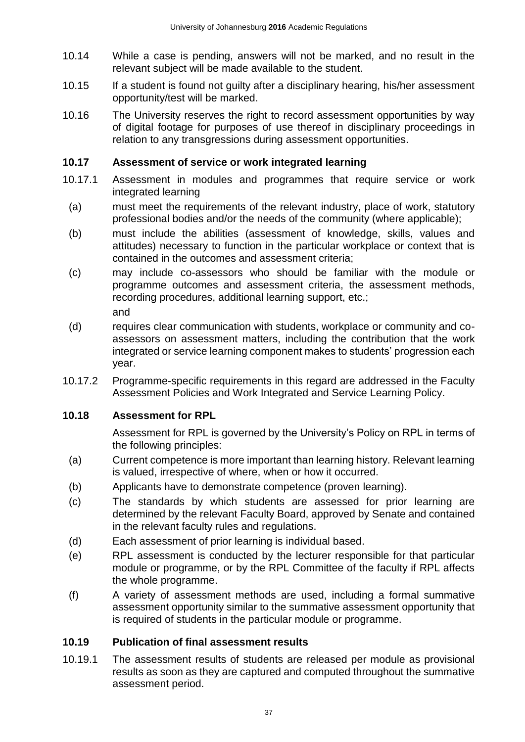10.14 While a case is pending, answers will not be marked, and no result in the relevant subject will be made available to the student.

10.15 If a student is found not guilty after a disciplinary hearing, his/her assessment opportunity/test will be marked.

10.16 The University reserves the right to record assessment opportunities by way of digital footage for purposes of use thereof in disciplinary proceedings in relation to any transgressions during assessment opportunities.

### 10.17 Assessment of service or work integrated learning

10.17.1 Assessment in modules and programmes that require service or work integrated learning

(a) must meet the requirements of the relevant industry, place of work, statutory professional bodies and/or the needs of the community (where applicable);

(b) must include the abilities (assessment of knowledge, skills, values and attitudes) necessary to function in the particular workplace or context that is contained in the outcomes and assessment criteria;

(c) may include co-assessors who should be familiar with the module or programme outcomes and assessment criteria, the assessment methods, recording procedures, additional learning support, etc.;

and

(d) requires clear communication with students, workplace or community and co-assessors on assessment matters, including the contribution that the work integrated or service learning component makes to students' progression each year.

10.17.2 Programme-specific requirements in this regard are addressed in the Faculty Assessment Policies and Work Integrated and Service Learning Policy.

### 10.18 Assessment for RPL

Assessment for RPL is governed by the University's Policy on RPL in terms of the following principles:

(a) Current competence is more important than learning history. Relevant learning is valued, irrespective of where, when or how it occurred.

(b) Applicants have to demonstrate competence (proven learning).

(c) The standards by which students are assessed for prior learning are determined by the relevant Faculty Board, approved by Senate and contained in the relevant faculty rules and regulations.

(d) Each assessment of prior learning is individual based.

(e) RPL assessment is conducted by the lecturer responsible for that particular module or programme, or by the RPL Committee of the faculty if RPL affects the whole programme.

(f) A variety of assessment methods are used, including a formal summative assessment opportunity similar to the summative assessment opportunity that is required of students in the particular module or programme.

### 10.19 Publication of final assessment results

10.19.1 The assessment results of students are released per module as provisional results as soon as they are captured and computed throughout the summative assessment period.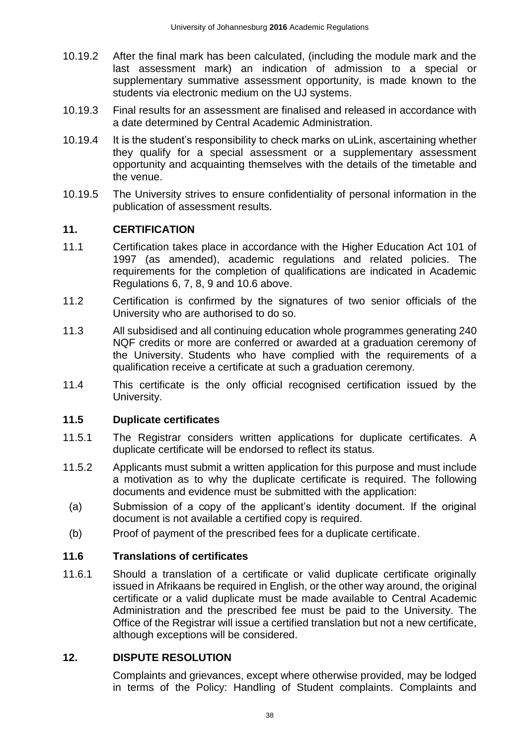10.19.2 After the final mark has been calculated, (including the module mark and the last assessment mark) an indication of admission to a special or supplementary summative assessment opportunity, is made known to the students via electronic medium on the UJ systems.

10.19.3 Final results for an assessment are finalised and released in accordance with a date determined by Central Academic Administration.

10.19.4 It is the student's responsibility to check marks on uLink, ascertaining whether they qualify for a special assessment or a supplementary assessment opportunity and acquainting themselves with the details of the timetable and the venue.

10.19.5 The University strives to ensure confidentiality of personal information in the publication of assessment results.

## 11. CERTIFICATION

11.1 Certification takes place in accordance with the Higher Education Act 101 of 1997 (as amended), academic regulations and related policies. The requirements for the completion of qualifications are indicated in Academic Regulations 6, 7, 8, 9 and 10.6 above.

11.2 Certification is confirmed by the signatures of two senior officials of the University who are authorised to do so.

11.3 All subsidised and all continuing education whole programmes generating 240 NQF credits or more are conferred or awarded at a graduation ceremony of the University. Students who have complied with the requirements of a qualification receive a certificate at such a graduation ceremony.

11.4 This certificate is the only official recognised certification issued by the University.

### 11.5 Duplicate certificates

11.5.1 The Registrar considers written applications for duplicate certificates. A duplicate certificate will be endorsed to reflect its status.

11.5.2 Applicants must submit a written application for this purpose and must include a motivation as to why the duplicate certificate is required. The following documents and evidence must be submitted with the application:

(a) Submission of a copy of the applicant's identity document. If the original document is not available a certified copy is required.

(b) Proof of payment of the prescribed fees for a duplicate certificate.

### 11.6 Translations of certificates

11.6.1 Should a translation of a certificate or valid duplicate certificate originally issued in Afrikaans be required in English, or the other way around, the original certificate or a valid duplicate must be made available to Central Academic Administration and the prescribed fee must be paid to the University. The Office of the Registrar will issue a certified translation but not a new certificate, although exceptions will be considered.

## 12. DISPUTE RESOLUTION

Complaints and grievances, except where otherwise provided, may be lodged in terms of the Policy: Handling of Student complaints. Complaints and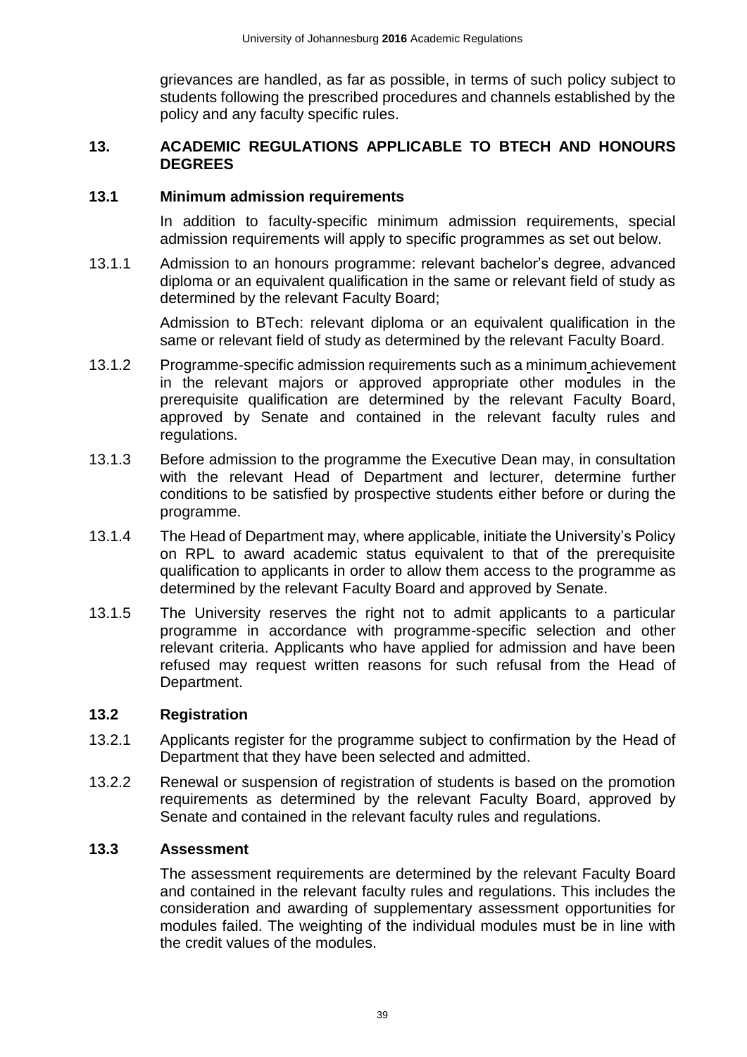grievances are handled, as far as possible, in terms of such policy subject to students following the prescribed procedures and channels established by the policy and any faculty specific rules.

## 13. ACADEMIC REGULATIONS APPLICABLE TO BTECH AND HONOURS DEGREES

### 13.1 Minimum admission requirements

In addition to faculty-specific minimum admission requirements, special admission requirements will apply to specific programmes as set out below.

13.1.1 Admission to an honours programme: relevant bachelor's degree, advanced diploma or an equivalent qualification in the same or relevant field of study as determined by the relevant Faculty Board;

Admission to BTech: relevant diploma or an equivalent qualification in the same or relevant field of study as determined by the relevant Faculty Board.

13.1.2 Programme-specific admission requirements such as a minimum achievement in the relevant majors or approved appropriate other modules in the prerequisite qualification are determined by the relevant Faculty Board, approved by Senate and contained in the relevant faculty rules and regulations.

13.1.3 Before admission to the programme the Executive Dean may, in consultation with the relevant Head of Department and lecturer, determine further conditions to be satisfied by prospective students either before or during the programme.

13.1.4 The Head of Department may, where applicable, initiate the University's Policy on RPL to award academic status equivalent to that of the prerequisite qualification to applicants in order to allow them access to the programme as determined by the relevant Faculty Board and approved by Senate.

13.1.5 The University reserves the right not to admit applicants to a particular programme in accordance with programme-specific selection and other relevant criteria. Applicants who have applied for admission and have been refused may request written reasons for such refusal from the Head of Department.

### 13.2 Registration

13.2.1 Applicants register for the programme subject to confirmation by the Head of Department that they have been selected and admitted.

13.2.2 Renewal or suspension of registration of students is based on the promotion requirements as determined by the relevant Faculty Board, approved by Senate and contained in the relevant faculty rules and regulations.

### 13.3 Assessment

The assessment requirements are determined by the relevant Faculty Board and contained in the relevant faculty rules and regulations. This includes the consideration and awarding of supplementary assessment opportunities for modules failed. The weighting of the individual modules must be in line with the credit values of the modules.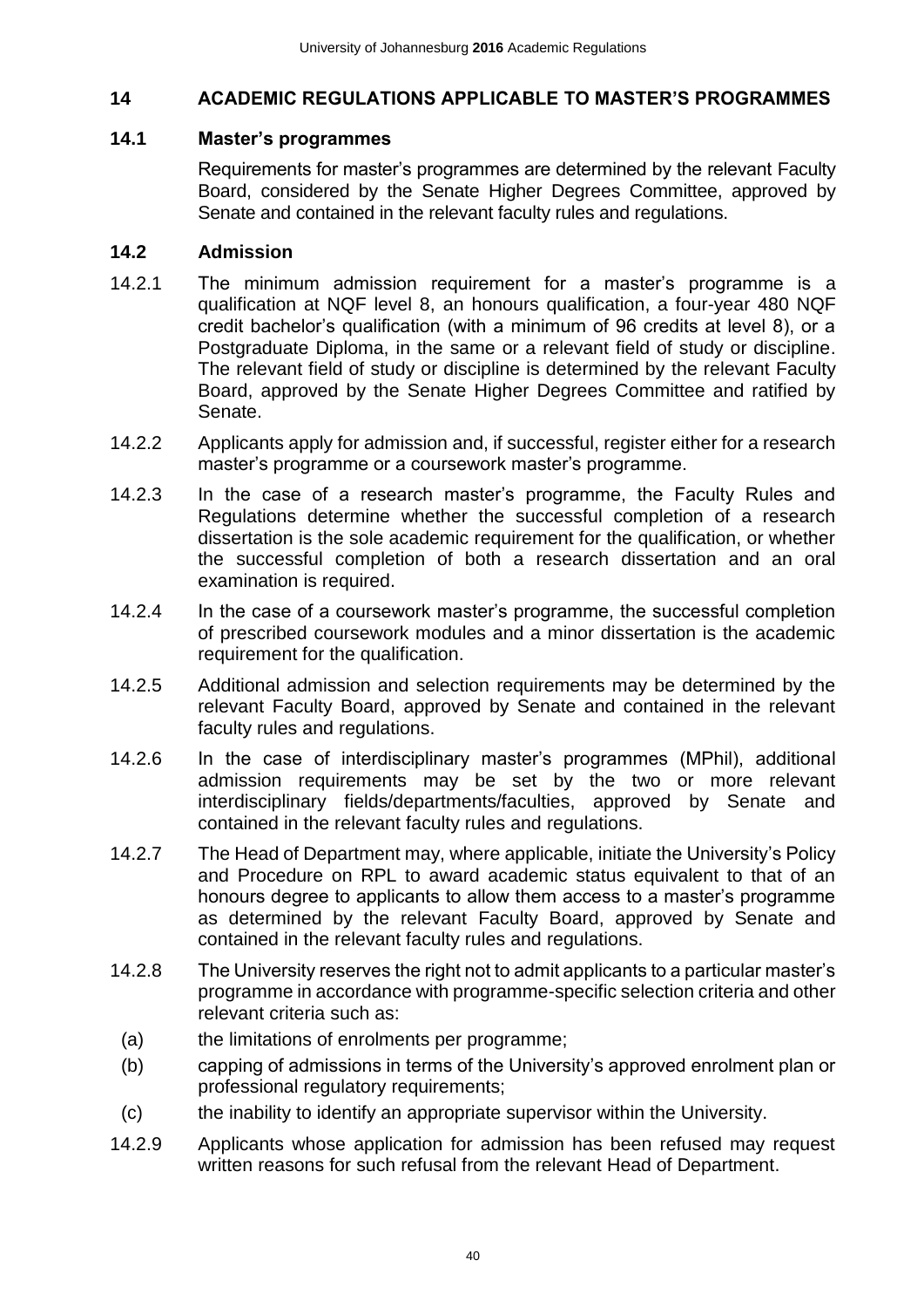## 14 ACADEMIC REGULATIONS APPLICABLE TO MASTER'S PROGRAMMES

### 14.1 Master's programmes

Requirements for master's programmes are determined by the relevant Faculty Board, considered by the Senate Higher Degrees Committee, approved by Senate and contained in the relevant faculty rules and regulations.

### 14.2 Admission

14.2.1 The minimum admission requirement for a master's programme is a qualification at NQF level 8, an honours qualification, a four-year 480 NQF credit bachelor's qualification (with a minimum of 96 credits at level 8), or a Postgraduate Diploma, in the same or a relevant field of study or discipline. The relevant field of study or discipline is determined by the relevant Faculty Board, approved by the Senate Higher Degrees Committee and ratified by Senate.

14.2.2 Applicants apply for admission and, if successful, register either for a research master's programme or a coursework master's programme.

14.2.3 In the case of a research master's programme, the Faculty Rules and Regulations determine whether the successful completion of a research dissertation is the sole academic requirement for the qualification, or whether the successful completion of both a research dissertation and an oral examination is required.

14.2.4 In the case of a coursework master's programme, the successful completion of prescribed coursework modules and a minor dissertation is the academic requirement for the qualification.

14.2.5 Additional admission and selection requirements may be determined by the relevant Faculty Board, approved by Senate and contained in the relevant faculty rules and regulations.

14.2.6 In the case of interdisciplinary master's programmes (MPhil), additional admission requirements may be set by the two or more relevant interdisciplinary fields/departments/faculties, approved by Senate and contained in the relevant faculty rules and regulations.

14.2.7 The Head of Department may, where applicable, initiate the University's Policy and Procedure on RPL to award academic status equivalent to that of an honours degree to applicants to allow them access to a master's programme as determined by the relevant Faculty Board, approved by Senate and contained in the relevant faculty rules and regulations.

14.2.8 The University reserves the right not to admit applicants to a particular master's programme in accordance with programme-specific selection criteria and other relevant criteria such as:

(a) the limitations of enrolments per programme;

(b) capping of admissions in terms of the University's approved enrolment plan or professional regulatory requirements;

(c) the inability to identify an appropriate supervisor within the University.

14.2.9 Applicants whose application for admission has been refused may request written reasons for such refusal from the relevant Head of Department.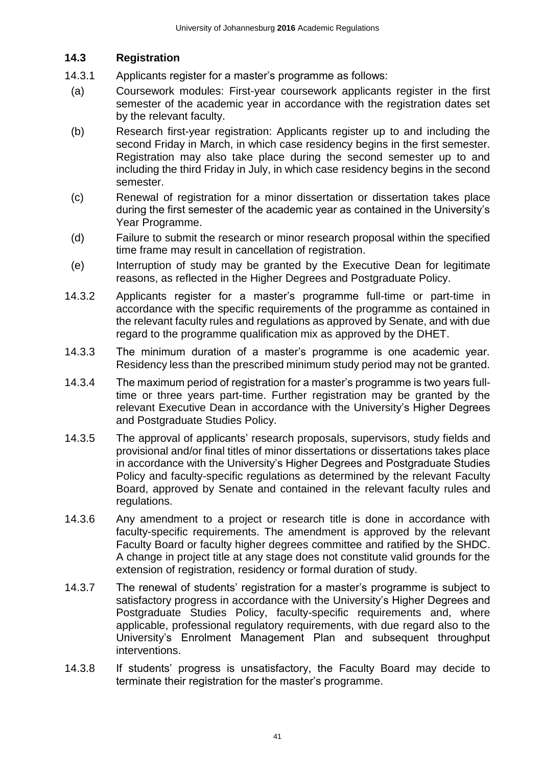### 14.3 Registration

14.3.1 Applicants register for a master's programme as follows:

(a) Coursework modules: First-year coursework applicants register in the first semester of the academic year in accordance with the registration dates set by the relevant faculty.

(b) Research first-year registration: Applicants register up to and including the second Friday in March, in which case residency begins in the first semester. Registration may also take place during the second semester up to and including the third Friday in July, in which case residency begins in the second semester.

(c) Renewal of registration for a minor dissertation or dissertation takes place during the first semester of the academic year as contained in the University's Year Programme.

(d) Failure to submit the research or minor research proposal within the specified time frame may result in cancellation of registration.

(e) Interruption of study may be granted by the Executive Dean for legitimate reasons, as reflected in the Higher Degrees and Postgraduate Policy.

14.3.2 Applicants register for a master's programme full-time or part-time in accordance with the specific requirements of the programme as contained in the relevant faculty rules and regulations as approved by Senate, and with due regard to the programme qualification mix as approved by the DHET.

14.3.3 The minimum duration of a master's programme is one academic year. Residency less than the prescribed minimum study period may not be granted.

14.3.4 The maximum period of registration for a master's programme is two years full-time or three years part-time. Further registration may be granted by the relevant Executive Dean in accordance with the University's Higher Degrees and Postgraduate Studies Policy.

14.3.5 The approval of applicants' research proposals, supervisors, study fields and provisional and/or final titles of minor dissertations or dissertations takes place in accordance with the University's Higher Degrees and Postgraduate Studies Policy and faculty-specific regulations as determined by the relevant Faculty Board, approved by Senate and contained in the relevant faculty rules and regulations.

14.3.6 Any amendment to a project or research title is done in accordance with faculty-specific requirements. The amendment is approved by the relevant Faculty Board or faculty higher degrees committee and ratified by the SHDC. A change in project title at any stage does not constitute valid grounds for the extension of registration, residency or formal duration of study.

14.3.7 The renewal of students' registration for a master's programme is subject to satisfactory progress in accordance with the University's Higher Degrees and Postgraduate Studies Policy, faculty-specific requirements and, where applicable, professional regulatory requirements, with due regard also to the University's Enrolment Management Plan and subsequent throughput interventions.

14.3.8 If students' progress is unsatisfactory, the Faculty Board may decide to terminate their registration for the master's programme.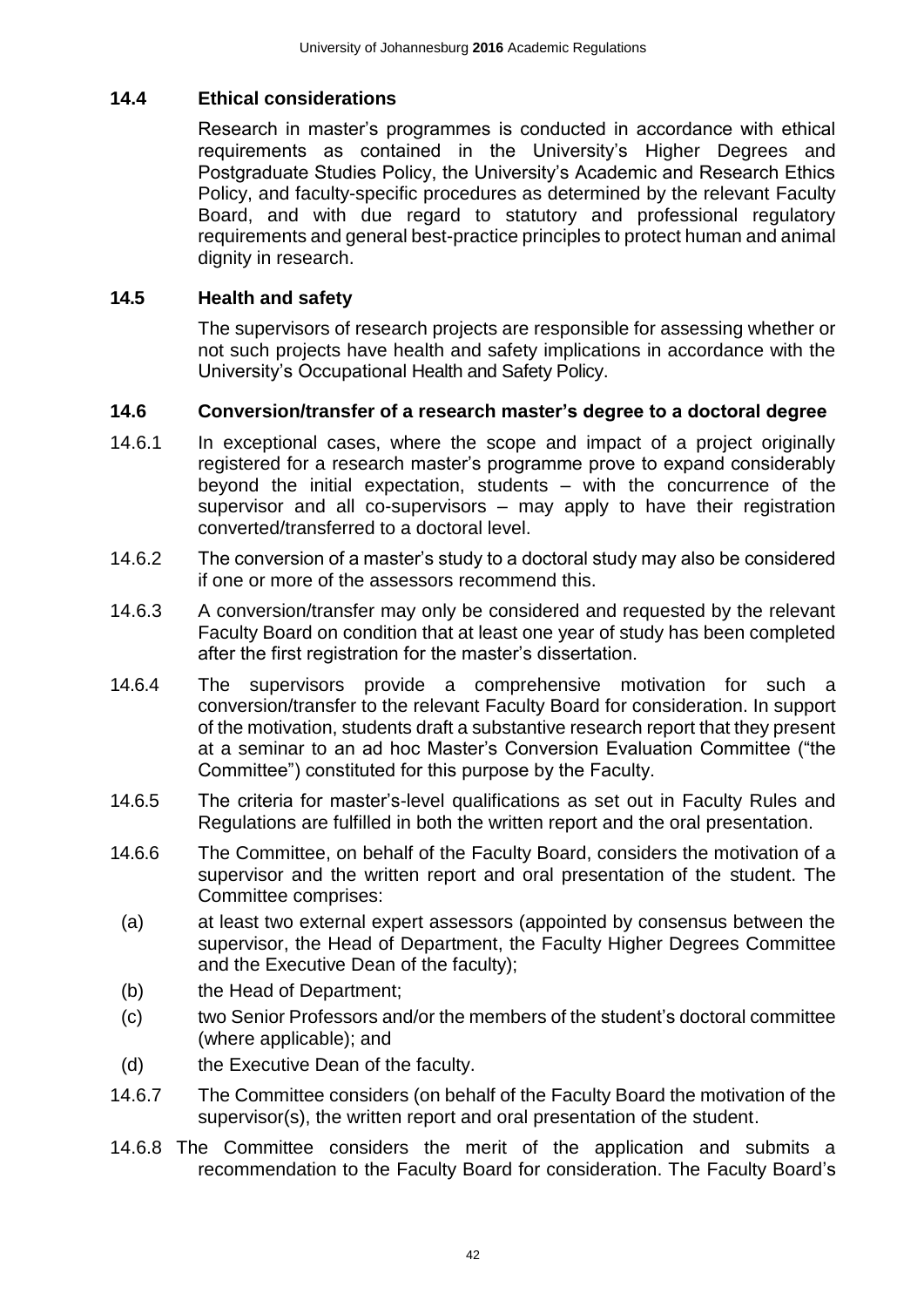### 14.4 Ethical considerations

Research in master's programmes is conducted in accordance with ethical requirements as contained in the University's Higher Degrees and Postgraduate Studies Policy, the University's Academic and Research Ethics Policy, and faculty-specific procedures as determined by the relevant Faculty Board, and with due regard to statutory and professional regulatory requirements and general best-practice principles to protect human and animal dignity in research.

### 14.5 Health and safety

The supervisors of research projects are responsible for assessing whether or not such projects have health and safety implications in accordance with the University's Occupational Health and Safety Policy.

### 14.6 Conversion/transfer of a research master's degree to a doctoral degree

14.6.1 In exceptional cases, where the scope and impact of a project originally registered for a research master's programme prove to expand considerably beyond the initial expectation, students – with the concurrence of the supervisor and all co-supervisors – may apply to have their registration converted/transferred to a doctoral level.

14.6.2 The conversion of a master's study to a doctoral study may also be considered if one or more of the assessors recommend this.

14.6.3 A conversion/transfer may only be considered and requested by the relevant Faculty Board on condition that at least one year of study has been completed after the first registration for the master's dissertation.

14.6.4 The supervisors provide a comprehensive motivation for such a conversion/transfer to the relevant Faculty Board for consideration. In support of the motivation, students draft a substantive research report that they present at a seminar to an ad hoc Master's Conversion Evaluation Committee ("the Committee") constituted for this purpose by the Faculty.

14.6.5 The criteria for master's-level qualifications as set out in Faculty Rules and Regulations are fulfilled in both the written report and the oral presentation.

14.6.6 The Committee, on behalf of the Faculty Board, considers the motivation of a supervisor and the written report and oral presentation of the student. The Committee comprises:

(a) at least two external expert assessors (appointed by consensus between the supervisor, the Head of Department, the Faculty Higher Degrees Committee and the Executive Dean of the faculty);

(b) the Head of Department;

(c) two Senior Professors and/or the members of the student's doctoral committee (where applicable); and

(d) the Executive Dean of the faculty.

14.6.7 The Committee considers (on behalf of the Faculty Board the motivation of the supervisor(s), the written report and oral presentation of the student.

14.6.8 The Committee considers the merit of the application and submits a recommendation to the Faculty Board for consideration. The Faculty Board's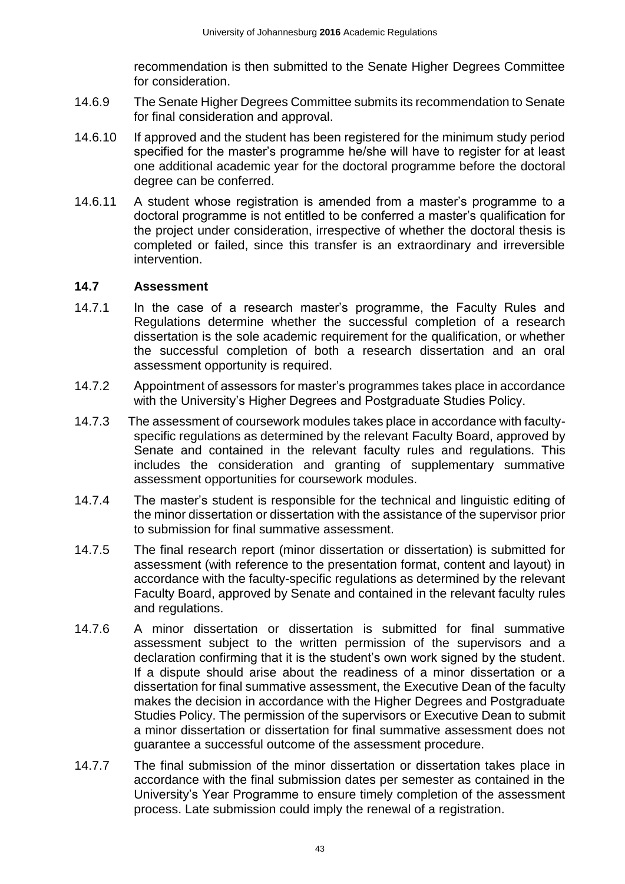recommendation is then submitted to the Senate Higher Degrees Committee for consideration.

14.6.9 The Senate Higher Degrees Committee submits its recommendation to Senate for final consideration and approval.

14.6.10 If approved and the student has been registered for the minimum study period specified for the master's programme he/she will have to register for at least one additional academic year for the doctoral programme before the doctoral degree can be conferred.

14.6.11 A student whose registration is amended from a master's programme to a doctoral programme is not entitled to be conferred a master's qualification for the project under consideration, irrespective of whether the doctoral thesis is completed or failed, since this transfer is an extraordinary and irreversible intervention.

### 14.7 Assessment

14.7.1 In the case of a research master's programme, the Faculty Rules and Regulations determine whether the successful completion of a research dissertation is the sole academic requirement for the qualification, or whether the successful completion of both a research dissertation and an oral assessment opportunity is required.

14.7.2 Appointment of assessors for master's programmes takes place in accordance with the University's Higher Degrees and Postgraduate Studies Policy.

14.7.3 The assessment of coursework modules takes place in accordance with faculty-specific regulations as determined by the relevant Faculty Board, approved by Senate and contained in the relevant faculty rules and regulations. This includes the consideration and granting of supplementary summative assessment opportunities for coursework modules.

14.7.4 The master's student is responsible for the technical and linguistic editing of the minor dissertation or dissertation with the assistance of the supervisor prior to submission for final summative assessment.

14.7.5 The final research report (minor dissertation or dissertation) is submitted for assessment (with reference to the presentation format, content and layout) in accordance with the faculty-specific regulations as determined by the relevant Faculty Board, approved by Senate and contained in the relevant faculty rules and regulations.

14.7.6 A minor dissertation or dissertation is submitted for final summative assessment subject to the written permission of the supervisors and a declaration confirming that it is the student's own work signed by the student. If a dispute should arise about the readiness of a minor dissertation or a dissertation for final summative assessment, the Executive Dean of the faculty makes the decision in accordance with the Higher Degrees and Postgraduate Studies Policy. The permission of the supervisors or Executive Dean to submit a minor dissertation or dissertation for final summative assessment does not guarantee a successful outcome of the assessment procedure.

14.7.7 The final submission of the minor dissertation or dissertation takes place in accordance with the final submission dates per semester as contained in the University's Year Programme to ensure timely completion of the assessment process. Late submission could imply the renewal of a registration.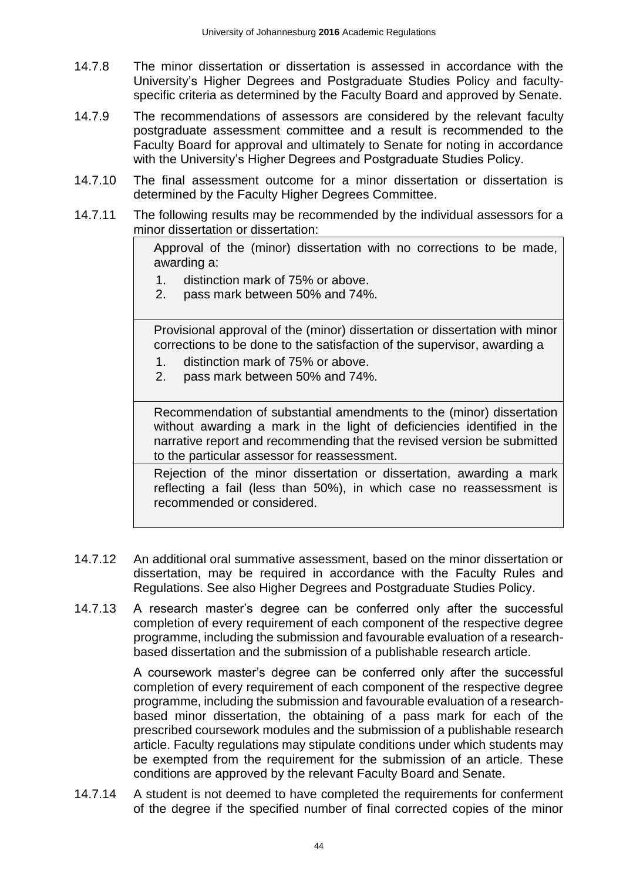14.7.8 The minor dissertation or dissertation is assessed in accordance with the University's Higher Degrees and Postgraduate Studies Policy and faculty-specific criteria as determined by the Faculty Board and approved by Senate.

14.7.9 The recommendations of assessors are considered by the relevant faculty postgraduate assessment committee and a result is recommended to the Faculty Board for approval and ultimately to Senate for noting in accordance with the University's Higher Degrees and Postgraduate Studies Policy.

14.7.10 The final assessment outcome for a minor dissertation or dissertation is determined by the Faculty Higher Degrees Committee.

14.7.11 The following results may be recommended by the individual assessors for a minor dissertation or dissertation:

| |
|---|
| Approval of the (minor) dissertation with no corrections to be made, awarding a:<br>1. distinction mark of 75% or above.<br>2. pass mark between 50% and 74%. |
| Provisional approval of the (minor) dissertation or dissertation with minor corrections to be done to the satisfaction of the supervisor, awarding a<br>1. distinction mark of 75% or above.<br>2. pass mark between 50% and 74%. |
| Recommendation of substantial amendments to the (minor) dissertation without awarding a mark in the light of deficiencies identified in the narrative report and recommending that the revised version be submitted to the particular assessor for reassessment. |
| Rejection of the minor dissertation or dissertation, awarding a mark reflecting a fail (less than 50%), in which case no reassessment is recommended or considered. |

14.7.12 An additional oral summative assessment, based on the minor dissertation or dissertation, may be required in accordance with the Faculty Rules and Regulations. See also Higher Degrees and Postgraduate Studies Policy.

14.7.13 A research master's degree can be conferred only after the successful completion of every requirement of each component of the respective degree programme, including the submission and favourable evaluation of a research-based dissertation and the submission of a publishable research article.

A coursework master's degree can be conferred only after the successful completion of every requirement of each component of the respective degree programme, including the submission and favourable evaluation of a research-based minor dissertation, the obtaining of a pass mark for each of the prescribed coursework modules and the submission of a publishable research article. Faculty regulations may stipulate conditions under which students may be exempted from the requirement for the submission of an article. These conditions are approved by the relevant Faculty Board and Senate.

14.7.14 A student is not deemed to have completed the requirements for conferment of the degree if the specified number of final corrected copies of the minor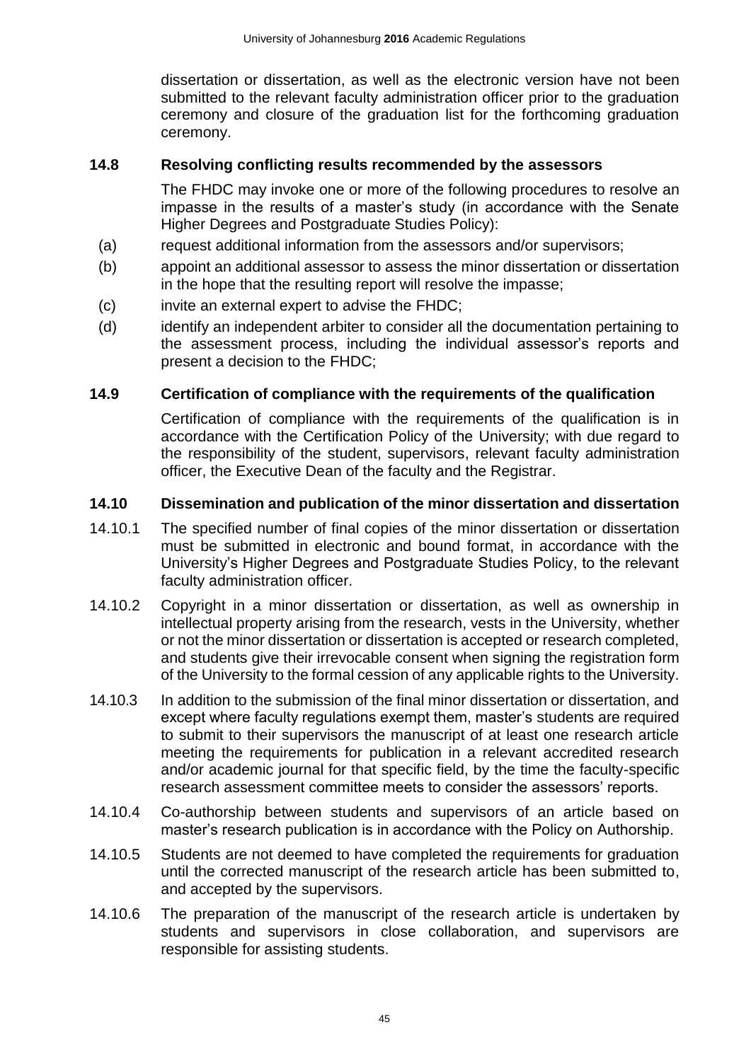dissertation or dissertation, as well as the electronic version have not been submitted to the relevant faculty administration officer prior to the graduation ceremony and closure of the graduation list for the forthcoming graduation ceremony.

### 14.8 Resolving conflicting results recommended by the assessors

The FHDC may invoke one or more of the following procedures to resolve an impasse in the results of a master's study (in accordance with the Senate Higher Degrees and Postgraduate Studies Policy):

(a) request additional information from the assessors and/or supervisors;

(b) appoint an additional assessor to assess the minor dissertation or dissertation in the hope that the resulting report will resolve the impasse;

(c) invite an external expert to advise the FHDC;

(d) identify an independent arbiter to consider all the documentation pertaining to the assessment process, including the individual assessor's reports and present a decision to the FHDC;

### 14.9 Certification of compliance with the requirements of the qualification

Certification of compliance with the requirements of the qualification is in accordance with the Certification Policy of the University; with due regard to the responsibility of the student, supervisors, relevant faculty administration officer, the Executive Dean of the faculty and the Registrar.

### 14.10 Dissemination and publication of the minor dissertation and dissertation

14.10.1 The specified number of final copies of the minor dissertation or dissertation must be submitted in electronic and bound format, in accordance with the University's Higher Degrees and Postgraduate Studies Policy, to the relevant faculty administration officer.

14.10.2 Copyright in a minor dissertation or dissertation, as well as ownership in intellectual property arising from the research, vests in the University, whether or not the minor dissertation or dissertation is accepted or research completed, and students give their irrevocable consent when signing the registration form of the University to the formal cession of any applicable rights to the University.

14.10.3 In addition to the submission of the final minor dissertation or dissertation, and except where faculty regulations exempt them, master's students are required to submit to their supervisors the manuscript of at least one research article meeting the requirements for publication in a relevant accredited research and/or academic journal for that specific field, by the time the faculty-specific research assessment committee meets to consider the assessors' reports.

14.10.4 Co-authorship between students and supervisors of an article based on master's research publication is in accordance with the Policy on Authorship.

14.10.5 Students are not deemed to have completed the requirements for graduation until the corrected manuscript of the research article has been submitted to, and accepted by the supervisors.

14.10.6 The preparation of the manuscript of the research article is undertaken by students and supervisors in close collaboration, and supervisors are responsible for assisting students.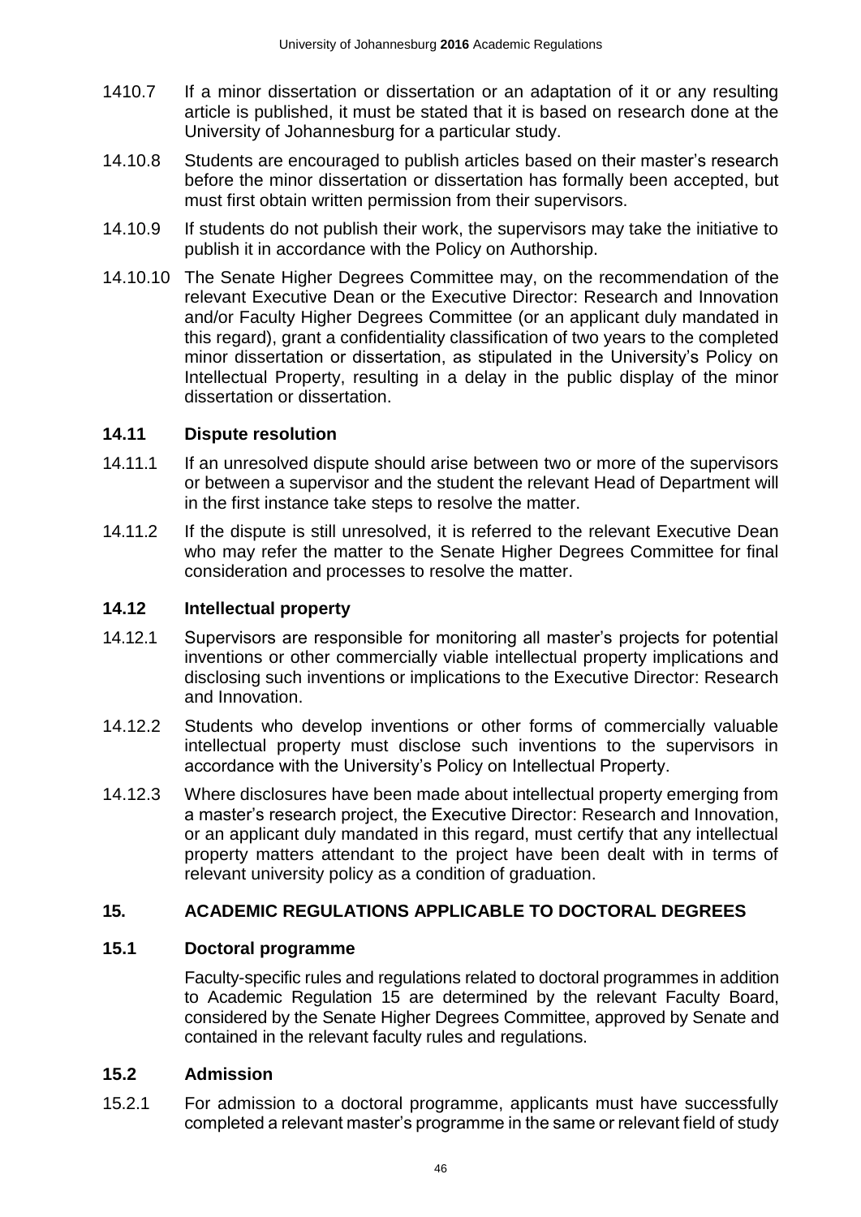1410.7 If a minor dissertation or dissertation or an adaptation of it or any resulting article is published, it must be stated that it is based on research done at the University of Johannesburg for a particular study.

14.10.8 Students are encouraged to publish articles based on their master's research before the minor dissertation or dissertation has formally been accepted, but must first obtain written permission from their supervisors.

14.10.9 If students do not publish their work, the supervisors may take the initiative to publish it in accordance with the Policy on Authorship.

14.10.10 The Senate Higher Degrees Committee may, on the recommendation of the relevant Executive Dean or the Executive Director: Research and Innovation and/or Faculty Higher Degrees Committee (or an applicant duly mandated in this regard), grant a confidentiality classification of two years to the completed minor dissertation or dissertation, as stipulated in the University's Policy on Intellectual Property, resulting in a delay in the public display of the minor dissertation or dissertation.

### 14.11 Dispute resolution

14.11.1 If an unresolved dispute should arise between two or more of the supervisors or between a supervisor and the student the relevant Head of Department will in the first instance take steps to resolve the matter.

14.11.2 If the dispute is still unresolved, it is referred to the relevant Executive Dean who may refer the matter to the Senate Higher Degrees Committee for final consideration and processes to resolve the matter.

### 14.12 Intellectual property

14.12.1 Supervisors are responsible for monitoring all master's projects for potential inventions or other commercially viable intellectual property implications and disclosing such inventions or implications to the Executive Director: Research and Innovation.

14.12.2 Students who develop inventions or other forms of commercially valuable intellectual property must disclose such inventions to the supervisors in accordance with the University's Policy on Intellectual Property.

14.12.3 Where disclosures have been made about intellectual property emerging from a master's research project, the Executive Director: Research and Innovation, or an applicant duly mandated in this regard, must certify that any intellectual property matters attendant to the project have been dealt with in terms of relevant university policy as a condition of graduation.

## 15. ACADEMIC REGULATIONS APPLICABLE TO DOCTORAL DEGREES

### 15.1 Doctoral programme

Faculty-specific rules and regulations related to doctoral programmes in addition to Academic Regulation 15 are determined by the relevant Faculty Board, considered by the Senate Higher Degrees Committee, approved by Senate and contained in the relevant faculty rules and regulations.

### 15.2 Admission

15.2.1 For admission to a doctoral programme, applicants must have successfully completed a relevant master's programme in the same or relevant field of study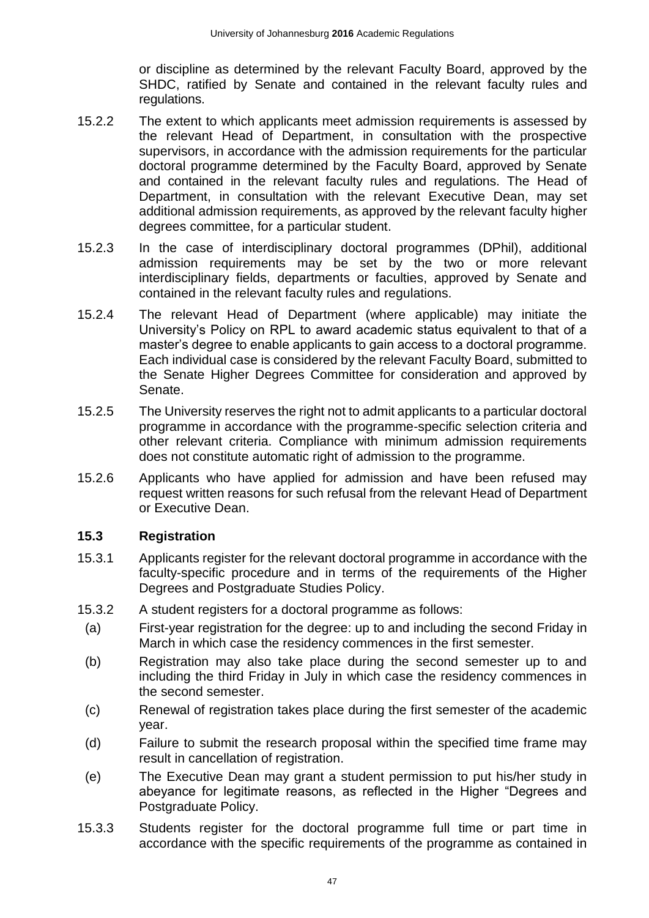or discipline as determined by the relevant Faculty Board, approved by the SHDC, ratified by Senate and contained in the relevant faculty rules and regulations.

15.2.2 The extent to which applicants meet admission requirements is assessed by the relevant Head of Department, in consultation with the prospective supervisors, in accordance with the admission requirements for the particular doctoral programme determined by the Faculty Board, approved by Senate and contained in the relevant faculty rules and regulations. The Head of Department, in consultation with the relevant Executive Dean, may set additional admission requirements, as approved by the relevant faculty higher degrees committee, for a particular student.

15.2.3 In the case of interdisciplinary doctoral programmes (DPhil), additional admission requirements may be set by the two or more relevant interdisciplinary fields, departments or faculties, approved by Senate and contained in the relevant faculty rules and regulations.

15.2.4 The relevant Head of Department (where applicable) may initiate the University's Policy on RPL to award academic status equivalent to that of a master's degree to enable applicants to gain access to a doctoral programme. Each individual case is considered by the relevant Faculty Board, submitted to the Senate Higher Degrees Committee for consideration and approved by Senate.

15.2.5 The University reserves the right not to admit applicants to a particular doctoral programme in accordance with the programme-specific selection criteria and other relevant criteria. Compliance with minimum admission requirements does not constitute automatic right of admission to the programme.

15.2.6 Applicants who have applied for admission and have been refused may request written reasons for such refusal from the relevant Head of Department or Executive Dean.

### 15.3 Registration

15.3.1 Applicants register for the relevant doctoral programme in accordance with the faculty-specific procedure and in terms of the requirements of the Higher Degrees and Postgraduate Studies Policy.

15.3.2 A student registers for a doctoral programme as follows:

(a) First-year registration for the degree: up to and including the second Friday in March in which case the residency commences in the first semester.

(b) Registration may also take place during the second semester up to and including the third Friday in July in which case the residency commences in the second semester.

(c) Renewal of registration takes place during the first semester of the academic year.

(d) Failure to submit the research proposal within the specified time frame may result in cancellation of registration.

(e) The Executive Dean may grant a student permission to put his/her study in abeyance for legitimate reasons, as reflected in the Higher "Degrees and Postgraduate Policy.

15.3.3 Students register for the doctoral programme full time or part time in accordance with the specific requirements of the programme as contained in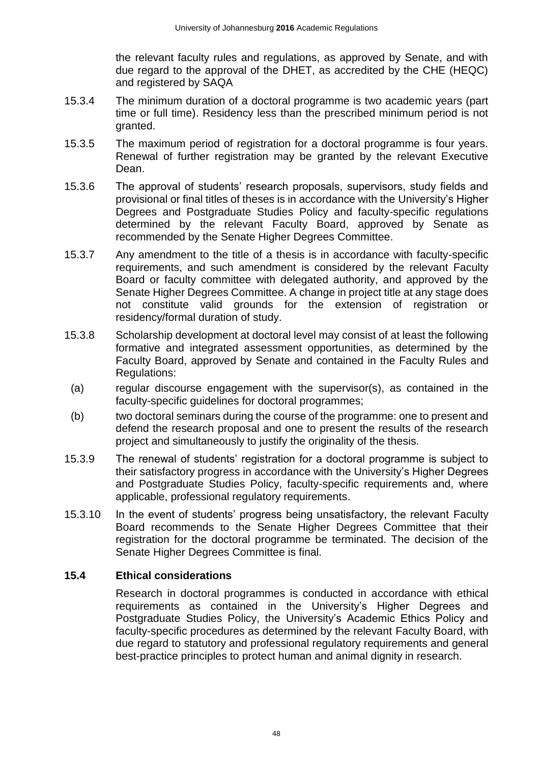the relevant faculty rules and regulations, as approved by Senate, and with due regard to the approval of the DHET, as accredited by the CHE (HEQC) and registered by SAQA

15.3.4 The minimum duration of a doctoral programme is two academic years (part time or full time). Residency less than the prescribed minimum period is not granted.

15.3.5 The maximum period of registration for a doctoral programme is four years. Renewal of further registration may be granted by the relevant Executive Dean.

15.3.6 The approval of students' research proposals, supervisors, study fields and provisional or final titles of theses is in accordance with the University's Higher Degrees and Postgraduate Studies Policy and faculty-specific regulations determined by the relevant Faculty Board, approved by Senate as recommended by the Senate Higher Degrees Committee.

15.3.7 Any amendment to the title of a thesis is in accordance with faculty-specific requirements, and such amendment is considered by the relevant Faculty Board or faculty committee with delegated authority, and approved by the Senate Higher Degrees Committee. A change in project title at any stage does not constitute valid grounds for the extension of registration or residency/formal duration of study.

15.3.8 Scholarship development at doctoral level may consist of at least the following formative and integrated assessment opportunities, as determined by the Faculty Board, approved by Senate and contained in the Faculty Rules and Regulations:

(a) regular discourse engagement with the supervisor(s), as contained in the faculty-specific guidelines for doctoral programmes;

(b) two doctoral seminars during the course of the programme: one to present and defend the research proposal and one to present the results of the research project and simultaneously to justify the originality of the thesis.

15.3.9 The renewal of students' registration for a doctoral programme is subject to their satisfactory progress in accordance with the University's Higher Degrees and Postgraduate Studies Policy, faculty-specific requirements and, where applicable, professional regulatory requirements.

15.3.10 In the event of students' progress being unsatisfactory, the relevant Faculty Board recommends to the Senate Higher Degrees Committee that their registration for the doctoral programme be terminated. The decision of the Senate Higher Degrees Committee is final.

### 15.4 Ethical considerations

Research in doctoral programmes is conducted in accordance with ethical requirements as contained in the University's Higher Degrees and Postgraduate Studies Policy, the University's Academic Ethics Policy and faculty-specific procedures as determined by the relevant Faculty Board, with due regard to statutory and professional regulatory requirements and general best-practice principles to protect human and animal dignity in research.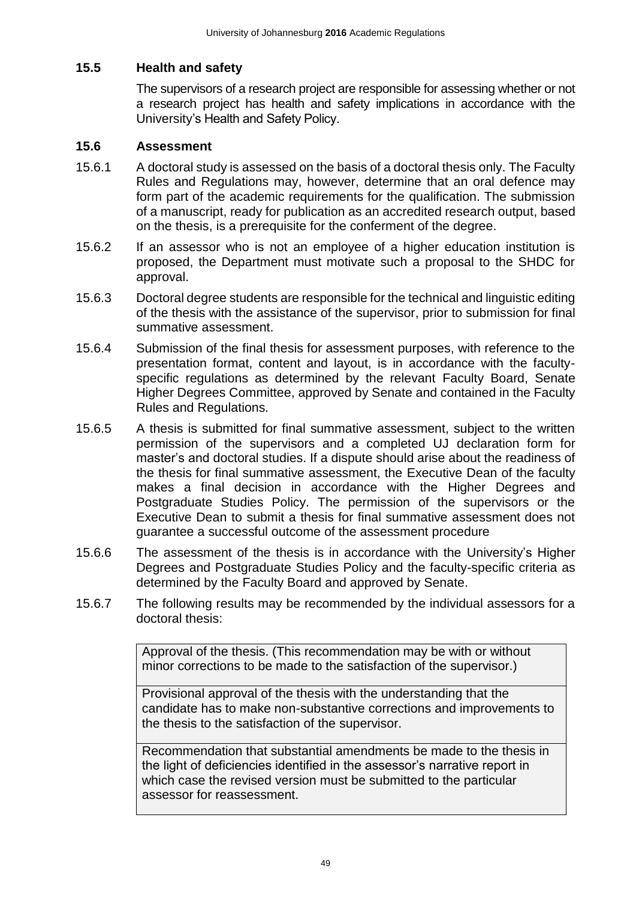### 15.5 Health and safety

The supervisors of a research project are responsible for assessing whether or not a research project has health and safety implications in accordance with the University's Health and Safety Policy.

### 15.6 Assessment

15.6.1 A doctoral study is assessed on the basis of a doctoral thesis only. The Faculty Rules and Regulations may, however, determine that an oral defence may form part of the academic requirements for the qualification. The submission of a manuscript, ready for publication as an accredited research output, based on the thesis, is a prerequisite for the conferment of the degree.

15.6.2 If an assessor who is not an employee of a higher education institution is proposed, the Department must motivate such a proposal to the SHDC for approval.

15.6.3 Doctoral degree students are responsible for the technical and linguistic editing of the thesis with the assistance of the supervisor, prior to submission for final summative assessment.

15.6.4 Submission of the final thesis for assessment purposes, with reference to the presentation format, content and layout, is in accordance with the faculty-specific regulations as determined by the relevant Faculty Board, Senate Higher Degrees Committee, approved by Senate and contained in the Faculty Rules and Regulations.

15.6.5 A thesis is submitted for final summative assessment, subject to the written permission of the supervisors and a completed UJ declaration form for master's and doctoral studies. If a dispute should arise about the readiness of the thesis for final summative assessment, the Executive Dean of the faculty makes a final decision in accordance with the Higher Degrees and Postgraduate Studies Policy. The permission of the supervisors or the Executive Dean to submit a thesis for final summative assessment does not guarantee a successful outcome of the assessment procedure

15.6.6 The assessment of the thesis is in accordance with the University's Higher Degrees and Postgraduate Studies Policy and the faculty-specific criteria as determined by the Faculty Board and approved by Senate.

15.6.7 The following results may be recommended by the individual assessors for a doctoral thesis:

| |
|---|
| Approval of the thesis. (This recommendation may be with or without minor corrections to be made to the satisfaction of the supervisor.) |
| Provisional approval of the thesis with the understanding that the candidate has to make non-substantive corrections and improvements to the thesis to the satisfaction of the supervisor. |
| Recommendation that substantial amendments be made to the thesis in the light of deficiencies identified in the assessor's narrative report in which case the revised version must be submitted to the particular assessor for reassessment. |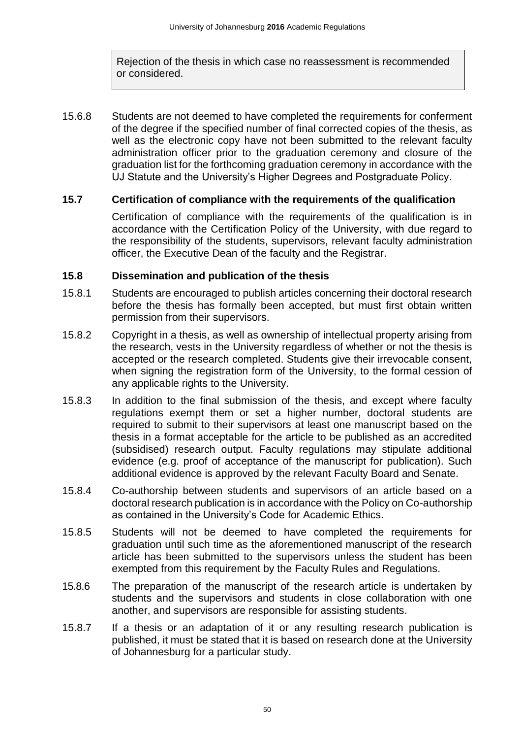Rejection of the thesis in which case no reassessment is recommended or considered.

15.6.8 Students are not deemed to have completed the requirements for conferment of the degree if the specified number of final corrected copies of the thesis, as well as the electronic copy have not been submitted to the relevant faculty administration officer prior to the graduation ceremony and closure of the graduation list for the forthcoming graduation ceremony in accordance with the UJ Statute and the University's Higher Degrees and Postgraduate Policy.

### 15.7 Certification of compliance with the requirements of the qualification

Certification of compliance with the requirements of the qualification is in accordance with the Certification Policy of the University, with due regard to the responsibility of the students, supervisors, relevant faculty administration officer, the Executive Dean of the faculty and the Registrar.

### 15.8 Dissemination and publication of the thesis

15.8.1 Students are encouraged to publish articles concerning their doctoral research before the thesis has formally been accepted, but must first obtain written permission from their supervisors.

15.8.2 Copyright in a thesis, as well as ownership of intellectual property arising from the research, vests in the University regardless of whether or not the thesis is accepted or the research completed. Students give their irrevocable consent, when signing the registration form of the University, to the formal cession of any applicable rights to the University.

15.8.3 In addition to the final submission of the thesis, and except where faculty regulations exempt them or set a higher number, doctoral students are required to submit to their supervisors at least one manuscript based on the thesis in a format acceptable for the article to be published as an accredited (subsidised) research output. Faculty regulations may stipulate additional evidence (e.g. proof of acceptance of the manuscript for publication). Such additional evidence is approved by the relevant Faculty Board and Senate.

15.8.4 Co-authorship between students and supervisors of an article based on a doctoral research publication is in accordance with the Policy on Co-authorship as contained in the University's Code for Academic Ethics.

15.8.5 Students will not be deemed to have completed the requirements for graduation until such time as the aforementioned manuscript of the research article has been submitted to the supervisors unless the student has been exempted from this requirement by the Faculty Rules and Regulations.

15.8.6 The preparation of the manuscript of the research article is undertaken by students and the supervisors and students in close collaboration with one another, and supervisors are responsible for assisting students.

15.8.7 If a thesis or an adaptation of it or any resulting research publication is published, it must be stated that it is based on research done at the University of Johannesburg for a particular study.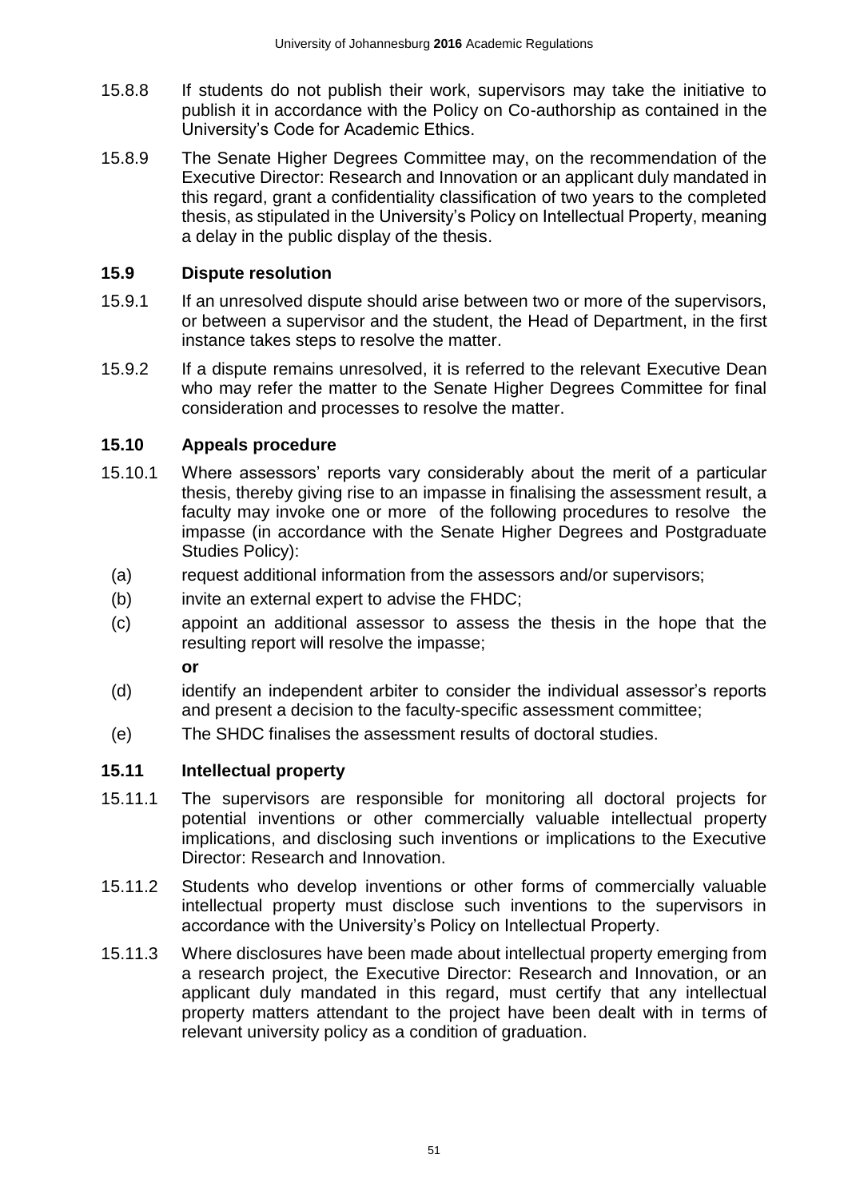15.8.8 If students do not publish their work, supervisors may take the initiative to publish it in accordance with the Policy on Co-authorship as contained in the University's Code for Academic Ethics.

15.8.9 The Senate Higher Degrees Committee may, on the recommendation of the Executive Director: Research and Innovation or an applicant duly mandated in this regard, grant a confidentiality classification of two years to the completed thesis, as stipulated in the University's Policy on Intellectual Property, meaning a delay in the public display of the thesis.

### 15.9 Dispute resolution

15.9.1 If an unresolved dispute should arise between two or more of the supervisors, or between a supervisor and the student, the Head of Department, in the first instance takes steps to resolve the matter.

15.9.2 If a dispute remains unresolved, it is referred to the relevant Executive Dean who may refer the matter to the Senate Higher Degrees Committee for final consideration and processes to resolve the matter.

### 15.10 Appeals procedure

15.10.1 Where assessors' reports vary considerably about the merit of a particular thesis, thereby giving rise to an impasse in finalising the assessment result, a faculty may invoke one or more of the following procedures to resolve the impasse (in accordance with the Senate Higher Degrees and Postgraduate Studies Policy):

(a) request additional information from the assessors and/or supervisors;

(b) invite an external expert to advise the FHDC;

(c) appoint an additional assessor to assess the thesis in the hope that the resulting report will resolve the impasse;

**or**

(d) identify an independent arbiter to consider the individual assessor's reports and present a decision to the faculty-specific assessment committee;

(e) The SHDC finalises the assessment results of doctoral studies.

### 15.11 Intellectual property

15.11.1 The supervisors are responsible for monitoring all doctoral projects for potential inventions or other commercially valuable intellectual property implications, and disclosing such inventions or implications to the Executive Director: Research and Innovation.

15.11.2 Students who develop inventions or other forms of commercially valuable intellectual property must disclose such inventions to the supervisors in accordance with the University's Policy on Intellectual Property.

15.11.3 Where disclosures have been made about intellectual property emerging from a research project, the Executive Director: Research and Innovation, or an applicant duly mandated in this regard, must certify that any intellectual property matters attendant to the project have been dealt with in terms of relevant university policy as a condition of graduation.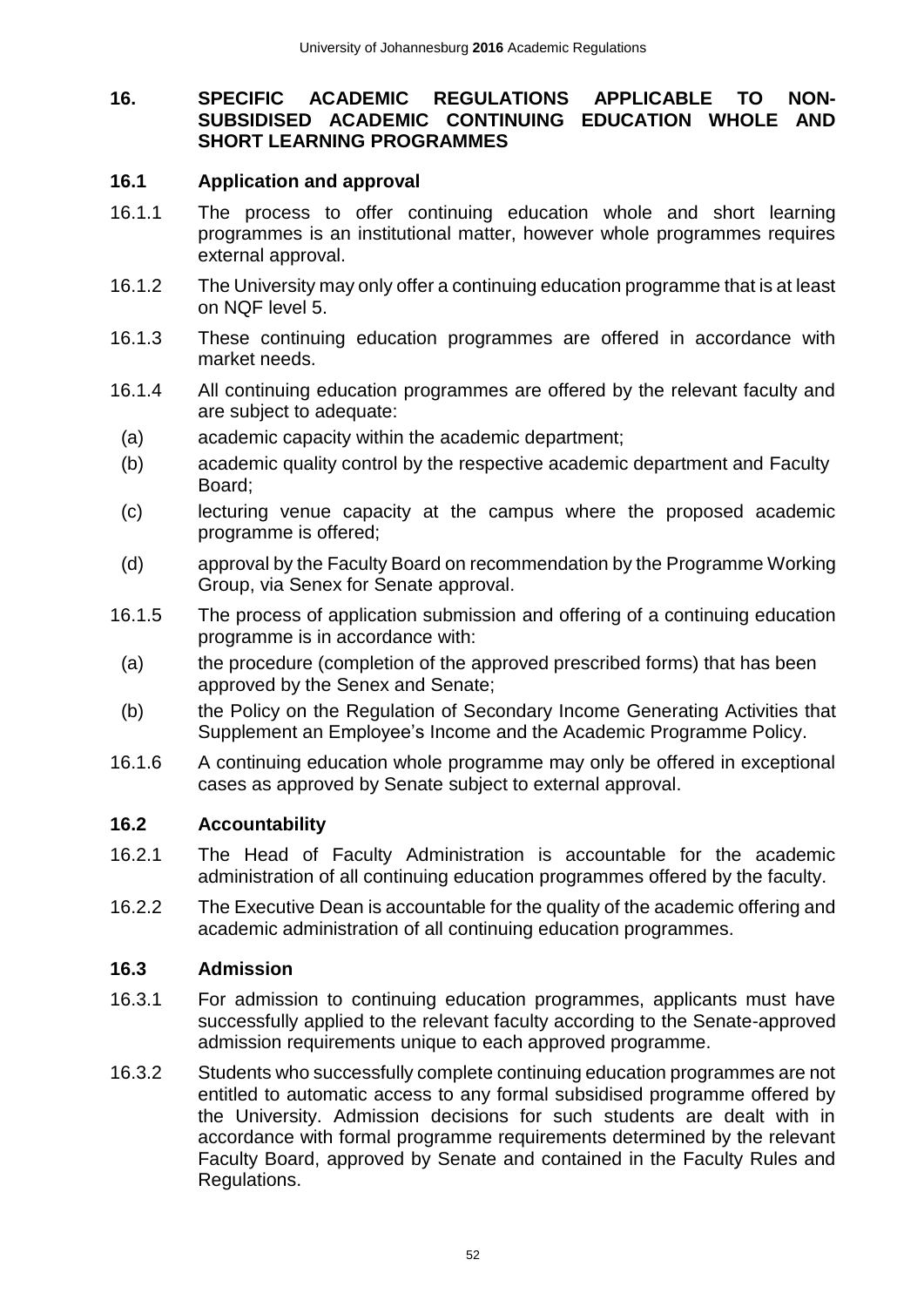## 16. SPECIFIC ACADEMIC REGULATIONS APPLICABLE TO NON-SUBSIDISED ACADEMIC CONTINUING EDUCATION WHOLE AND SHORT LEARNING PROGRAMMES

### 16.1 Application and approval

16.1.1 The process to offer continuing education whole and short learning programmes is an institutional matter, however whole programmes requires external approval.

16.1.2 The University may only offer a continuing education programme that is at least on NQF level 5.

16.1.3 These continuing education programmes are offered in accordance with market needs.

16.1.4 All continuing education programmes are offered by the relevant faculty and are subject to adequate:

- (a) academic capacity within the academic department;
- (b) academic quality control by the respective academic department and Faculty Board;
- (c) lecturing venue capacity at the campus where the proposed academic programme is offered;
- (d) approval by the Faculty Board on recommendation by the Programme Working Group, via Senex for Senate approval.

16.1.5 The process of application submission and offering of a continuing education programme is in accordance with:

- (a) the procedure (completion of the approved prescribed forms) that has been approved by the Senex and Senate;
- (b) the Policy on the Regulation of Secondary Income Generating Activities that Supplement an Employee's Income and the Academic Programme Policy.

16.1.6 A continuing education whole programme may only be offered in exceptional cases as approved by Senate subject to external approval.

### 16.2 Accountability

16.2.1 The Head of Faculty Administration is accountable for the academic administration of all continuing education programmes offered by the faculty.

16.2.2 The Executive Dean is accountable for the quality of the academic offering and academic administration of all continuing education programmes.

### 16.3 Admission

16.3.1 For admission to continuing education programmes, applicants must have successfully applied to the relevant faculty according to the Senate-approved admission requirements unique to each approved programme.

16.3.2 Students who successfully complete continuing education programmes are not entitled to automatic access to any formal subsidised programme offered by the University. Admission decisions for such students are dealt with in accordance with formal programme requirements determined by the relevant Faculty Board, approved by Senate and contained in the Faculty Rules and Regulations.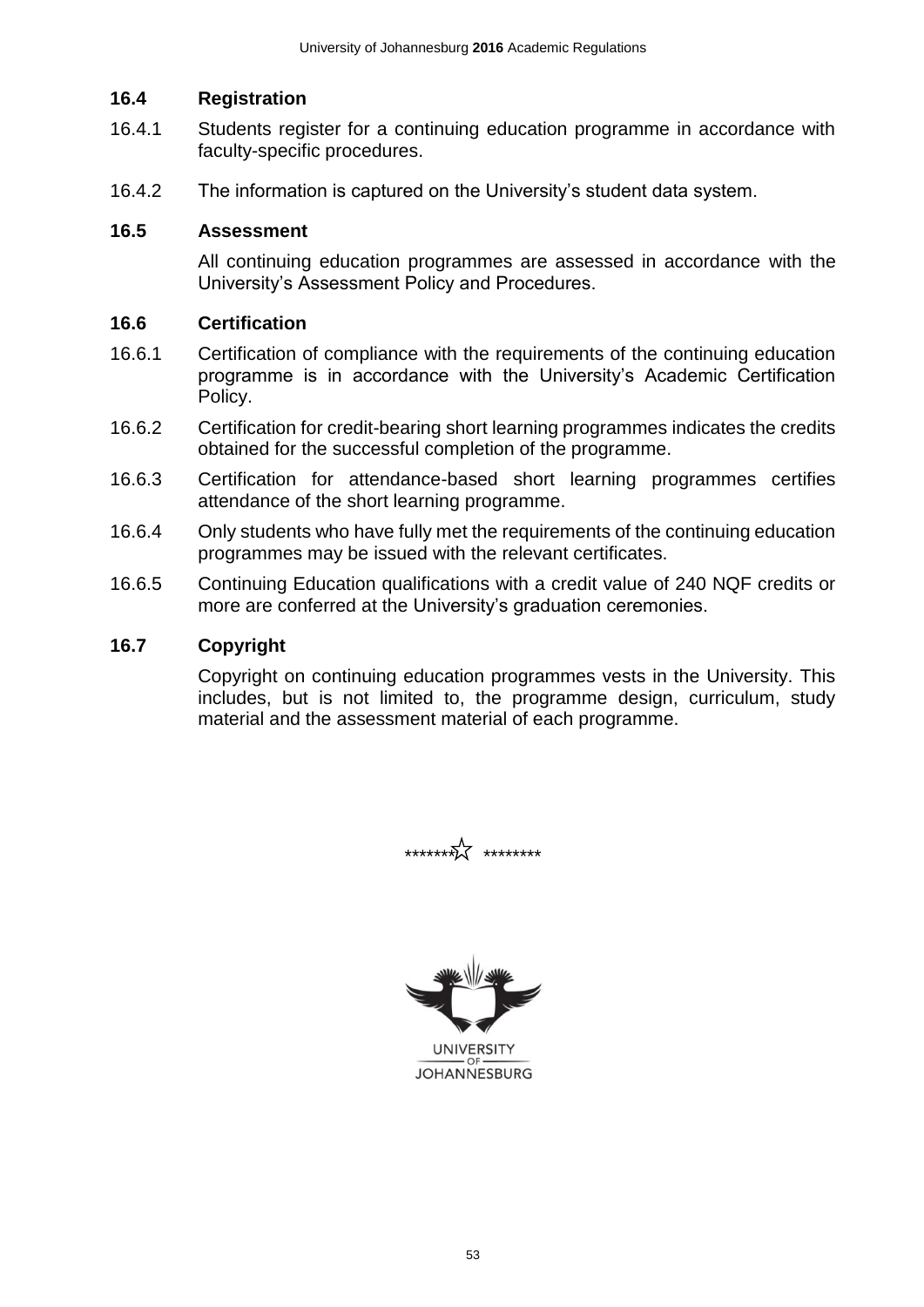### 16.4 Registration

16.4.1 Students register for a continuing education programme in accordance with faculty-specific procedures.

16.4.2 The information is captured on the University's student data system.

### 16.5 Assessment

All continuing education programmes are assessed in accordance with the University's Assessment Policy and Procedures.

### 16.6 Certification

16.6.1 Certification of compliance with the requirements of the continuing education programme is in accordance with the University's Academic Certification Policy.

16.6.2 Certification for credit-bearing short learning programmes indicates the credits obtained for the successful completion of the programme.

16.6.3 Certification for attendance-based short learning programmes certifies attendance of the short learning programme.

16.6.4 Only students who have fully met the requirements of the continuing education programmes may be issued with the relevant certificates.

16.6.5 Continuing Education qualifications with a credit value of 240 NQF credits or more are conferred at the University's graduation ceremonies.

### 16.7 Copyright

Copyright on continuing education programmes vests in the University. This includes, but is not limited to, the programme design, curriculum, study material and the assessment material of each programme.

*******☆ ********

UNIVERSITY OF JOHANNESBURG